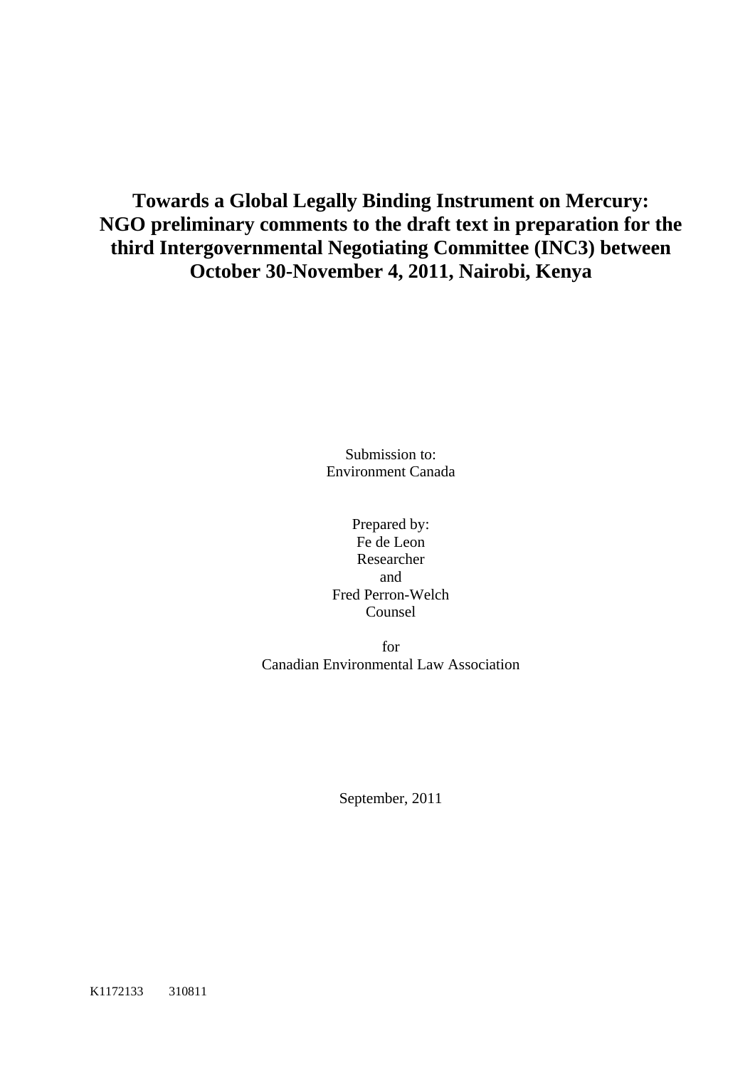# Towards a Global Legally Binding Instrument on Mercury: NGO preliminary comments to the draft text in preparation for the third Intergovernmental Negotiating Committee (INC3) between October 30-November 4, 2011, Nairobi, Kenya

Submission to:
Environment Canada

Prepared by:
Fe de Leon
Researcher
and
Fred Perron-Welch
Counsel

for
Canadian Environmental Law Association

September, 2011

K1172133 310811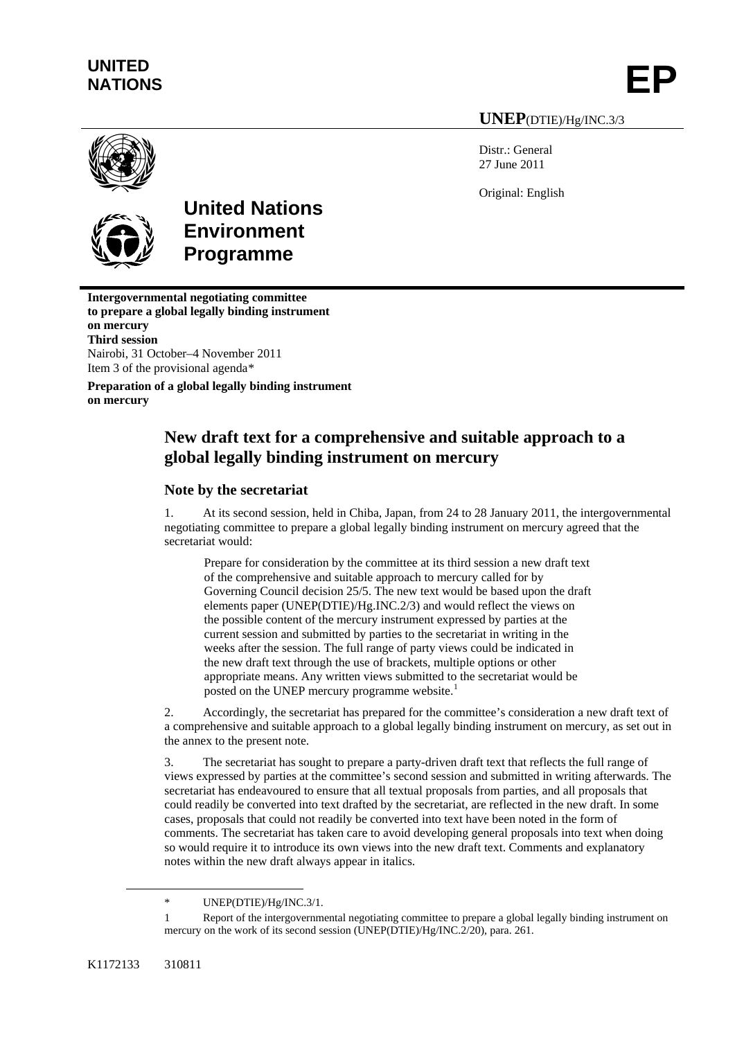UNITED NATIONS

# EP

**UNEP**(DTIE)/Hg/INC.3/3

Distr.: General
27 June 2011

Original: English

**United Nations Environment Programme**

**Intergovernmental negotiating committee to prepare a global legally binding instrument on mercury**
**Third session**
Nairobi, 31 October–4 November 2011
Item 3 of the provisional agenda*

**Preparation of a global legally binding instrument on mercury**

## New draft text for a comprehensive and suitable approach to a global legally binding instrument on mercury

### Note by the secretariat

1. At its second session, held in Chiba, Japan, from 24 to 28 January 2011, the intergovernmental negotiating committee to prepare a global legally binding instrument on mercury agreed that the secretariat would:

> Prepare for consideration by the committee at its third session a new draft text of the comprehensive and suitable approach to mercury called for by Governing Council decision 25/5. The new text would be based upon the draft elements paper (UNEP(DTIE)/Hg.INC.2/3) and would reflect the views on the possible content of the mercury instrument expressed by parties at the current session and submitted by parties to the secretariat in writing in the weeks after the session. The full range of party views could be indicated in the new draft text through the use of brackets, multiple options or other appropriate means. Any written views submitted to the secretariat would be posted on the UNEP mercury programme website.[1]

2. Accordingly, the secretariat has prepared for the committee's consideration a new draft text of a comprehensive and suitable approach to a global legally binding instrument on mercury, as set out in the annex to the present note.

3. The secretariat has sought to prepare a party-driven draft text that reflects the full range of views expressed by parties at the committee's second session and submitted in writing afterwards. The secretariat has endeavoured to ensure that all textual proposals from parties, and all proposals that could readily be converted into text drafted by the secretariat, are reflected in the new draft. In some cases, proposals that could not readily be converted into text have been noted in the form of comments. The secretariat has taken care to avoid developing general proposals into text when doing so would require it to introduce its own views into the new draft text. Comments and explanatory notes within the new draft always appear in italics.

---

\* UNEP(DTIE)/Hg/INC.3/1.

1 Report of the intergovernmental negotiating committee to prepare a global legally binding instrument on mercury on the work of its second session (UNEP(DTIE)/Hg/INC.2/20), para. 261.

K1172133 310811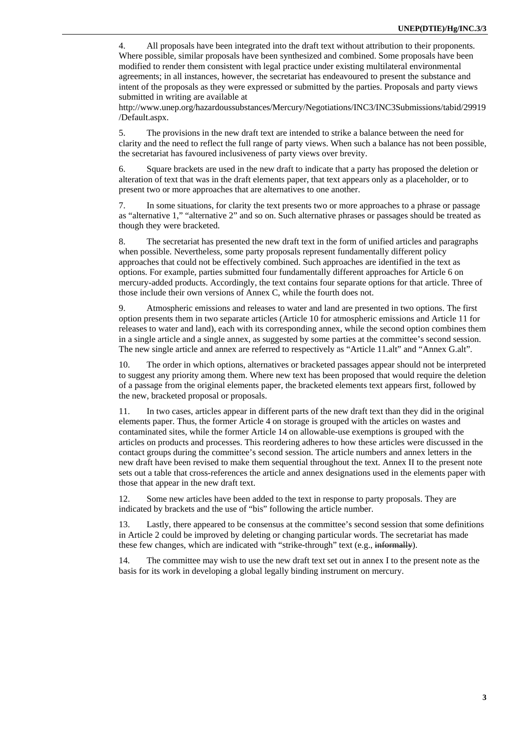4. All proposals have been integrated into the draft text without attribution to their proponents. Where possible, similar proposals have been synthesized and combined. Some proposals have been modified to render them consistent with legal practice under existing multilateral environmental agreements; in all instances, however, the secretariat has endeavoured to present the substance and intent of the proposals as they were expressed or submitted by the parties. Proposals and party views submitted in writing are available at http://www.unep.org/hazardoussubstances/Mercury/Negotiations/INC3/INC3Submissions/tabid/29919/Default.aspx.

5. The provisions in the new draft text are intended to strike a balance between the need for clarity and the need to reflect the full range of party views. When such a balance has not been possible, the secretariat has favoured inclusiveness of party views over brevity.

6. Square brackets are used in the new draft to indicate that a party has proposed the deletion or alteration of text that was in the draft elements paper, that text appears only as a placeholder, or to present two or more approaches that are alternatives to one another.

7. In some situations, for clarity the text presents two or more approaches to a phrase or passage as "alternative 1," "alternative 2" and so on. Such alternative phrases or passages should be treated as though they were bracketed.

8. The secretariat has presented the new draft text in the form of unified articles and paragraphs when possible. Nevertheless, some party proposals represent fundamentally different policy approaches that could not be effectively combined. Such approaches are identified in the text as options. For example, parties submitted four fundamentally different approaches for Article 6 on mercury-added products. Accordingly, the text contains four separate options for that article. Three of those include their own versions of Annex C, while the fourth does not.

9. Atmospheric emissions and releases to water and land are presented in two options. The first option presents them in two separate articles (Article 10 for atmospheric emissions and Article 11 for releases to water and land), each with its corresponding annex, while the second option combines them in a single article and a single annex, as suggested by some parties at the committee's second session. The new single article and annex are referred to respectively as "Article 11.alt" and "Annex G.alt".

10. The order in which options, alternatives or bracketed passages appear should not be interpreted to suggest any priority among them. Where new text has been proposed that would require the deletion of a passage from the original elements paper, the bracketed elements text appears first, followed by the new, bracketed proposal or proposals.

11. In two cases, articles appear in different parts of the new draft text than they did in the original elements paper. Thus, the former Article 4 on storage is grouped with the articles on wastes and contaminated sites, while the former Article 14 on allowable-use exemptions is grouped with the articles on products and processes. This reordering adheres to how these articles were discussed in the contact groups during the committee's second session. The article numbers and annex letters in the new draft have been revised to make them sequential throughout the text. Annex II to the present note sets out a table that cross-references the article and annex designations used in the elements paper with those that appear in the new draft text.

12. Some new articles have been added to the text in response to party proposals. They are indicated by brackets and the use of "bis" following the article number.

13. Lastly, there appeared to be consensus at the committee's second session that some definitions in Article 2 could be improved by deleting or changing particular words. The secretariat has made these few changes, which are indicated with "strike-through" text (e.g., ~~informally~~).

14. The committee may wish to use the new draft text set out in annex I to the present note as the basis for its work in developing a global legally binding instrument on mercury.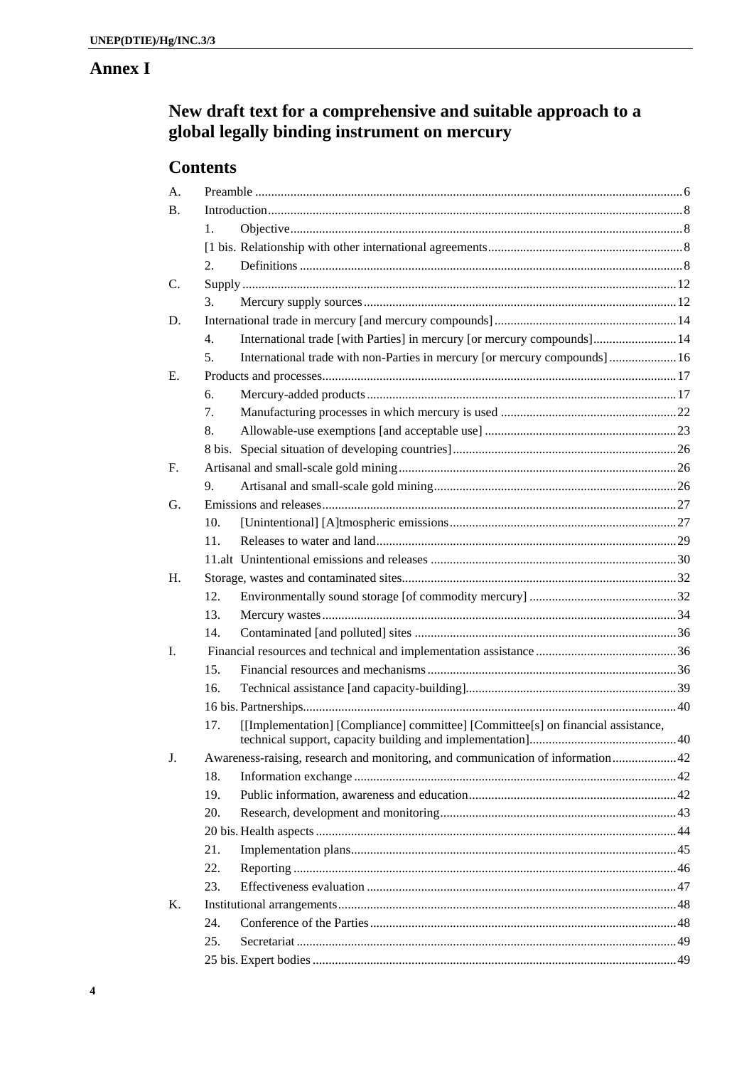# Annex I

## New draft text for a comprehensive and suitable approach to a global legally binding instrument on mercury

### Contents

| | | | |
|---|---|---|---|
| A. | Preamble | | 6 |
| B. | Introduction | | 8 |
| | 1. | Objective | 8 |
| | [1 bis. | Relationship with other international agreements | 8 |
| | 2. | Definitions | 8 |
| C. | Supply | | 12 |
| | 3. | Mercury supply sources | 12 |
| D. | International trade in mercury [and mercury compounds] | | 14 |
| | 4. | International trade [with Parties] in mercury [or mercury compounds] | 14 |
| | 5. | International trade with non-Parties in mercury [or mercury compounds] | 16 |
| E. | Products and processes | | 17 |
| | 6. | Mercury-added products | 17 |
| | 7. | Manufacturing processes in which mercury is used | 22 |
| | 8. | Allowable-use exemptions [and acceptable use] | 23 |
| | 8 bis. | Special situation of developing countries] | 26 |
| F. | Artisanal and small-scale gold mining | | 26 |
| | 9. | Artisanal and small-scale gold mining | 26 |
| G. | Emissions and releases | | 27 |
| | 10. | [Unintentional] [A]tmospheric emissions | 27 |
| | 11. | Releases to water and land | 29 |
| | 11.alt | Unintentional emissions and releases | 30 |
| H. | Storage, wastes and contaminated sites | | 32 |
| | 12. | Environmentally sound storage [of commodity mercury] | 32 |
| | 13. | Mercury wastes | 34 |
| | 14. | Contaminated [and polluted] sites | 36 |
| I. | Financial resources and technical and implementation assistance | | 36 |
| | 15. | Financial resources and mechanisms | 36 |
| | 16. | Technical assistance [and capacity-building] | 39 |
| | 16 bis. | Partnerships | 40 |
| | 17. | [[Implementation] [Compliance] committee] [Committee[s] on financial assistance, technical support, capacity building and implementation] | 40 |
| J. | Awareness-raising, research and monitoring, and communication of information | | 42 |
| | 18. | Information exchange | 42 |
| | 19. | Public information, awareness and education | 42 |
| | 20. | Research, development and monitoring | 43 |
| | 20 bis. | Health aspects | 44 |
| | 21. | Implementation plans | 45 |
| | 22. | Reporting | 46 |
| | 23. | Effectiveness evaluation | 47 |
| K. | Institutional arrangements | | 48 |
| | 24. | Conference of the Parties | 48 |
| | 25. | Secretariat | 49 |
| | 25 bis. | Expert bodies | 49 |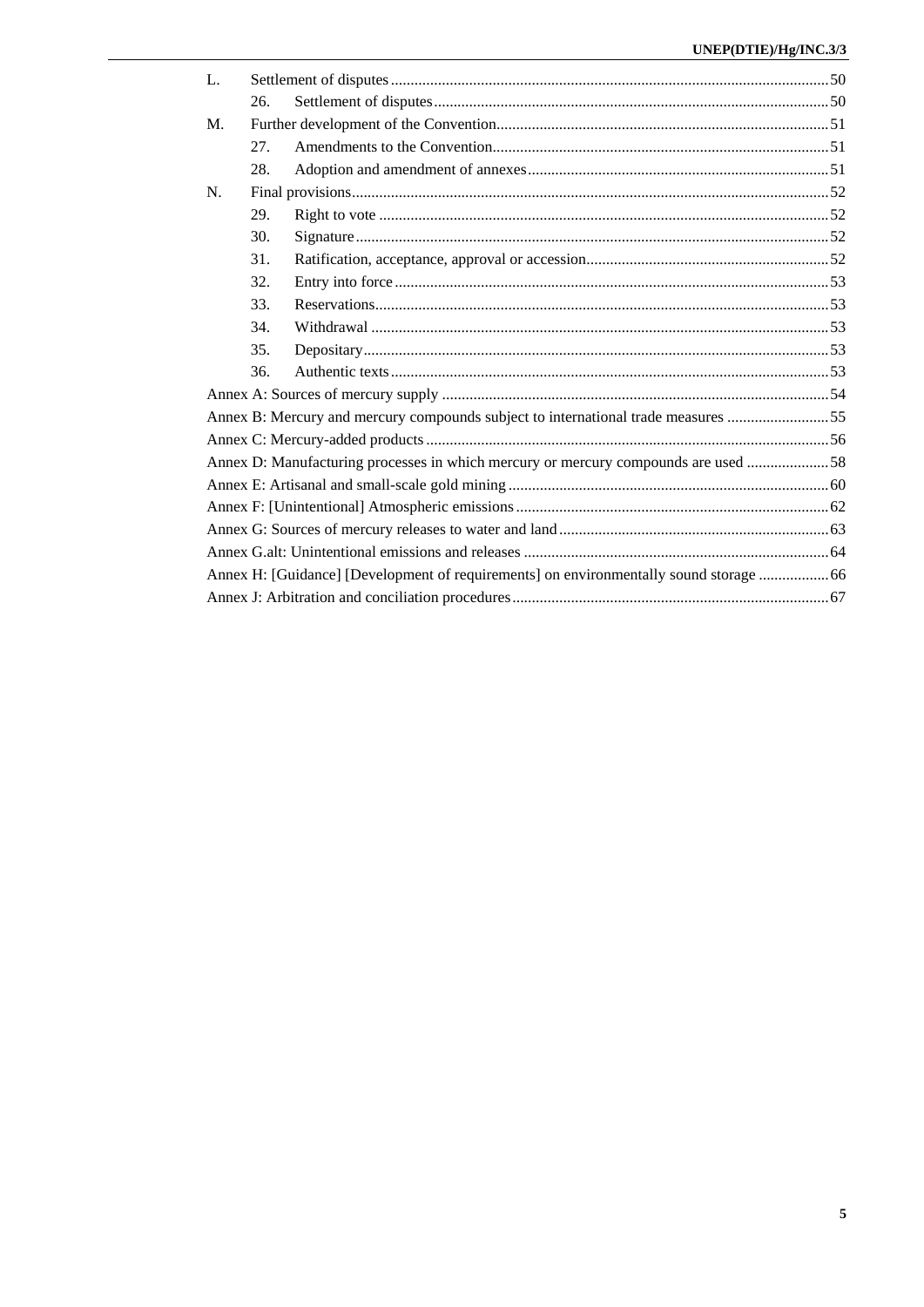L. Settlement of disputes ... 50

- 26. Settlement of disputes ... 50

M. Further development of the Convention ... 51

- 27. Amendments to the Convention ... 51
- 28. Adoption and amendment of annexes ... 51

N. Final provisions ... 52

- 29. Right to vote ... 52
- 30. Signature ... 52
- 31. Ratification, acceptance, approval or accession ... 52
- 32. Entry into force ... 53
- 33. Reservations ... 53
- 34. Withdrawal ... 53
- 35. Depositary ... 53
- 36. Authentic texts ... 53

Annex A: Sources of mercury supply ... 54

Annex B: Mercury and mercury compounds subject to international trade measures ... 55

Annex C: Mercury-added products ... 56

Annex D: Manufacturing processes in which mercury or mercury compounds are used ... 58

Annex E: Artisanal and small-scale gold mining ... 60

Annex F: [Unintentional] Atmospheric emissions ... 62

Annex G: Sources of mercury releases to water and land ... 63

Annex G.alt: Unintentional emissions and releases ... 64

Annex H: [Guidance] [Development of requirements] on environmentally sound storage ... 66

Annex J: Arbitration and conciliation procedures ... 67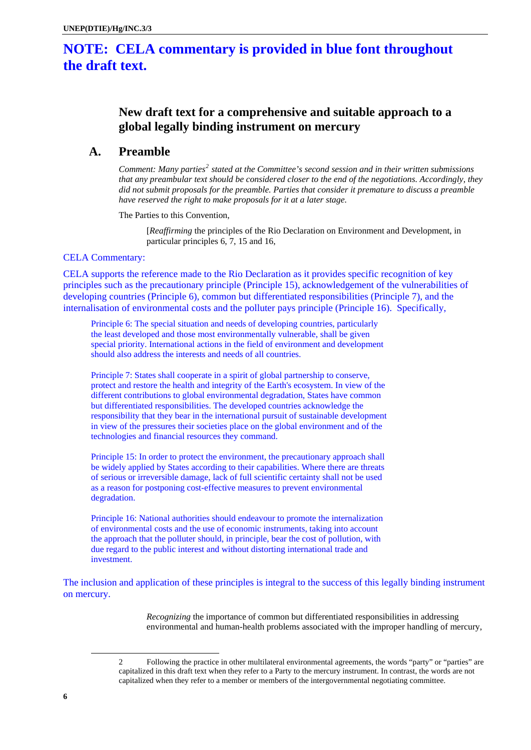# NOTE: CELA commentary is provided in blue font throughout the draft text.

## New draft text for a comprehensive and suitable approach to a global legally binding instrument on mercury

### A. Preamble

*Comment: Many parties[2] stated at the Committee's second session and in their written submissions that any preambular text should be considered closer to the end of the negotiations. Accordingly, they did not submit proposals for the preamble. Parties that consider it premature to discuss a preamble have reserved the right to make proposals for it at a later stage.*

The Parties to this Convention,

[*Reaffirming* the principles of the Rio Declaration on Environment and Development, in particular principles 6, 7, 15 and 16,

CELA Commentary:

CELA supports the reference made to the Rio Declaration as it provides specific recognition of key principles such as the precautionary principle (Principle 15), acknowledgement of the vulnerabilities of developing countries (Principle 6), common but differentiated responsibilities (Principle 7), and the internalisation of environmental costs and the polluter pays principle (Principle 16). Specifically,

> Principle 6: The special situation and needs of developing countries, particularly the least developed and those most environmentally vulnerable, shall be given special priority. International actions in the field of environment and development should also address the interests and needs of all countries.
>
> Principle 7: States shall cooperate in a spirit of global partnership to conserve, protect and restore the health and integrity of the Earth's ecosystem. In view of the different contributions to global environmental degradation, States have common but differentiated responsibilities. The developed countries acknowledge the responsibility that they bear in the international pursuit of sustainable development in view of the pressures their societies place on the global environment and of the technologies and financial resources they command.
>
> Principle 15: In order to protect the environment, the precautionary approach shall be widely applied by States according to their capabilities. Where there are threats of serious or irreversible damage, lack of full scientific certainty shall not be used as a reason for postponing cost-effective measures to prevent environmental degradation.
>
> Principle 16: National authorities should endeavour to promote the internalization of environmental costs and the use of economic instruments, taking into account the approach that the polluter should, in principle, bear the cost of pollution, with due regard to the public interest and without distorting international trade and investment.

The inclusion and application of these principles is integral to the success of this legally binding instrument on mercury.

*Recognizing* the importance of common but differentiated responsibilities in addressing environmental and human-health problems associated with the improper handling of mercury,

---

2 Following the practice in other multilateral environmental agreements, the words "party" or "parties" are capitalized in this draft text when they refer to a Party to the mercury instrument. In contrast, the words are not capitalized when they refer to a member or members of the intergovernmental negotiating committee.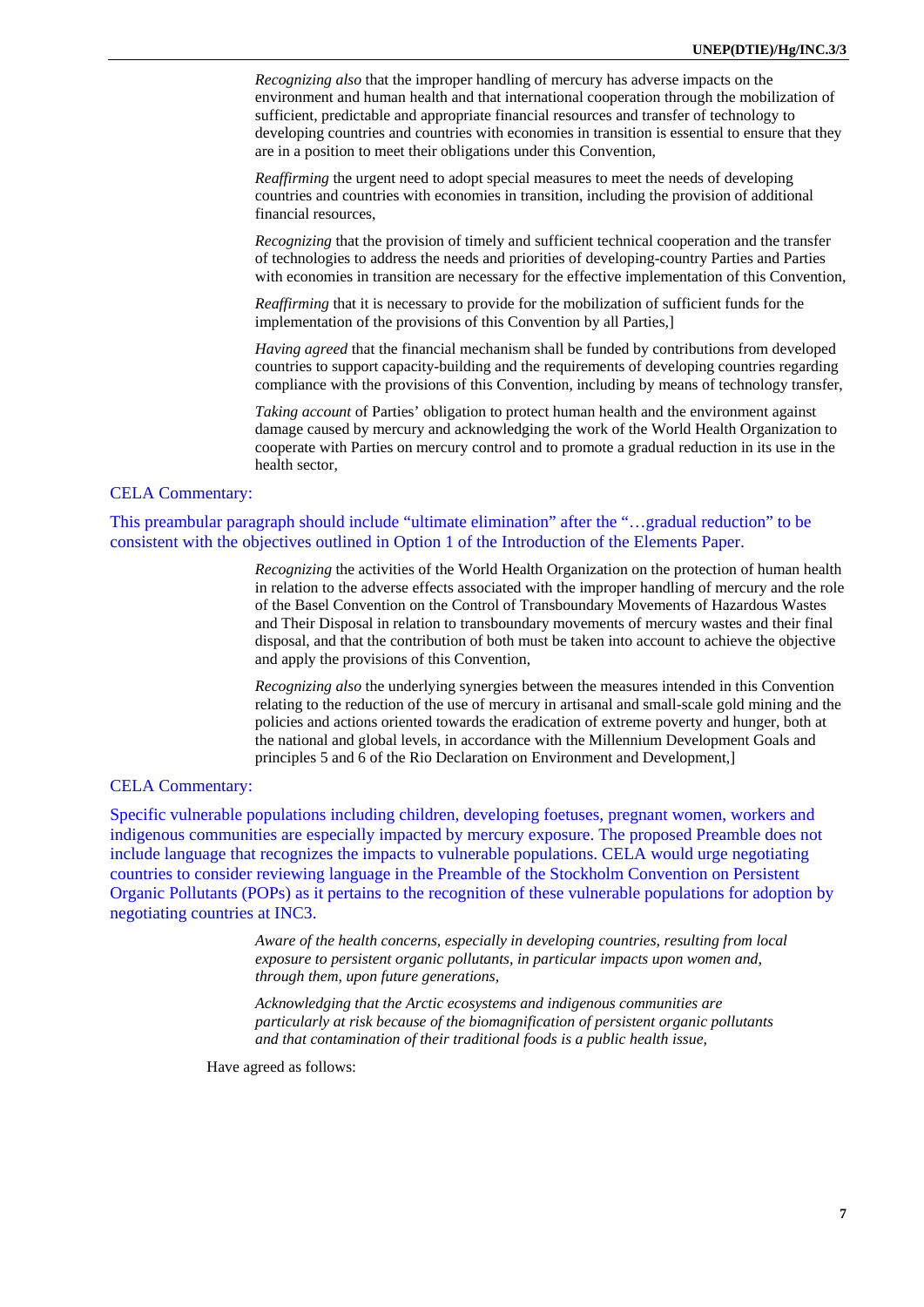*Recognizing also* that the improper handling of mercury has adverse impacts on the environment and human health and that international cooperation through the mobilization of sufficient, predictable and appropriate financial resources and transfer of technology to developing countries and countries with economies in transition is essential to ensure that they are in a position to meet their obligations under this Convention,

*Reaffirming* the urgent need to adopt special measures to meet the needs of developing countries and countries with economies in transition, including the provision of additional financial resources,

*Recognizing* that the provision of timely and sufficient technical cooperation and the transfer of technologies to address the needs and priorities of developing-country Parties and Parties with economies in transition are necessary for the effective implementation of this Convention,

*Reaffirming* that it is necessary to provide for the mobilization of sufficient funds for the implementation of the provisions of this Convention by all Parties,]

*Having agreed* that the financial mechanism shall be funded by contributions from developed countries to support capacity-building and the requirements of developing countries regarding compliance with the provisions of this Convention, including by means of technology transfer,

*Taking account* of Parties' obligation to protect human health and the environment against damage caused by mercury and acknowledging the work of the World Health Organization to cooperate with Parties on mercury control and to promote a gradual reduction in its use in the health sector,

CELA Commentary:

This preambular paragraph should include "ultimate elimination" after the "…gradual reduction" to be consistent with the objectives outlined in Option 1 of the Introduction of the Elements Paper.

*Recognizing* the activities of the World Health Organization on the protection of human health in relation to the adverse effects associated with the improper handling of mercury and the role of the Basel Convention on the Control of Transboundary Movements of Hazardous Wastes and Their Disposal in relation to transboundary movements of mercury wastes and their final disposal, and that the contribution of both must be taken into account to achieve the objective and apply the provisions of this Convention,

*Recognizing also* the underlying synergies between the measures intended in this Convention relating to the reduction of the use of mercury in artisanal and small-scale gold mining and the policies and actions oriented towards the eradication of extreme poverty and hunger, both at the national and global levels, in accordance with the Millennium Development Goals and principles 5 and 6 of the Rio Declaration on Environment and Development,]

CELA Commentary:

Specific vulnerable populations including children, developing foetuses, pregnant women, workers and indigenous communities are especially impacted by mercury exposure. The proposed Preamble does not include language that recognizes the impacts to vulnerable populations. CELA would urge negotiating countries to consider reviewing language in the Preamble of the Stockholm Convention on Persistent Organic Pollutants (POPs) as it pertains to the recognition of these vulnerable populations for adoption by negotiating countries at INC3.

*Aware of the health concerns, especially in developing countries, resulting from local exposure to persistent organic pollutants, in particular impacts upon women and, through them, upon future generations,*

*Acknowledging that the Arctic ecosystems and indigenous communities are particularly at risk because of the biomagnification of persistent organic pollutants and that contamination of their traditional foods is a public health issue,*

Have agreed as follows: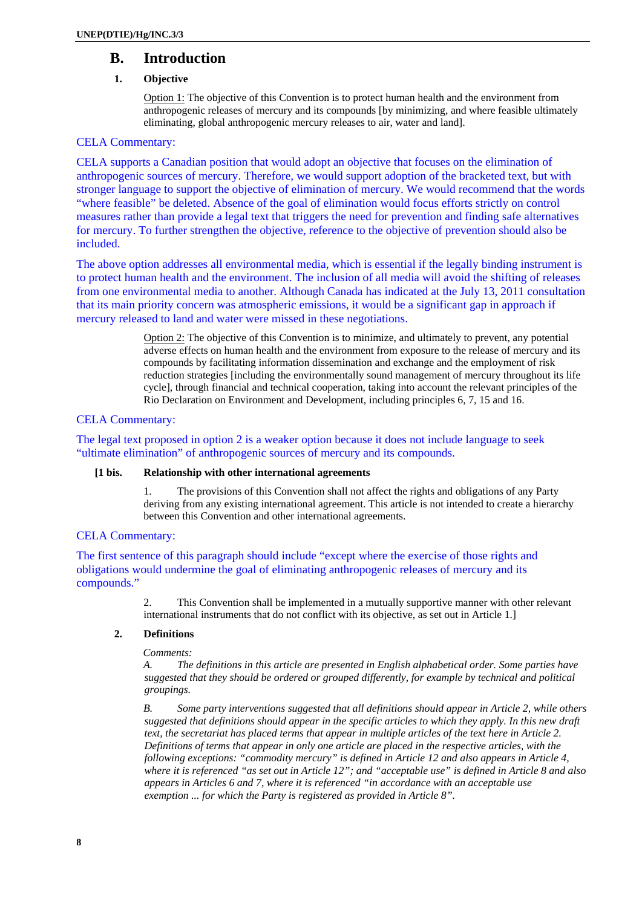## B. Introduction

### 1. Objective

Option 1: The objective of this Convention is to protect human health and the environment from anthropogenic releases of mercury and its compounds [by minimizing, and where feasible ultimately eliminating, global anthropogenic mercury releases to air, water and land].

CELA Commentary:

CELA supports a Canadian position that would adopt an objective that focuses on the elimination of anthropogenic sources of mercury. Therefore, we would support adoption of the bracketed text, but with stronger language to support the objective of elimination of mercury. We would recommend that the words "where feasible" be deleted. Absence of the goal of elimination would focus efforts strictly on control measures rather than provide a legal text that triggers the need for prevention and finding safe alternatives for mercury. To further strengthen the objective, reference to the objective of prevention should also be included.

The above option addresses all environmental media, which is essential if the legally binding instrument is to protect human health and the environment. The inclusion of all media will avoid the shifting of releases from one environmental media to another. Although Canada has indicated at the July 13, 2011 consultation that its main priority concern was atmospheric emissions, it would be a significant gap in approach if mercury released to land and water were missed in these negotiations.

Option 2: The objective of this Convention is to minimize, and ultimately to prevent, any potential adverse effects on human health and the environment from exposure to the release of mercury and its compounds by facilitating information dissemination and exchange and the employment of risk reduction strategies [including the environmentally sound management of mercury throughout its life cycle], through financial and technical cooperation, taking into account the relevant principles of the Rio Declaration on Environment and Development, including principles 6, 7, 15 and 16.

CELA Commentary:

The legal text proposed in option 2 is a weaker option because it does not include language to seek "ultimate elimination" of anthropogenic sources of mercury and its compounds.

### [1 bis. Relationship with other international agreements

1. The provisions of this Convention shall not affect the rights and obligations of any Party deriving from any existing international agreement. This article is not intended to create a hierarchy between this Convention and other international agreements.

CELA Commentary:

The first sentence of this paragraph should include "except where the exercise of those rights and obligations would undermine the goal of eliminating anthropogenic releases of mercury and its compounds."

2. This Convention shall be implemented in a mutually supportive manner with other relevant international instruments that do not conflict with its objective, as set out in Article 1.]

### 2. Definitions

*Comments:*

*A. The definitions in this article are presented in English alphabetical order. Some parties have suggested that they should be ordered or grouped differently, for example by technical and political groupings.*

*B. Some party interventions suggested that all definitions should appear in Article 2, while others suggested that definitions should appear in the specific articles to which they apply. In this new draft text, the secretariat has placed terms that appear in multiple articles of the text here in Article 2. Definitions of terms that appear in only one article are placed in the respective articles, with the following exceptions: "commodity mercury" is defined in Article 12 and also appears in Article 4, where it is referenced "as set out in Article 12"; and "acceptable use" is defined in Article 8 and also appears in Articles 6 and 7, where it is referenced "in accordance with an acceptable use exemption ... for which the Party is registered as provided in Article 8".*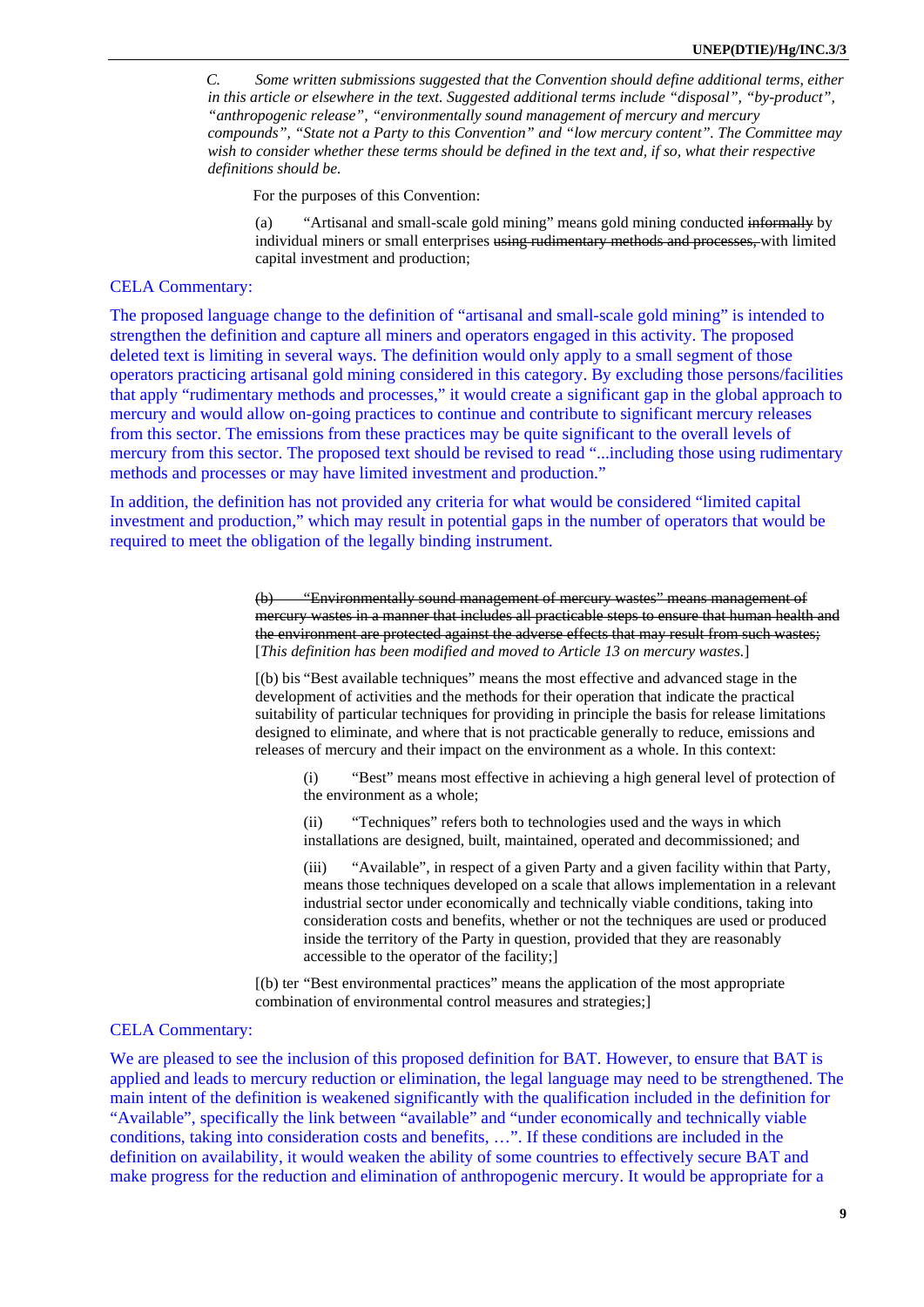*C. Some written submissions suggested that the Convention should define additional terms, either in this article or elsewhere in the text. Suggested additional terms include "disposal", "by-product", "anthropogenic release", "environmentally sound management of mercury and mercury compounds", "State not a Party to this Convention" and "low mercury content". The Committee may wish to consider whether these terms should be defined in the text and, if so, what their respective definitions should be.*

For the purposes of this Convention:

(a) "Artisanal and small-scale gold mining" means gold mining conducted ~~informally~~ by individual miners or small enterprises ~~using rudimentary methods and processes,~~ with limited capital investment and production;

CELA Commentary:

The proposed language change to the definition of "artisanal and small-scale gold mining" is intended to strengthen the definition and capture all miners and operators engaged in this activity. The proposed deleted text is limiting in several ways. The definition would only apply to a small segment of those operators practicing artisanal gold mining considered in this category. By excluding those persons/facilities that apply "rudimentary methods and processes," it would create a significant gap in the global approach to mercury and would allow on-going practices to continue and contribute to significant mercury releases from this sector. The emissions from these practices may be quite significant to the overall levels of mercury from this sector. The proposed text should be revised to read "...including those using rudimentary methods and processes or may have limited investment and production."

In addition, the definition has not provided any criteria for what would be considered "limited capital investment and production," which may result in potential gaps in the number of operators that would be required to meet the obligation of the legally binding instrument.

~~(b) "Environmentally sound management of mercury wastes" means management of mercury wastes in a manner that includes all practicable steps to ensure that human health and the environment are protected against the adverse effects that may result from such wastes;~~ [*This definition has been modified and moved to Article 13 on mercury wastes.*]

[(b) bis "Best available techniques" means the most effective and advanced stage in the development of activities and the methods for their operation that indicate the practical suitability of particular techniques for providing in principle the basis for release limitations designed to eliminate, and where that is not practicable generally to reduce, emissions and releases of mercury and their impact on the environment as a whole. In this context:

(i) "Best" means most effective in achieving a high general level of protection of the environment as a whole;

(ii) "Techniques" refers both to technologies used and the ways in which installations are designed, built, maintained, operated and decommissioned; and

(iii) "Available", in respect of a given Party and a given facility within that Party, means those techniques developed on a scale that allows implementation in a relevant industrial sector under economically and technically viable conditions, taking into consideration costs and benefits, whether or not the techniques are used or produced inside the territory of the Party in question, provided that they are reasonably accessible to the operator of the facility;]

[(b) ter "Best environmental practices" means the application of the most appropriate combination of environmental control measures and strategies;]

CELA Commentary:

We are pleased to see the inclusion of this proposed definition for BAT. However, to ensure that BAT is applied and leads to mercury reduction or elimination, the legal language may need to be strengthened. The main intent of the definition is weakened significantly with the qualification included in the definition for "Available", specifically the link between "available" and "under economically and technically viable conditions, taking into consideration costs and benefits, …". If these conditions are included in the definition on availability, it would weaken the ability of some countries to effectively secure BAT and make progress for the reduction and elimination of anthropogenic mercury. It would be appropriate for a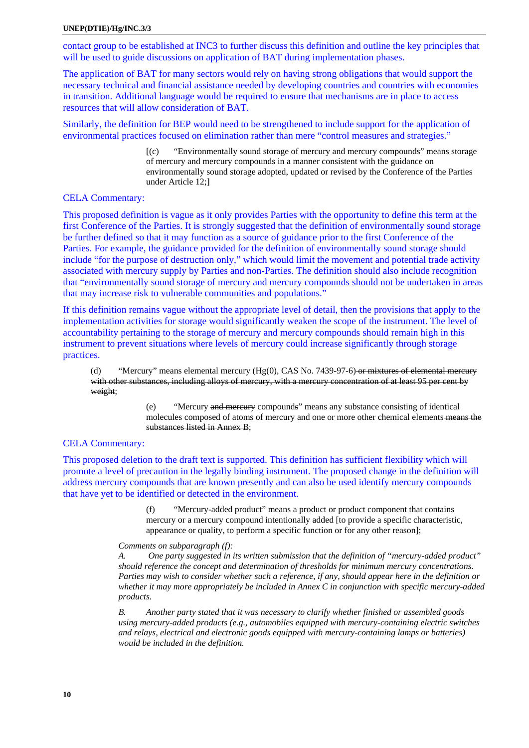contact group to be established at INC3 to further discuss this definition and outline the key principles that will be used to guide discussions on application of BAT during implementation phases.

The application of BAT for many sectors would rely on having strong obligations that would support the necessary technical and financial assistance needed by developing countries and countries with economies in transition. Additional language would be required to ensure that mechanisms are in place to access resources that will allow consideration of BAT.

Similarly, the definition for BEP would need to be strengthened to include support for the application of environmental practices focused on elimination rather than mere "control measures and strategies."

[(c) "Environmentally sound storage of mercury and mercury compounds" means storage of mercury and mercury compounds in a manner consistent with the guidance on environmentally sound storage adopted, updated or revised by the Conference of the Parties under Article 12;]

CELA Commentary:

This proposed definition is vague as it only provides Parties with the opportunity to define this term at the first Conference of the Parties. It is strongly suggested that the definition of environmentally sound storage be further defined so that it may function as a source of guidance prior to the first Conference of the Parties. For example, the guidance provided for the definition of environmentally sound storage should include "for the purpose of destruction only," which would limit the movement and potential trade activity associated with mercury supply by Parties and non-Parties. The definition should also include recognition that "environmentally sound storage of mercury and mercury compounds should not be undertaken in areas that may increase risk to vulnerable communities and populations."

If this definition remains vague without the appropriate level of detail, then the provisions that apply to the implementation activities for storage would significantly weaken the scope of the instrument. The level of accountability pertaining to the storage of mercury and mercury compounds should remain high in this instrument to prevent situations where levels of mercury could increase significantly through storage practices.

(d) "Mercury" means elemental mercury (Hg(0), CAS No. 7439-97-6) ~~or mixtures of elemental mercury with other substances, including alloys of mercury, with a mercury concentration of at least 95 per cent by weight~~;

(e) "Mercury ~~and mercury~~ compounds" means any substance consisting of identical molecules composed of atoms of mercury and one or more other chemical elements ~~means the substances listed in Annex B~~;

CELA Commentary:

This proposed deletion to the draft text is supported. This definition has sufficient flexibility which will promote a level of precaution in the legally binding instrument. The proposed change in the definition will address mercury compounds that are known presently and can also be used identify mercury compounds that have yet to be identified or detected in the environment.

(f) "Mercury-added product" means a product or product component that contains mercury or a mercury compound intentionally added [to provide a specific characteristic, appearance or quality, to perform a specific function or for any other reason];

*Comments on subparagraph (f):*

*A. One party suggested in its written submission that the definition of "mercury-added product" should reference the concept and determination of thresholds for minimum mercury concentrations. Parties may wish to consider whether such a reference, if any, should appear here in the definition or whether it may more appropriately be included in Annex C in conjunction with specific mercury-added products.*

*B. Another party stated that it was necessary to clarify whether finished or assembled goods using mercury-added products (e.g., automobiles equipped with mercury-containing electric switches and relays, electrical and electronic goods equipped with mercury-containing lamps or batteries) would be included in the definition.*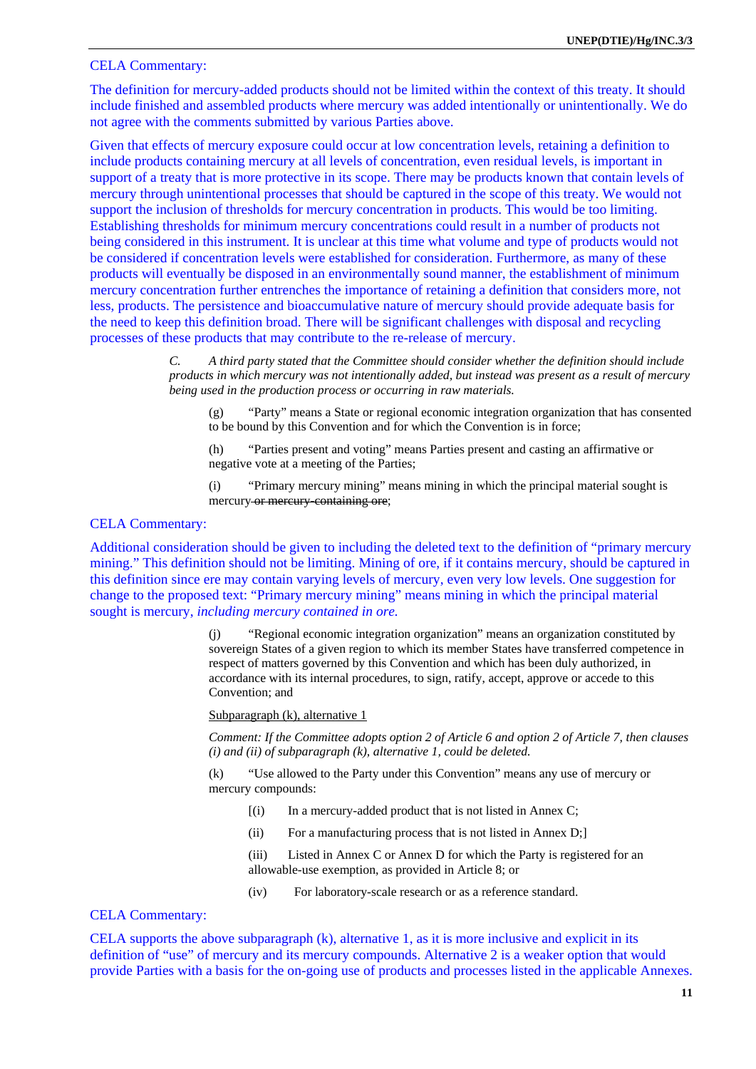CELA Commentary:

The definition for mercury-added products should not be limited within the context of this treaty. It should include finished and assembled products where mercury was added intentionally or unintentionally. We do not agree with the comments submitted by various Parties above.

Given that effects of mercury exposure could occur at low concentration levels, retaining a definition to include products containing mercury at all levels of concentration, even residual levels, is important in support of a treaty that is more protective in its scope. There may be products known that contain levels of mercury through unintentional processes that should be captured in the scope of this treaty. We would not support the inclusion of thresholds for mercury concentration in products. This would be too limiting. Establishing thresholds for minimum mercury concentrations could result in a number of products not being considered in this instrument. It is unclear at this time what volume and type of products would not be considered if concentration levels were established for consideration. Furthermore, as many of these products will eventually be disposed in an environmentally sound manner, the establishment of minimum mercury concentration further entrenches the importance of retaining a definition that considers more, not less, products. The persistence and bioaccumulative nature of mercury should provide adequate basis for the need to keep this definition broad. There will be significant challenges with disposal and recycling processes of these products that may contribute to the re-release of mercury.

*C. A third party stated that the Committee should consider whether the definition should include products in which mercury was not intentionally added, but instead was present as a result of mercury being used in the production process or occurring in raw materials.*

(g) "Party" means a State or regional economic integration organization that has consented to be bound by this Convention and for which the Convention is in force;

(h) "Parties present and voting" means Parties present and casting an affirmative or negative vote at a meeting of the Parties;

(i) "Primary mercury mining" means mining in which the principal material sought is mercury ~~or mercury-containing ore~~;

CELA Commentary:

Additional consideration should be given to including the deleted text to the definition of "primary mercury mining." This definition should not be limiting. Mining of ore, if it contains mercury, should be captured in this definition since ere may contain varying levels of mercury, even very low levels. One suggestion for change to the proposed text: "Primary mercury mining" means mining in which the principal material sought is mercury, *including mercury contained in ore.*

(j) "Regional economic integration organization" means an organization constituted by sovereign States of a given region to which its member States have transferred competence in respect of matters governed by this Convention and which has been duly authorized, in accordance with its internal procedures, to sign, ratify, accept, approve or accede to this Convention; and

<u>Subparagraph (k), alternative 1</u>

*Comment: If the Committee adopts option 2 of Article 6 and option 2 of Article 7, then clauses (i) and (ii) of subparagraph (k), alternative 1, could be deleted.*

(k) "Use allowed to the Party under this Convention" means any use of mercury or mercury compounds:

[(i) In a mercury-added product that is not listed in Annex C;

(ii) For a manufacturing process that is not listed in Annex D;]

(iii) Listed in Annex C or Annex D for which the Party is registered for an allowable-use exemption, as provided in Article 8; or

(iv) For laboratory-scale research or as a reference standard.

CELA Commentary:

CELA supports the above subparagraph (k), alternative 1, as it is more inclusive and explicit in its definition of "use" of mercury and its mercury compounds. Alternative 2 is a weaker option that would provide Parties with a basis for the on-going use of products and processes listed in the applicable Annexes.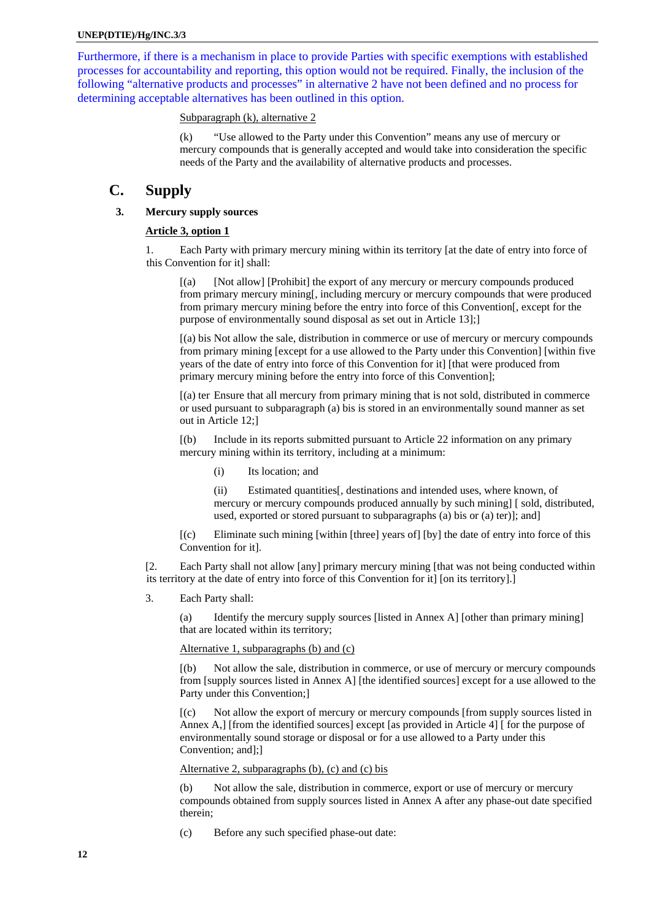Furthermore, if there is a mechanism in place to provide Parties with specific exemptions with established processes for accountability and reporting, this option would not be required. Finally, the inclusion of the following "alternative products and processes" in alternative 2 have not been defined and no process for determining acceptable alternatives has been outlined in this option.

Subparagraph (k), alternative 2

(k) "Use allowed to the Party under this Convention" means any use of mercury or mercury compounds that is generally accepted and would take into consideration the specific needs of the Party and the availability of alternative products and processes.

## C. Supply

### 3. Mercury supply sources

**Article 3, option 1**

1. Each Party with primary mercury mining within its territory [at the date of entry into force of this Convention for it] shall:

[(a) [Not allow] [Prohibit] the export of any mercury or mercury compounds produced from primary mercury mining[, including mercury or mercury compounds that were produced from primary mercury mining before the entry into force of this Convention[, except for the purpose of environmentally sound disposal as set out in Article 13];]

[(a) bis Not allow the sale, distribution in commerce or use of mercury or mercury compounds from primary mining [except for a use allowed to the Party under this Convention] [within five years of the date of entry into force of this Convention for it] [that were produced from primary mercury mining before the entry into force of this Convention];

[(a) ter Ensure that all mercury from primary mining that is not sold, distributed in commerce or used pursuant to subparagraph (a) bis is stored in an environmentally sound manner as set out in Article 12;]

[(b) Include in its reports submitted pursuant to Article 22 information on any primary mercury mining within its territory, including at a minimum:

(i) Its location; and

(ii) Estimated quantities[, destinations and intended uses, where known, of mercury or mercury compounds produced annually by such mining] [ sold, distributed, used, exported or stored pursuant to subparagraphs (a) bis or (a) ter)]; and]

[(c) Eliminate such mining [within [three] years of] [by] the date of entry into force of this Convention for it].

[2. Each Party shall not allow [any] primary mercury mining [that was not being conducted within its territory at the date of entry into force of this Convention for it] [on its territory].]

3. Each Party shall:

(a) Identify the mercury supply sources [listed in Annex A] [other than primary mining] that are located within its territory;

Alternative 1, subparagraphs (b) and (c)

[(b) Not allow the sale, distribution in commerce, or use of mercury or mercury compounds from [supply sources listed in Annex A] [the identified sources] except for a use allowed to the Party under this Convention;]

[(c) Not allow the export of mercury or mercury compounds [from supply sources listed in Annex A,] [from the identified sources] except [as provided in Article 4] [ for the purpose of environmentally sound storage or disposal or for a use allowed to a Party under this Convention; and];]

Alternative 2, subparagraphs (b), (c) and (c) bis

(b) Not allow the sale, distribution in commerce, export or use of mercury or mercury compounds obtained from supply sources listed in Annex A after any phase-out date specified therein;

(c) Before any such specified phase-out date: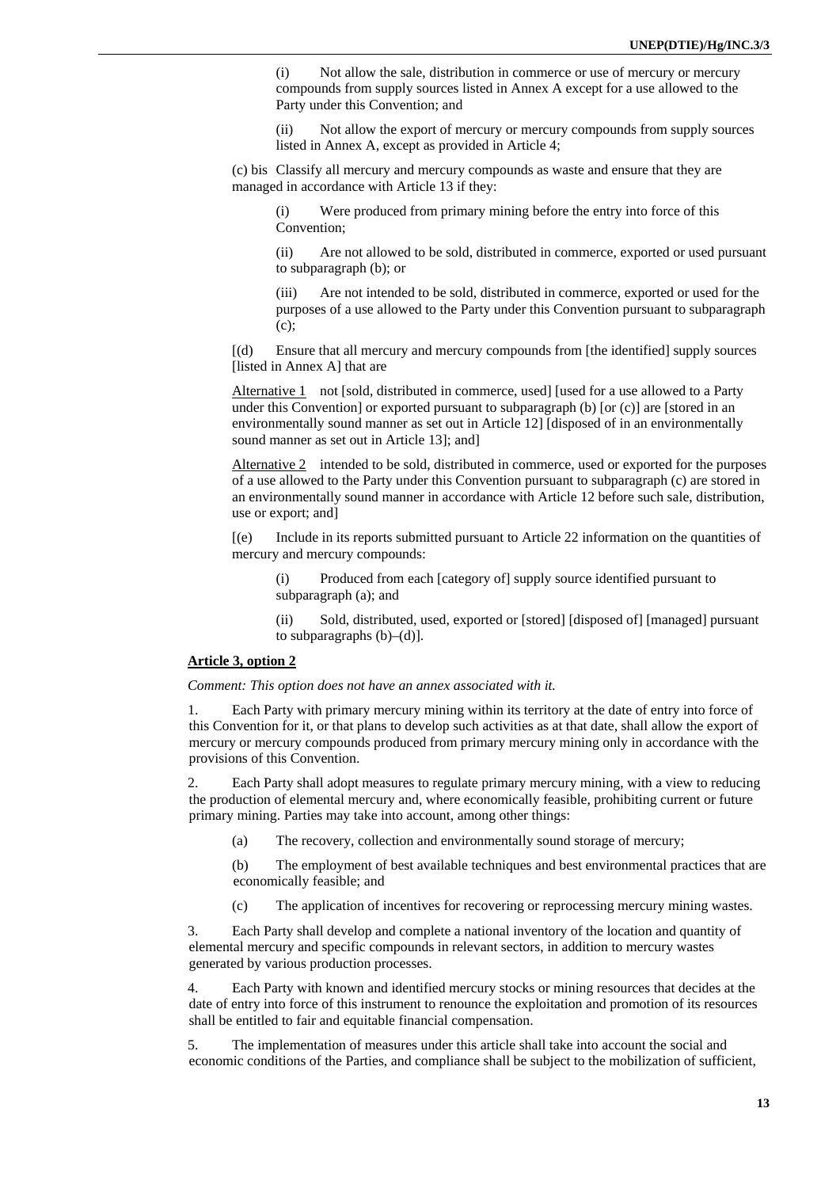(i) Not allow the sale, distribution in commerce or use of mercury or mercury compounds from supply sources listed in Annex A except for a use allowed to the Party under this Convention; and

(ii) Not allow the export of mercury or mercury compounds from supply sources listed in Annex A, except as provided in Article 4;

(c) bis Classify all mercury and mercury compounds as waste and ensure that they are managed in accordance with Article 13 if they:

(i) Were produced from primary mining before the entry into force of this Convention;

(ii) Are not allowed to be sold, distributed in commerce, exported or used pursuant to subparagraph (b); or

(iii) Are not intended to be sold, distributed in commerce, exported or used for the purposes of a use allowed to the Party under this Convention pursuant to subparagraph (c);

[(d) Ensure that all mercury and mercury compounds from [the identified] supply sources [listed in Annex A] that are

Alternative 1 not [sold, distributed in commerce, used] [used for a use allowed to a Party under this Convention] or exported pursuant to subparagraph (b) [or (c)] are [stored in an environmentally sound manner as set out in Article 12] [disposed of in an environmentally sound manner as set out in Article 13]; and]

Alternative 2 intended to be sold, distributed in commerce, used or exported for the purposes of a use allowed to the Party under this Convention pursuant to subparagraph (c) are stored in an environmentally sound manner in accordance with Article 12 before such sale, distribution, use or export; and]

[(e) Include in its reports submitted pursuant to Article 22 information on the quantities of mercury and mercury compounds:

(i) Produced from each [category of] supply source identified pursuant to subparagraph (a); and

(ii) Sold, distributed, used, exported or [stored] [disposed of] [managed] pursuant to subparagraphs (b)–(d)].

**Article 3, option 2**

*Comment: This option does not have an annex associated with it.*

1. Each Party with primary mercury mining within its territory at the date of entry into force of this Convention for it, or that plans to develop such activities as at that date, shall allow the export of mercury or mercury compounds produced from primary mercury mining only in accordance with the provisions of this Convention.

2. Each Party shall adopt measures to regulate primary mercury mining, with a view to reducing the production of elemental mercury and, where economically feasible, prohibiting current or future primary mining. Parties may take into account, among other things:

(a) The recovery, collection and environmentally sound storage of mercury;

(b) The employment of best available techniques and best environmental practices that are economically feasible; and

(c) The application of incentives for recovering or reprocessing mercury mining wastes.

3. Each Party shall develop and complete a national inventory of the location and quantity of elemental mercury and specific compounds in relevant sectors, in addition to mercury wastes generated by various production processes.

4. Each Party with known and identified mercury stocks or mining resources that decides at the date of entry into force of this instrument to renounce the exploitation and promotion of its resources shall be entitled to fair and equitable financial compensation.

5. The implementation of measures under this article shall take into account the social and economic conditions of the Parties, and compliance shall be subject to the mobilization of sufficient,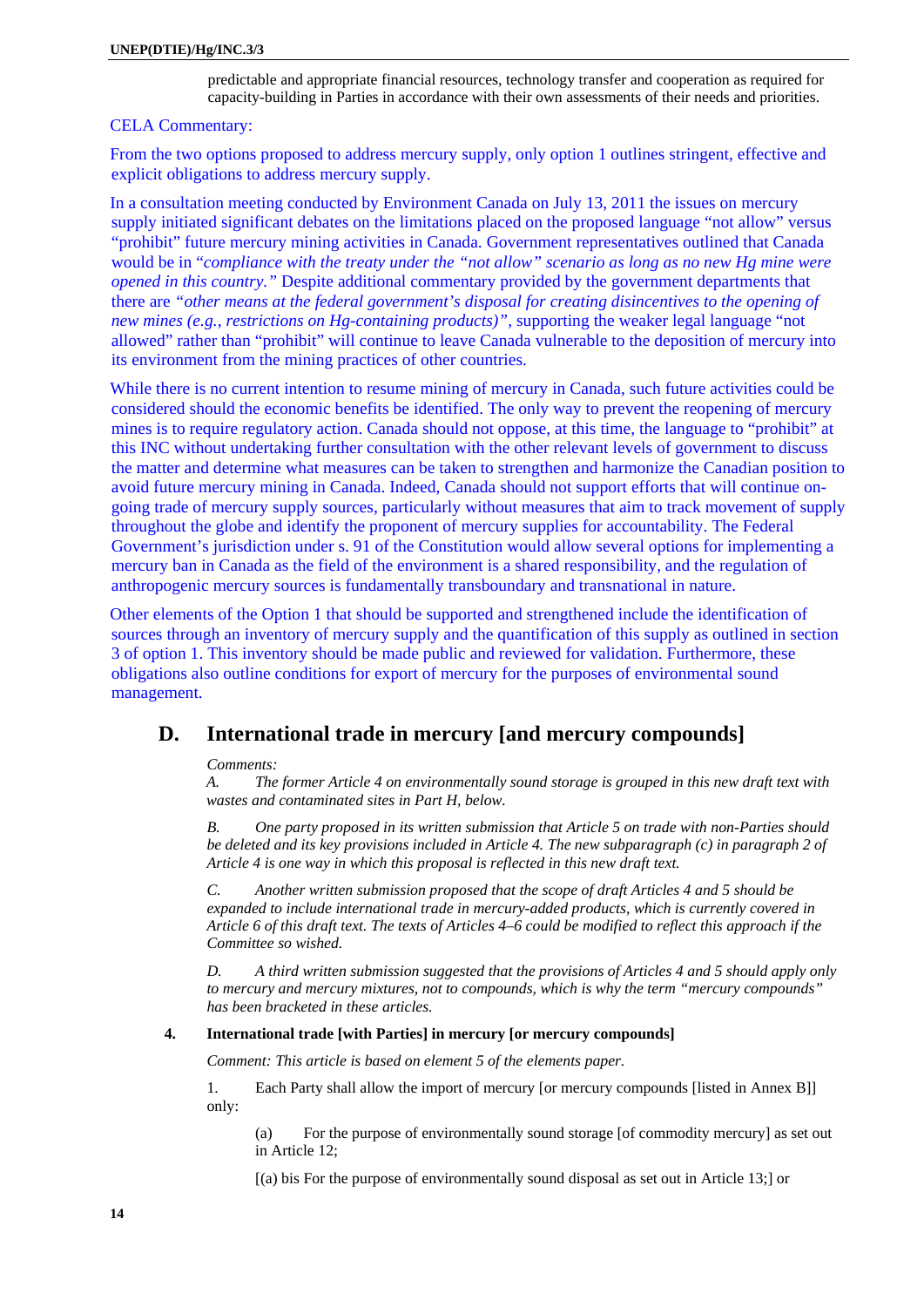predictable and appropriate financial resources, technology transfer and cooperation as required for capacity-building in Parties in accordance with their own assessments of their needs and priorities.

CELA Commentary:

From the two options proposed to address mercury supply, only option 1 outlines stringent, effective and explicit obligations to address mercury supply.

In a consultation meeting conducted by Environment Canada on July 13, 2011 the issues on mercury supply initiated significant debates on the limitations placed on the proposed language "not allow" versus "prohibit" future mercury mining activities in Canada. Government representatives outlined that Canada would be in "*compliance with the treaty under the "not allow" scenario as long as no new Hg mine were opened in this country.*" Despite additional commentary provided by the government departments that there are *"other means at the federal government's disposal for creating disincentives to the opening of new mines (e.g., restrictions on Hg-containing products)"*, supporting the weaker legal language "not allowed" rather than "prohibit" will continue to leave Canada vulnerable to the deposition of mercury into its environment from the mining practices of other countries.

While there is no current intention to resume mining of mercury in Canada, such future activities could be considered should the economic benefits be identified. The only way to prevent the reopening of mercury mines is to require regulatory action. Canada should not oppose, at this time, the language to "prohibit" at this INC without undertaking further consultation with the other relevant levels of government to discuss the matter and determine what measures can be taken to strengthen and harmonize the Canadian position to avoid future mercury mining in Canada. Indeed, Canada should not support efforts that will continue on-going trade of mercury supply sources, particularly without measures that aim to track movement of supply throughout the globe and identify the proponent of mercury supplies for accountability. The Federal Government's jurisdiction under s. 91 of the Constitution would allow several options for implementing a mercury ban in Canada as the field of the environment is a shared responsibility, and the regulation of anthropogenic mercury sources is fundamentally transboundary and transnational in nature.

Other elements of the Option 1 that should be supported and strengthened include the identification of sources through an inventory of mercury supply and the quantification of this supply as outlined in section 3 of option 1. This inventory should be made public and reviewed for validation. Furthermore, these obligations also outline conditions for export of mercury for the purposes of environmental sound management.

## D. International trade in mercury [and mercury compounds]

*Comments:*

*A. The former Article 4 on environmentally sound storage is grouped in this new draft text with wastes and contaminated sites in Part H, below.*

*B. One party proposed in its written submission that Article 5 on trade with non-Parties should be deleted and its key provisions included in Article 4. The new subparagraph (c) in paragraph 2 of Article 4 is one way in which this proposal is reflected in this new draft text.*

*C. Another written submission proposed that the scope of draft Articles 4 and 5 should be expanded to include international trade in mercury-added products, which is currently covered in Article 6 of this draft text. The texts of Articles 4–6 could be modified to reflect this approach if the Committee so wished.*

*D. A third written submission suggested that the provisions of Articles 4 and 5 should apply only to mercury and mercury mixtures, not to compounds, which is why the term "mercury compounds" has been bracketed in these articles.*

### 4. International trade [with Parties] in mercury [or mercury compounds]

*Comment: This article is based on element 5 of the elements paper.*

1. Each Party shall allow the import of mercury [or mercury compounds [listed in Annex B]] only:

(a) For the purpose of environmentally sound storage [of commodity mercury] as set out in Article 12;

[(a) bis For the purpose of environmentally sound disposal as set out in Article 13;] or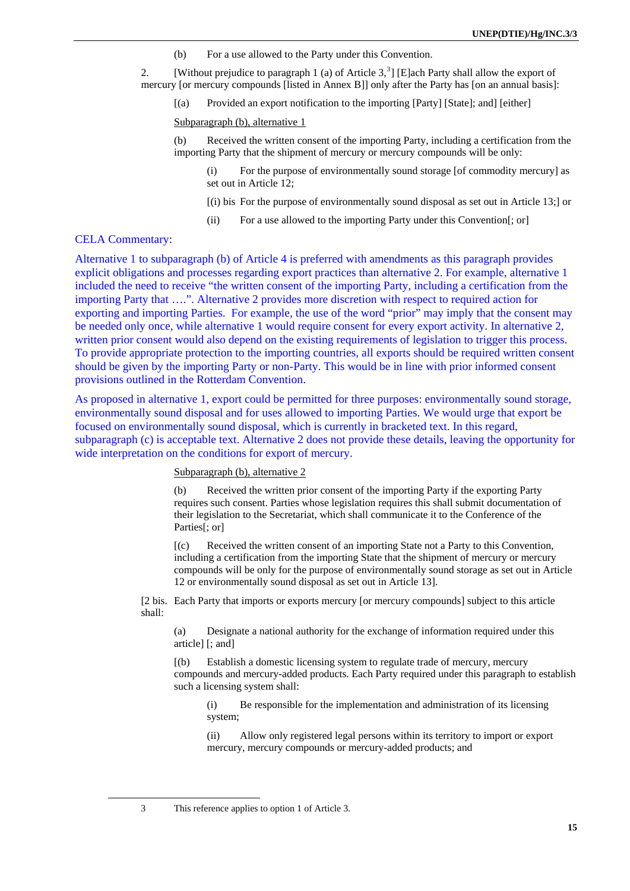(b) For a use allowed to the Party under this Convention.

2. [Without prejudice to paragraph 1 (a) of Article 3,[3]] [E]ach Party shall allow the export of mercury [or mercury compounds [listed in Annex B]] only after the Party has [on an annual basis]:

[(a) Provided an export notification to the importing [Party] [State]; and] [either]

Subparagraph (b), alternative 1

(b) Received the written consent of the importing Party, including a certification from the importing Party that the shipment of mercury or mercury compounds will be only:

(i) For the purpose of environmentally sound storage [of commodity mercury] as set out in Article 12;

[(i) bis For the purpose of environmentally sound disposal as set out in Article 13;] or

(ii) For a use allowed to the importing Party under this Convention[; or]

CELA Commentary:

Alternative 1 to subparagraph (b) of Article 4 is preferred with amendments as this paragraph provides explicit obligations and processes regarding export practices than alternative 2. For example, alternative 1 included the need to receive "the written consent of the importing Party, including a certification from the importing Party that ….". Alternative 2 provides more discretion with respect to required action for exporting and importing Parties. For example, the use of the word "prior" may imply that the consent may be needed only once, while alternative 1 would require consent for every export activity. In alternative 2, written prior consent would also depend on the existing requirements of legislation to trigger this process. To provide appropriate protection to the importing countries, all exports should be required written consent should be given by the importing Party or non-Party. This would be in line with prior informed consent provisions outlined in the Rotterdam Convention.

As proposed in alternative 1, export could be permitted for three purposes: environmentally sound storage, environmentally sound disposal and for uses allowed to importing Parties. We would urge that export be focused on environmentally sound disposal, which is currently in bracketed text. In this regard, subparagraph (c) is acceptable text. Alternative 2 does not provide these details, leaving the opportunity for wide interpretation on the conditions for export of mercury.

Subparagraph (b), alternative 2

(b) Received the written prior consent of the importing Party if the exporting Party requires such consent. Parties whose legislation requires this shall submit documentation of their legislation to the Secretariat, which shall communicate it to the Conference of the Parties[; or]

[(c) Received the written consent of an importing State not a Party to this Convention, including a certification from the importing State that the shipment of mercury or mercury compounds will be only for the purpose of environmentally sound storage as set out in Article 12 or environmentally sound disposal as set out in Article 13].

[2 bis. Each Party that imports or exports mercury [or mercury compounds] subject to this article shall:

(a) Designate a national authority for the exchange of information required under this article] [; and]

[(b) Establish a domestic licensing system to regulate trade of mercury, mercury compounds and mercury-added products. Each Party required under this paragraph to establish such a licensing system shall:

(i) Be responsible for the implementation and administration of its licensing system;

(ii) Allow only registered legal persons within its territory to import or export mercury, mercury compounds or mercury-added products; and

---

3 This reference applies to option 1 of Article 3.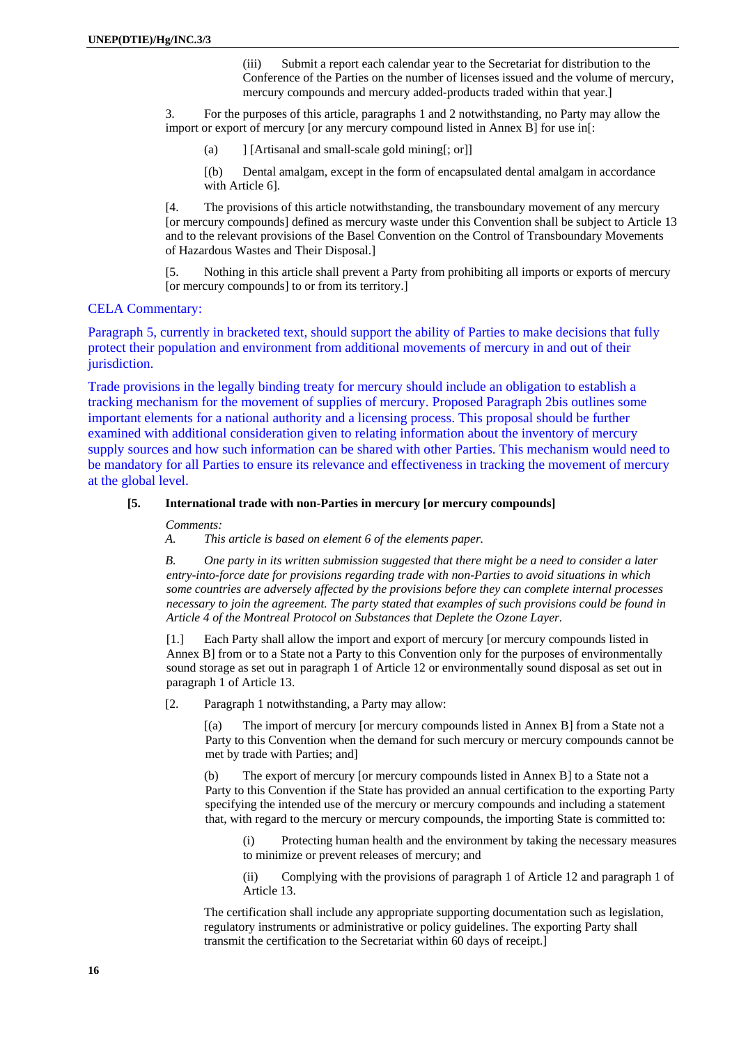(iii) Submit a report each calendar year to the Secretariat for distribution to the Conference of the Parties on the number of licenses issued and the volume of mercury, mercury compounds and mercury added-products traded within that year.]

3. For the purposes of this article, paragraphs 1 and 2 notwithstanding, no Party may allow the import or export of mercury [or any mercury compound listed in Annex B] for use in[:

(a) ] [Artisanal and small-scale gold mining[; or]]

[(b) Dental amalgam, except in the form of encapsulated dental amalgam in accordance with Article 6].

[4. The provisions of this article notwithstanding, the transboundary movement of any mercury [or mercury compounds] defined as mercury waste under this Convention shall be subject to Article 13 and to the relevant provisions of the Basel Convention on the Control of Transboundary Movements of Hazardous Wastes and Their Disposal.]

[5. Nothing in this article shall prevent a Party from prohibiting all imports or exports of mercury [or mercury compounds] to or from its territory.]

CELA Commentary:

Paragraph 5, currently in bracketed text, should support the ability of Parties to make decisions that fully protect their population and environment from additional movements of mercury in and out of their jurisdiction.

Trade provisions in the legally binding treaty for mercury should include an obligation to establish a tracking mechanism for the movement of supplies of mercury. Proposed Paragraph 2bis outlines some important elements for a national authority and a licensing process. This proposal should be further examined with additional consideration given to relating information about the inventory of mercury supply sources and how such information can be shared with other Parties. This mechanism would need to be mandatory for all Parties to ensure its relevance and effectiveness in tracking the movement of mercury at the global level.

**[5. International trade with non-Parties in mercury [or mercury compounds]**

*Comments:*

*A. This article is based on element 6 of the elements paper.*

*B. One party in its written submission suggested that there might be a need to consider a later entry-into-force date for provisions regarding trade with non-Parties to avoid situations in which some countries are adversely affected by the provisions before they can complete internal processes necessary to join the agreement. The party stated that examples of such provisions could be found in Article 4 of the Montreal Protocol on Substances that Deplete the Ozone Layer.*

[1.] Each Party shall allow the import and export of mercury [or mercury compounds listed in Annex B] from or to a State not a Party to this Convention only for the purposes of environmentally sound storage as set out in paragraph 1 of Article 12 or environmentally sound disposal as set out in paragraph 1 of Article 13.

[2. Paragraph 1 notwithstanding, a Party may allow:

[(a) The import of mercury [or mercury compounds listed in Annex B] from a State not a Party to this Convention when the demand for such mercury or mercury compounds cannot be met by trade with Parties; and]

(b) The export of mercury [or mercury compounds listed in Annex B] to a State not a Party to this Convention if the State has provided an annual certification to the exporting Party specifying the intended use of the mercury or mercury compounds and including a statement that, with regard to the mercury or mercury compounds, the importing State is committed to:

(i) Protecting human health and the environment by taking the necessary measures to minimize or prevent releases of mercury; and

(ii) Complying with the provisions of paragraph 1 of Article 12 and paragraph 1 of Article 13.

The certification shall include any appropriate supporting documentation such as legislation, regulatory instruments or administrative or policy guidelines. The exporting Party shall transmit the certification to the Secretariat within 60 days of receipt.]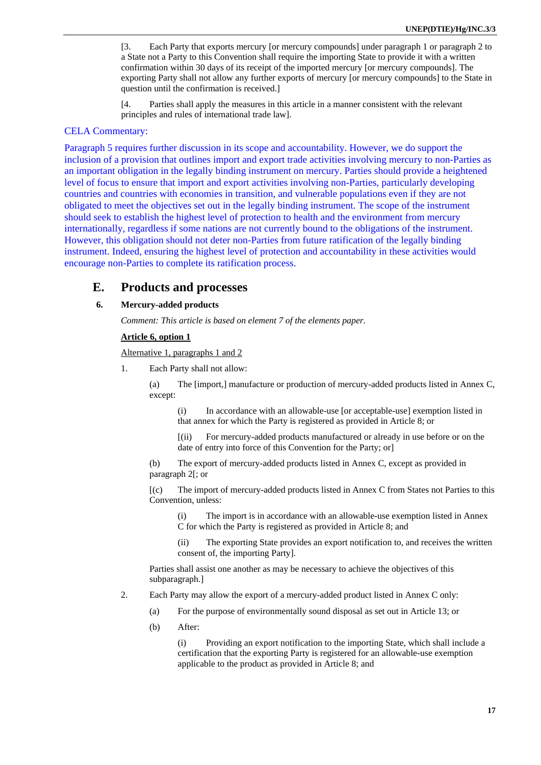[3. Each Party that exports mercury [or mercury compounds] under paragraph 1 or paragraph 2 to a State not a Party to this Convention shall require the importing State to provide it with a written confirmation within 30 days of its receipt of the imported mercury [or mercury compounds]. The exporting Party shall not allow any further exports of mercury [or mercury compounds] to the State in question until the confirmation is received.]

[4. Parties shall apply the measures in this article in a manner consistent with the relevant principles and rules of international trade law].

CELA Commentary:

Paragraph 5 requires further discussion in its scope and accountability. However, we do support the inclusion of a provision that outlines import and export trade activities involving mercury to non-Parties as an important obligation in the legally binding instrument on mercury. Parties should provide a heightened level of focus to ensure that import and export activities involving non-Parties, particularly developing countries and countries with economies in transition, and vulnerable populations even if they are not obligated to meet the objectives set out in the legally binding instrument. The scope of the instrument should seek to establish the highest level of protection to health and the environment from mercury internationally, regardless if some nations are not currently bound to the obligations of the instrument. However, this obligation should not deter non-Parties from future ratification of the legally binding instrument. Indeed, ensuring the highest level of protection and accountability in these activities would encourage non-Parties to complete its ratification process.

## E. Products and processes

### 6. Mercury-added products

*Comment: This article is based on element 7 of the elements paper.*

**Article 6, option 1**

Alternative 1, paragraphs 1 and 2

1. Each Party shall not allow:

   (a) The [import,] manufacture or production of mercury-added products listed in Annex C, except:

      (i) In accordance with an allowable-use [or acceptable-use] exemption listed in that annex for which the Party is registered as provided in Article 8; or

      [(ii) For mercury-added products manufactured or already in use before or on the date of entry into force of this Convention for the Party; or]

   (b) The export of mercury-added products listed in Annex C, except as provided in paragraph 2[; or

   [(c) The import of mercury-added products listed in Annex C from States not Parties to this Convention, unless:

      (i) The import is in accordance with an allowable-use exemption listed in Annex C for which the Party is registered as provided in Article 8; and

      (ii) The exporting State provides an export notification to, and receives the written consent of, the importing Party].

   Parties shall assist one another as may be necessary to achieve the objectives of this subparagraph.]

2. Each Party may allow the export of a mercury-added product listed in Annex C only:

   (a) For the purpose of environmentally sound disposal as set out in Article 13; or

   (b) After:

      (i) Providing an export notification to the importing State, which shall include a certification that the exporting Party is registered for an allowable-use exemption applicable to the product as provided in Article 8; and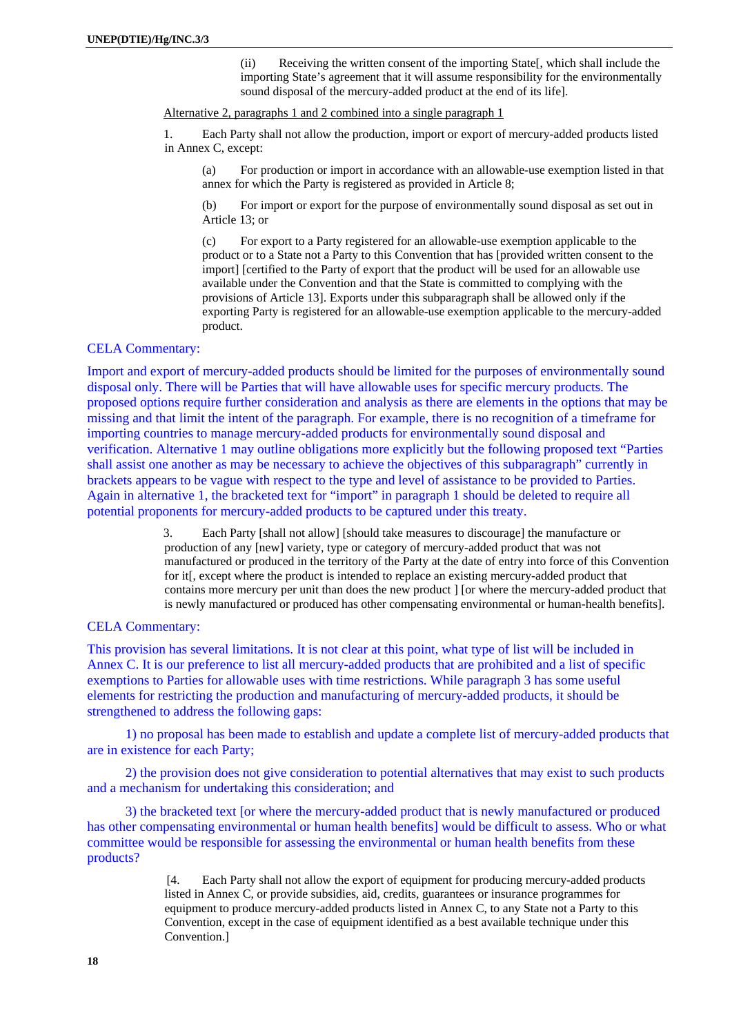(ii) Receiving the written consent of the importing State[, which shall include the importing State's agreement that it will assume responsibility for the environmentally sound disposal of the mercury-added product at the end of its life].

Alternative 2, paragraphs 1 and 2 combined into a single paragraph 1

1. Each Party shall not allow the production, import or export of mercury-added products listed in Annex C, except:

(a) For production or import in accordance with an allowable-use exemption listed in that annex for which the Party is registered as provided in Article 8;

(b) For import or export for the purpose of environmentally sound disposal as set out in Article 13; or

(c) For export to a Party registered for an allowable-use exemption applicable to the product or to a State not a Party to this Convention that has [provided written consent to the import] [certified to the Party of export that the product will be used for an allowable use available under the Convention and that the State is committed to complying with the provisions of Article 13]. Exports under this subparagraph shall be allowed only if the exporting Party is registered for an allowable-use exemption applicable to the mercury-added product.

CELA Commentary:

Import and export of mercury-added products should be limited for the purposes of environmentally sound disposal only. There will be Parties that will have allowable uses for specific mercury products. The proposed options require further consideration and analysis as there are elements in the options that may be missing and that limit the intent of the paragraph. For example, there is no recognition of a timeframe for importing countries to manage mercury-added products for environmentally sound disposal and verification. Alternative 1 may outline obligations more explicitly but the following proposed text "Parties shall assist one another as may be necessary to achieve the objectives of this subparagraph" currently in brackets appears to be vague with respect to the type and level of assistance to be provided to Parties. Again in alternative 1, the bracketed text for "import" in paragraph 1 should be deleted to require all potential proponents for mercury-added products to be captured under this treaty.

3. Each Party [shall not allow] [should take measures to discourage] the manufacture or production of any [new] variety, type or category of mercury-added product that was not manufactured or produced in the territory of the Party at the date of entry into force of this Convention for it[, except where the product is intended to replace an existing mercury-added product that contains more mercury per unit than does the new product ] [or where the mercury-added product that is newly manufactured or produced has other compensating environmental or human-health benefits].

CELA Commentary:

This provision has several limitations. It is not clear at this point, what type of list will be included in Annex C. It is our preference to list all mercury-added products that are prohibited and a list of specific exemptions to Parties for allowable uses with time restrictions. While paragraph 3 has some useful elements for restricting the production and manufacturing of mercury-added products, it should be strengthened to address the following gaps:

1) no proposal has been made to establish and update a complete list of mercury-added products that are in existence for each Party;

2) the provision does not give consideration to potential alternatives that may exist to such products and a mechanism for undertaking this consideration; and

3) the bracketed text [or where the mercury-added product that is newly manufactured or produced has other compensating environmental or human health benefits] would be difficult to assess. Who or what committee would be responsible for assessing the environmental or human health benefits from these products?

[4. Each Party shall not allow the export of equipment for producing mercury-added products listed in Annex C, or provide subsidies, aid, credits, guarantees or insurance programmes for equipment to produce mercury-added products listed in Annex C, to any State not a Party to this Convention, except in the case of equipment identified as a best available technique under this Convention.]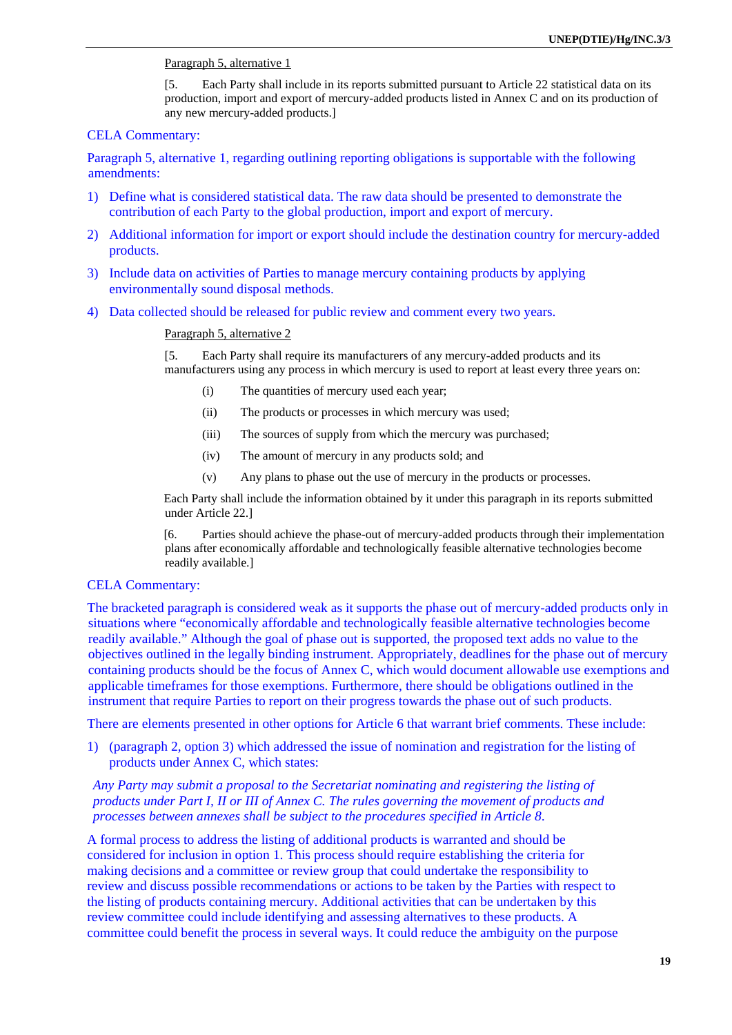Paragraph 5, alternative 1

[5. Each Party shall include in its reports submitted pursuant to Article 22 statistical data on its production, import and export of mercury-added products listed in Annex C and on its production of any new mercury-added products.]

CELA Commentary:

Paragraph 5, alternative 1, regarding outlining reporting obligations is supportable with the following amendments:

1) Define what is considered statistical data. The raw data should be presented to demonstrate the contribution of each Party to the global production, import and export of mercury.
2) Additional information for import or export should include the destination country for mercury-added products.
3) Include data on activities of Parties to manage mercury containing products by applying environmentally sound disposal methods.
4) Data collected should be released for public review and comment every two years.

Paragraph 5, alternative 2

[5. Each Party shall require its manufacturers of any mercury-added products and its manufacturers using any process in which mercury is used to report at least every three years on:

(i) The quantities of mercury used each year;

(ii) The products or processes in which mercury was used;

(iii) The sources of supply from which the mercury was purchased;

(iv) The amount of mercury in any products sold; and

(v) Any plans to phase out the use of mercury in the products or processes.

Each Party shall include the information obtained by it under this paragraph in its reports submitted under Article 22.]

[6. Parties should achieve the phase-out of mercury-added products through their implementation plans after economically affordable and technologically feasible alternative technologies become readily available.]

CELA Commentary:

The bracketed paragraph is considered weak as it supports the phase out of mercury-added products only in situations where "economically affordable and technologically feasible alternative technologies become readily available." Although the goal of phase out is supported, the proposed text adds no value to the objectives outlined in the legally binding instrument. Appropriately, deadlines for the phase out of mercury containing products should be the focus of Annex C, which would document allowable use exemptions and applicable timeframes for those exemptions. Furthermore, there should be obligations outlined in the instrument that require Parties to report on their progress towards the phase out of such products.

There are elements presented in other options for Article 6 that warrant brief comments. These include:

1) (paragraph 2, option 3) which addressed the issue of nomination and registration for the listing of products under Annex C, which states:

*Any Party may submit a proposal to the Secretariat nominating and registering the listing of products under Part I, II or III of Annex C. The rules governing the movement of products and processes between annexes shall be subject to the procedures specified in Article 8.*

A formal process to address the listing of additional products is warranted and should be considered for inclusion in option 1. This process should require establishing the criteria for making decisions and a committee or review group that could undertake the responsibility to review and discuss possible recommendations or actions to be taken by the Parties with respect to the listing of products containing mercury. Additional activities that can be undertaken by this review committee could include identifying and assessing alternatives to these products. A committee could benefit the process in several ways. It could reduce the ambiguity on the purpose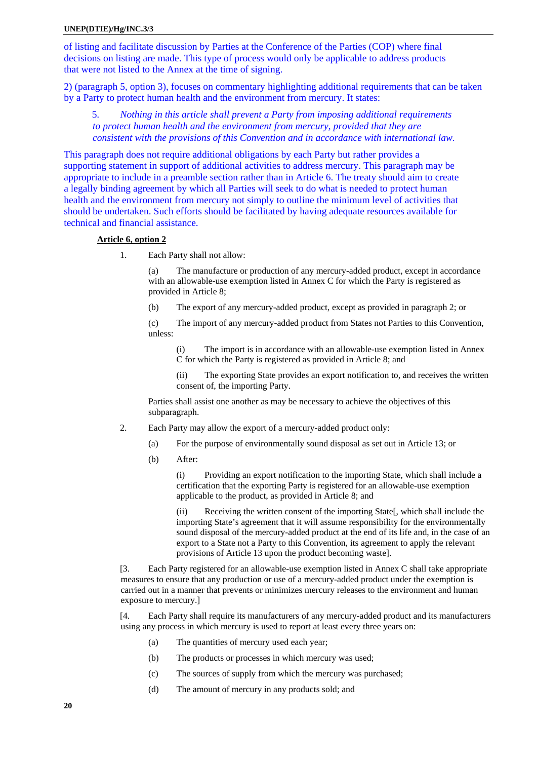of listing and facilitate discussion by Parties at the Conference of the Parties (COP) where final decisions on listing are made. This type of process would only be applicable to address products that were not listed to the Annex at the time of signing.

2) (paragraph 5, option 3), focuses on commentary highlighting additional requirements that can be taken by a Party to protect human health and the environment from mercury. It states:

> 5. *Nothing in this article shall prevent a Party from imposing additional requirements to protect human health and the environment from mercury, provided that they are consistent with the provisions of this Convention and in accordance with international law.*

This paragraph does not require additional obligations by each Party but rather provides a supporting statement in support of additional activities to address mercury. This paragraph may be appropriate to include in a preamble section rather than in Article 6. The treaty should aim to create a legally binding agreement by which all Parties will seek to do what is needed to protect human health and the environment from mercury not simply to outline the minimum level of activities that should be undertaken. Such efforts should be facilitated by having adequate resources available for technical and financial assistance.

**Article 6, option 2**

1. Each Party shall not allow:

   (a) The manufacture or production of any mercury-added product, except in accordance with an allowable-use exemption listed in Annex C for which the Party is registered as provided in Article 8;

   (b) The export of any mercury-added product, except as provided in paragraph 2; or

   (c) The import of any mercury-added product from States not Parties to this Convention, unless:

   (i) The import is in accordance with an allowable-use exemption listed in Annex C for which the Party is registered as provided in Article 8; and

   (ii) The exporting State provides an export notification to, and receives the written consent of, the importing Party.

   Parties shall assist one another as may be necessary to achieve the objectives of this subparagraph.

2. Each Party may allow the export of a mercury-added product only:

   (a) For the purpose of environmentally sound disposal as set out in Article 13; or

   (b) After:

   (i) Providing an export notification to the importing State, which shall include a certification that the exporting Party is registered for an allowable-use exemption applicable to the product, as provided in Article 8; and

   (ii) Receiving the written consent of the importing State[, which shall include the importing State's agreement that it will assume responsibility for the environmentally sound disposal of the mercury-added product at the end of its life and, in the case of an export to a State not a Party to this Convention, its agreement to apply the relevant provisions of Article 13 upon the product becoming waste].

[3. Each Party registered for an allowable-use exemption listed in Annex C shall take appropriate measures to ensure that any production or use of a mercury-added product under the exemption is carried out in a manner that prevents or minimizes mercury releases to the environment and human exposure to mercury.]

[4. Each Party shall require its manufacturers of any mercury-added product and its manufacturers using any process in which mercury is used to report at least every three years on:

   (a) The quantities of mercury used each year;

   (b) The products or processes in which mercury was used;

   (c) The sources of supply from which the mercury was purchased;

   (d) The amount of mercury in any products sold; and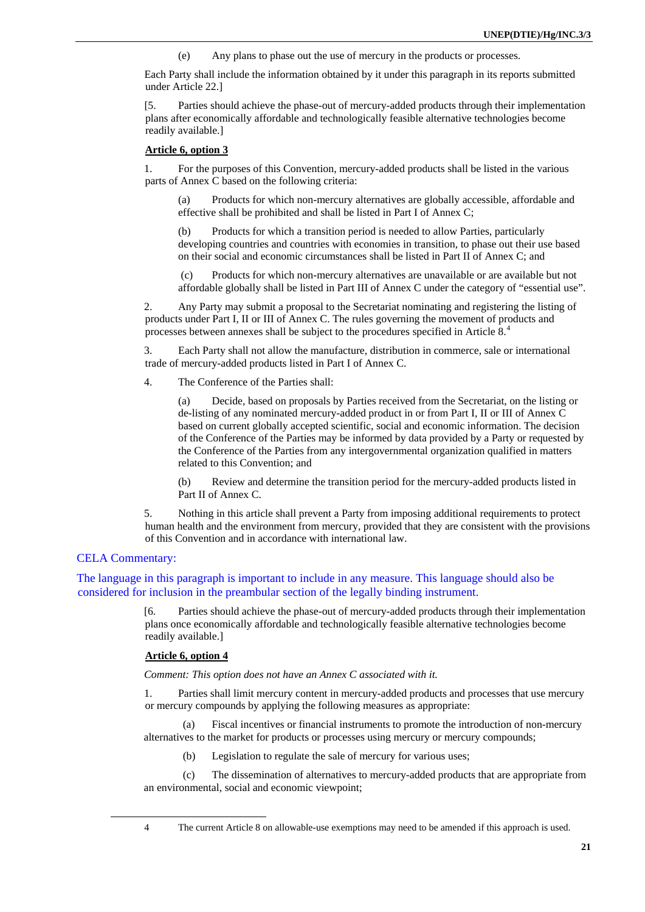(e) Any plans to phase out the use of mercury in the products or processes.

Each Party shall include the information obtained by it under this paragraph in its reports submitted under Article 22.]

[5. Parties should achieve the phase-out of mercury-added products through their implementation plans after economically affordable and technologically feasible alternative technologies become readily available.]

**Article 6, option 3**

1. For the purposes of this Convention, mercury-added products shall be listed in the various parts of Annex C based on the following criteria:

(a) Products for which non-mercury alternatives are globally accessible, affordable and effective shall be prohibited and shall be listed in Part I of Annex C;

(b) Products for which a transition period is needed to allow Parties, particularly developing countries and countries with economies in transition, to phase out their use based on their social and economic circumstances shall be listed in Part II of Annex C; and

(c) Products for which non-mercury alternatives are unavailable or are available but not affordable globally shall be listed in Part III of Annex C under the category of "essential use".

2. Any Party may submit a proposal to the Secretariat nominating and registering the listing of products under Part I, II or III of Annex C. The rules governing the movement of products and processes between annexes shall be subject to the procedures specified in Article 8.[4]

3. Each Party shall not allow the manufacture, distribution in commerce, sale or international trade of mercury-added products listed in Part I of Annex C.

4. The Conference of the Parties shall:

(a) Decide, based on proposals by Parties received from the Secretariat, on the listing or de-listing of any nominated mercury-added product in or from Part I, II or III of Annex C based on current globally accepted scientific, social and economic information. The decision of the Conference of the Parties may be informed by data provided by a Party or requested by the Conference of the Parties from any intergovernmental organization qualified in matters related to this Convention; and

(b) Review and determine the transition period for the mercury-added products listed in Part II of Annex C.

5. Nothing in this article shall prevent a Party from imposing additional requirements to protect human health and the environment from mercury, provided that they are consistent with the provisions of this Convention and in accordance with international law.

CELA Commentary:

The language in this paragraph is important to include in any measure. This language should also be considered for inclusion in the preambular section of the legally binding instrument.

[6. Parties should achieve the phase-out of mercury-added products through their implementation plans once economically affordable and technologically feasible alternative technologies become readily available.]

**Article 6, option 4**

*Comment: This option does not have an Annex C associated with it.*

1. Parties shall limit mercury content in mercury-added products and processes that use mercury or mercury compounds by applying the following measures as appropriate:

(a) Fiscal incentives or financial instruments to promote the introduction of non-mercury alternatives to the market for products or processes using mercury or mercury compounds;

(b) Legislation to regulate the sale of mercury for various uses;

(c) The dissemination of alternatives to mercury-added products that are appropriate from an environmental, social and economic viewpoint;

---

4 The current Article 8 on allowable-use exemptions may need to be amended if this approach is used.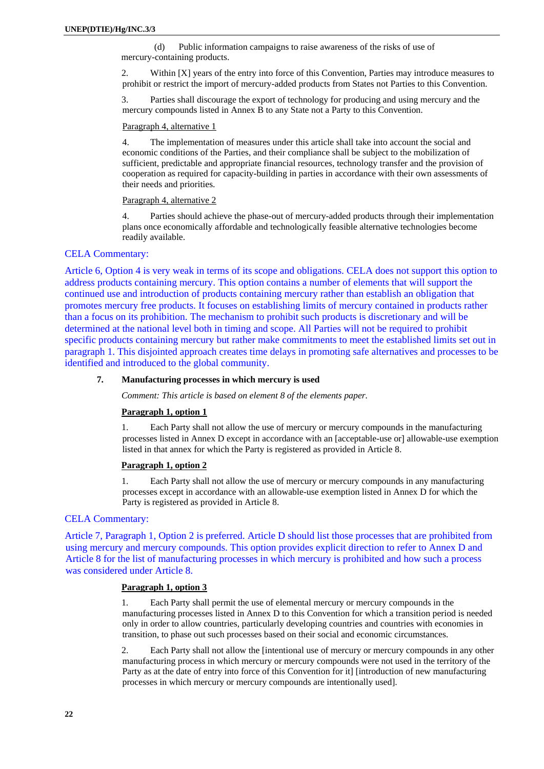(d) Public information campaigns to raise awareness of the risks of use of mercury-containing products.

2. Within [X] years of the entry into force of this Convention, Parties may introduce measures to prohibit or restrict the import of mercury-added products from States not Parties to this Convention.

3. Parties shall discourage the export of technology for producing and using mercury and the mercury compounds listed in Annex B to any State not a Party to this Convention.

<u>Paragraph 4, alternative 1</u>

4. The implementation of measures under this article shall take into account the social and economic conditions of the Parties, and their compliance shall be subject to the mobilization of sufficient, predictable and appropriate financial resources, technology transfer and the provision of cooperation as required for capacity-building in parties in accordance with their own assessments of their needs and priorities.

<u>Paragraph 4, alternative 2</u>

4. Parties should achieve the phase-out of mercury-added products through their implementation plans once economically affordable and technologically feasible alternative technologies become readily available.

CELA Commentary:

Article 6, Option 4 is very weak in terms of its scope and obligations. CELA does not support this option to address products containing mercury. This option contains a number of elements that will support the continued use and introduction of products containing mercury rather than establish an obligation that promotes mercury free products. It focuses on establishing limits of mercury contained in products rather than a focus on its prohibition. The mechanism to prohibit such products is discretionary and will be determined at the national level both in timing and scope. All Parties will not be required to prohibit specific products containing mercury but rather make commitments to meet the established limits set out in paragraph 1. This disjointed approach creates time delays in promoting safe alternatives and processes to be identified and introduced to the global community.

### 7. Manufacturing processes in which mercury is used

*Comment: This article is based on element 8 of the elements paper.*

**<u>Paragraph 1, option 1</u>**

1. Each Party shall not allow the use of mercury or mercury compounds in the manufacturing processes listed in Annex D except in accordance with an [acceptable-use or] allowable-use exemption listed in that annex for which the Party is registered as provided in Article 8.

**<u>Paragraph 1, option 2</u>**

1. Each Party shall not allow the use of mercury or mercury compounds in any manufacturing processes except in accordance with an allowable-use exemption listed in Annex D for which the Party is registered as provided in Article 8.

CELA Commentary:

Article 7, Paragraph 1, Option 2 is preferred. Article D should list those processes that are prohibited from using mercury and mercury compounds. This option provides explicit direction to refer to Annex D and Article 8 for the list of manufacturing processes in which mercury is prohibited and how such a process was considered under Article 8.

**<u>Paragraph 1, option 3</u>**

1. Each Party shall permit the use of elemental mercury or mercury compounds in the manufacturing processes listed in Annex D to this Convention for which a transition period is needed only in order to allow countries, particularly developing countries and countries with economies in transition, to phase out such processes based on their social and economic circumstances.

2. Each Party shall not allow the [intentional use of mercury or mercury compounds in any other manufacturing process in which mercury or mercury compounds were not used in the territory of the Party as at the date of entry into force of this Convention for it] [introduction of new manufacturing processes in which mercury or mercury compounds are intentionally used].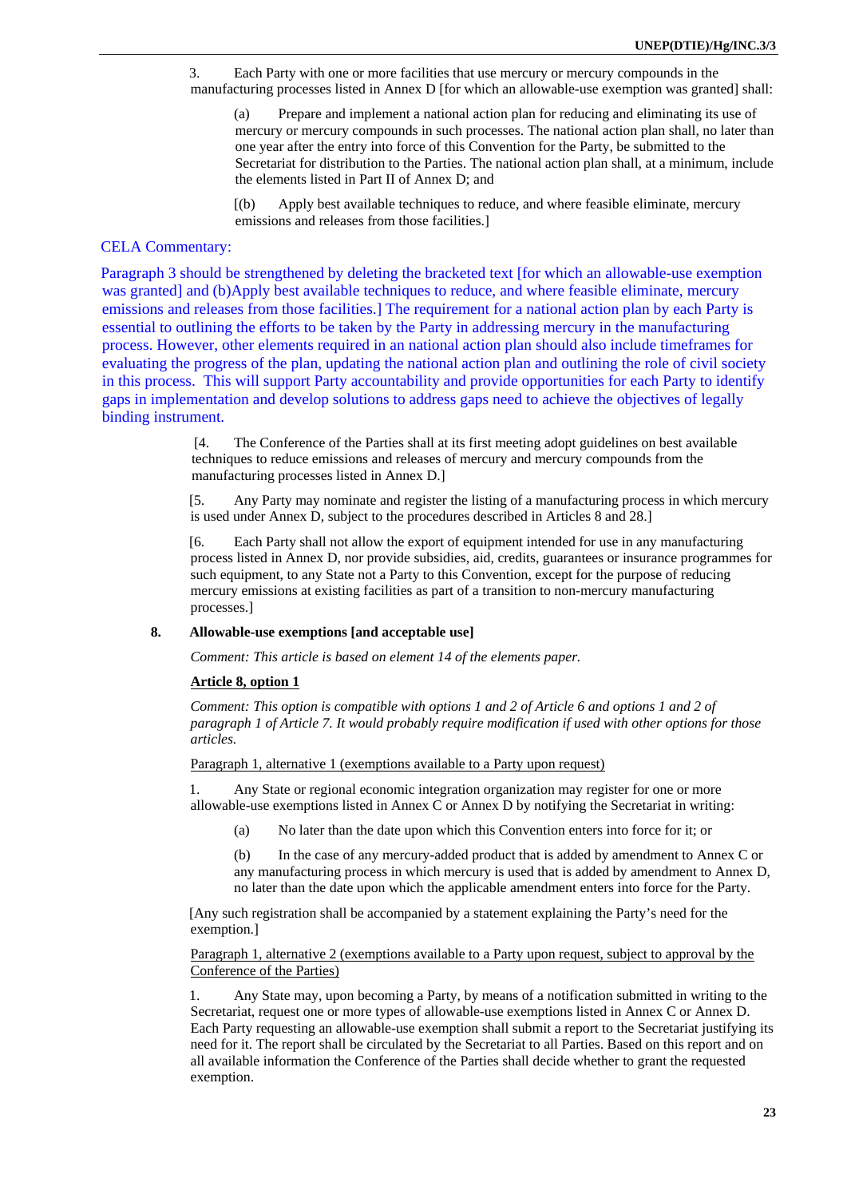3. Each Party with one or more facilities that use mercury or mercury compounds in the manufacturing processes listed in Annex D [for which an allowable-use exemption was granted] shall:

(a) Prepare and implement a national action plan for reducing and eliminating its use of mercury or mercury compounds in such processes. The national action plan shall, no later than one year after the entry into force of this Convention for the Party, be submitted to the Secretariat for distribution to the Parties. The national action plan shall, at a minimum, include the elements listed in Part II of Annex D; and

[(b) Apply best available techniques to reduce, and where feasible eliminate, mercury emissions and releases from those facilities.]

CELA Commentary:

Paragraph 3 should be strengthened by deleting the bracketed text [for which an allowable-use exemption was granted] and (b)Apply best available techniques to reduce, and where feasible eliminate, mercury emissions and releases from those facilities.] The requirement for a national action plan by each Party is essential to outlining the efforts to be taken by the Party in addressing mercury in the manufacturing process. However, other elements required in an national action plan should also include timeframes for evaluating the progress of the plan, updating the national action plan and outlining the role of civil society in this process. This will support Party accountability and provide opportunities for each Party to identify gaps in implementation and develop solutions to address gaps need to achieve the objectives of legally binding instrument.

[4. The Conference of the Parties shall at its first meeting adopt guidelines on best available techniques to reduce emissions and releases of mercury and mercury compounds from the manufacturing processes listed in Annex D.]

[5. Any Party may nominate and register the listing of a manufacturing process in which mercury is used under Annex D, subject to the procedures described in Articles 8 and 28.]

[6. Each Party shall not allow the export of equipment intended for use in any manufacturing process listed in Annex D, nor provide subsidies, aid, credits, guarantees or insurance programmes for such equipment, to any State not a Party to this Convention, except for the purpose of reducing mercury emissions at existing facilities as part of a transition to non-mercury manufacturing processes.]

## 8. Allowable-use exemptions [and acceptable use]

*Comment: This article is based on element 14 of the elements paper.*

**Article 8, option 1**

*Comment: This option is compatible with options 1 and 2 of Article 6 and options 1 and 2 of paragraph 1 of Article 7. It would probably require modification if used with other options for those articles.*

Paragraph 1, alternative 1 (exemptions available to a Party upon request)

1. Any State or regional economic integration organization may register for one or more allowable-use exemptions listed in Annex C or Annex D by notifying the Secretariat in writing:

(a) No later than the date upon which this Convention enters into force for it; or

(b) In the case of any mercury-added product that is added by amendment to Annex C or any manufacturing process in which mercury is used that is added by amendment to Annex D, no later than the date upon which the applicable amendment enters into force for the Party.

[Any such registration shall be accompanied by a statement explaining the Party's need for the exemption.]

Paragraph 1, alternative 2 (exemptions available to a Party upon request, subject to approval by the Conference of the Parties)

1. Any State may, upon becoming a Party, by means of a notification submitted in writing to the Secretariat, request one or more types of allowable-use exemptions listed in Annex C or Annex D. Each Party requesting an allowable-use exemption shall submit a report to the Secretariat justifying its need for it. The report shall be circulated by the Secretariat to all Parties. Based on this report and on all available information the Conference of the Parties shall decide whether to grant the requested exemption.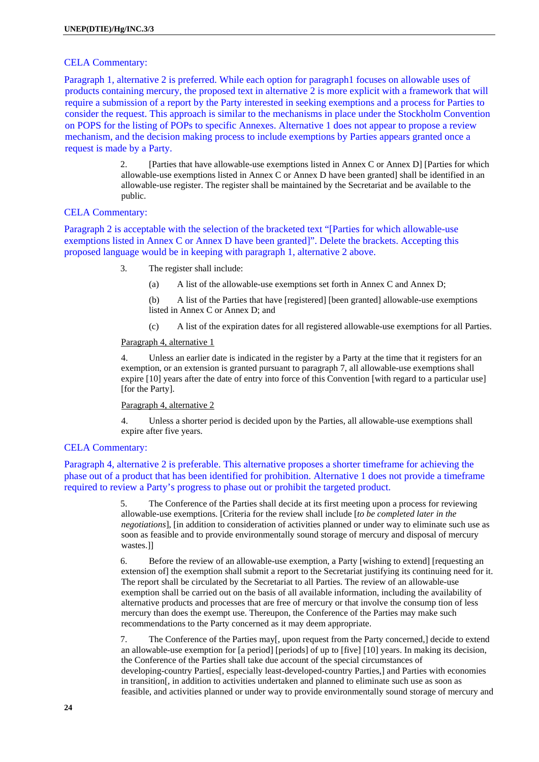CELA Commentary:

Paragraph 1, alternative 2 is preferred. While each option for paragraph1 focuses on allowable uses of products containing mercury, the proposed text in alternative 2 is more explicit with a framework that will require a submission of a report by the Party interested in seeking exemptions and a process for Parties to consider the request. This approach is similar to the mechanisms in place under the Stockholm Convention on POPS for the listing of POPs to specific Annexes. Alternative 1 does not appear to propose a review mechanism, and the decision making process to include exemptions by Parties appears granted once a request is made by a Party.

2. [Parties that have allowable-use exemptions listed in Annex C or Annex D] [Parties for which allowable-use exemptions listed in Annex C or Annex D have been granted] shall be identified in an allowable-use register. The register shall be maintained by the Secretariat and be available to the public.

CELA Commentary:

Paragraph 2 is acceptable with the selection of the bracketed text "[Parties for which allowable-use exemptions listed in Annex C or Annex D have been granted]". Delete the brackets. Accepting this proposed language would be in keeping with paragraph 1, alternative 2 above.

3. The register shall include:

(a) A list of the allowable-use exemptions set forth in Annex C and Annex D;

(b) A list of the Parties that have [registered] [been granted] allowable-use exemptions listed in Annex C or Annex D; and

(c) A list of the expiration dates for all registered allowable-use exemptions for all Parties.

Paragraph 4, alternative 1

4. Unless an earlier date is indicated in the register by a Party at the time that it registers for an exemption, or an extension is granted pursuant to paragraph 7, all allowable-use exemptions shall expire [10] years after the date of entry into force of this Convention [with regard to a particular use] [for the Party].

Paragraph 4, alternative 2

4. Unless a shorter period is decided upon by the Parties, all allowable-use exemptions shall expire after five years.

CELA Commentary:

Paragraph 4, alternative 2 is preferable. This alternative proposes a shorter timeframe for achieving the phase out of a product that has been identified for prohibition. Alternative 1 does not provide a timeframe required to review a Party's progress to phase out or prohibit the targeted product.

5. The Conference of the Parties shall decide at its first meeting upon a process for reviewing allowable-use exemptions. [Criteria for the review shall include [*to be completed later in the negotiations*], [in addition to consideration of activities planned or under way to eliminate such use as soon as feasible and to provide environmentally sound storage of mercury and disposal of mercury wastes.]]

6. Before the review of an allowable-use exemption, a Party [wishing to extend] [requesting an extension of] the exemption shall submit a report to the Secretariat justifying its continuing need for it. The report shall be circulated by the Secretariat to all Parties. The review of an allowable-use exemption shall be carried out on the basis of all available information, including the availability of alternative products and processes that are free of mercury or that involve the consumption of less mercury than does the exempt use. Thereupon, the Conference of the Parties may make such recommendations to the Party concerned as it may deem appropriate.

7. The Conference of the Parties may[, upon request from the Party concerned,] decide to extend an allowable-use exemption for [a period] [periods] of up to [five] [10] years. In making its decision, the Conference of the Parties shall take due account of the special circumstances of developing-country Parties[, especially least-developed-country Parties,] and Parties with economies in transition[, in addition to activities undertaken and planned to eliminate such use as soon as feasible, and activities planned or under way to provide environmentally sound storage of mercury and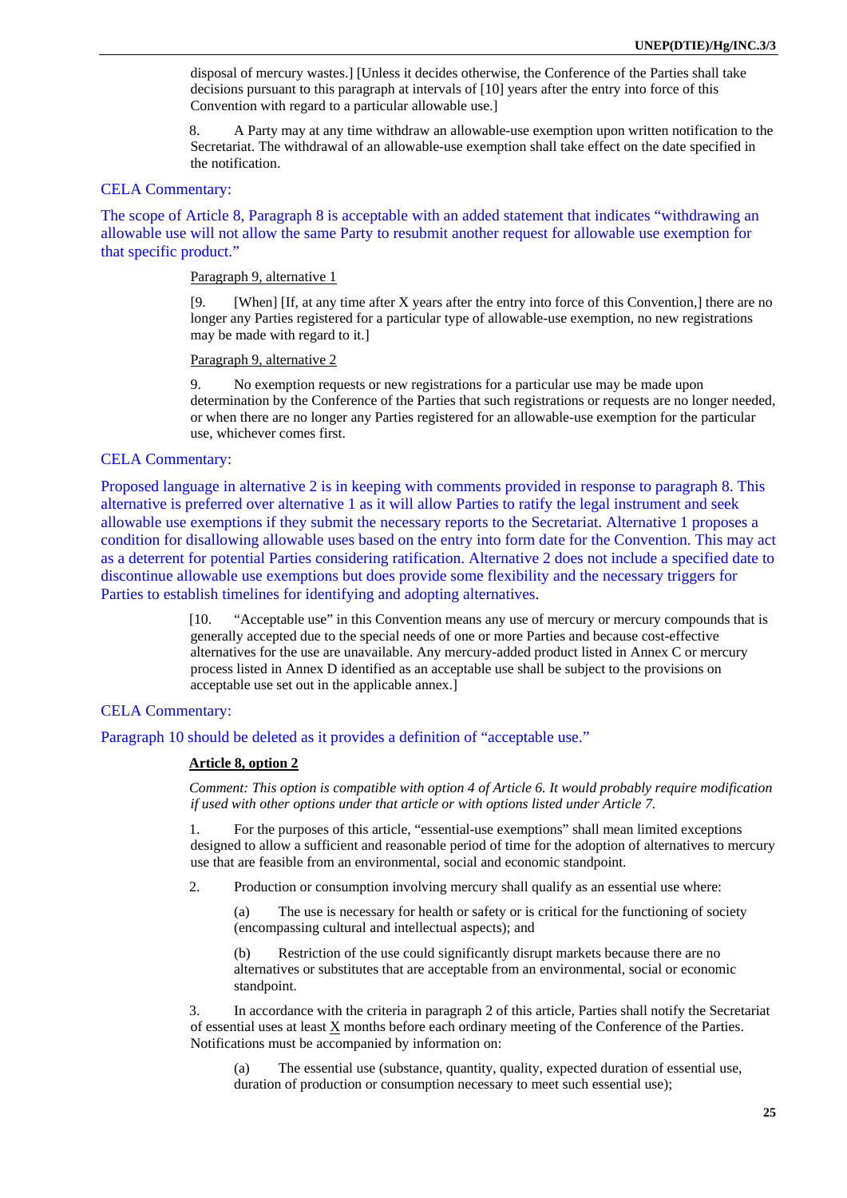disposal of mercury wastes.] [Unless it decides otherwise, the Conference of the Parties shall take decisions pursuant to this paragraph at intervals of [10] years after the entry into force of this Convention with regard to a particular allowable use.]

8. A Party may at any time withdraw an allowable-use exemption upon written notification to the Secretariat. The withdrawal of an allowable-use exemption shall take effect on the date specified in the notification.

CELA Commentary:

The scope of Article 8, Paragraph 8 is acceptable with an added statement that indicates "withdrawing an allowable use will not allow the same Party to resubmit another request for allowable use exemption for that specific product."

Paragraph 9, alternative 1

[9. [When] [If, at any time after X years after the entry into force of this Convention,] there are no longer any Parties registered for a particular type of allowable-use exemption, no new registrations may be made with regard to it.]

Paragraph 9, alternative 2

9. No exemption requests or new registrations for a particular use may be made upon determination by the Conference of the Parties that such registrations or requests are no longer needed, or when there are no longer any Parties registered for an allowable-use exemption for the particular use, whichever comes first.

CELA Commentary:

Proposed language in alternative 2 is in keeping with comments provided in response to paragraph 8. This alternative is preferred over alternative 1 as it will allow Parties to ratify the legal instrument and seek allowable use exemptions if they submit the necessary reports to the Secretariat. Alternative 1 proposes a condition for disallowing allowable uses based on the entry into form date for the Convention. This may act as a deterrent for potential Parties considering ratification. Alternative 2 does not include a specified date to discontinue allowable use exemptions but does provide some flexibility and the necessary triggers for Parties to establish timelines for identifying and adopting alternatives.

[10. "Acceptable use" in this Convention means any use of mercury or mercury compounds that is generally accepted due to the special needs of one or more Parties and because cost-effective alternatives for the use are unavailable. Any mercury-added product listed in Annex C or mercury process listed in Annex D identified as an acceptable use shall be subject to the provisions on acceptable use set out in the applicable annex.]

CELA Commentary:

Paragraph 10 should be deleted as it provides a definition of "acceptable use."

**Article 8, option 2**

*Comment: This option is compatible with option 4 of Article 6. It would probably require modification if used with other options under that article or with options listed under Article 7.*

1. For the purposes of this article, "essential-use exemptions" shall mean limited exceptions designed to allow a sufficient and reasonable period of time for the adoption of alternatives to mercury use that are feasible from an environmental, social and economic standpoint.

2. Production or consumption involving mercury shall qualify as an essential use where:

(a) The use is necessary for health or safety or is critical for the functioning of society (encompassing cultural and intellectual aspects); and

(b) Restriction of the use could significantly disrupt markets because there are no alternatives or substitutes that are acceptable from an environmental, social or economic standpoint.

3. In accordance with the criteria in paragraph 2 of this article, Parties shall notify the Secretariat of essential uses at least X months before each ordinary meeting of the Conference of the Parties. Notifications must be accompanied by information on:

(a) The essential use (substance, quantity, quality, expected duration of essential use, duration of production or consumption necessary to meet such essential use);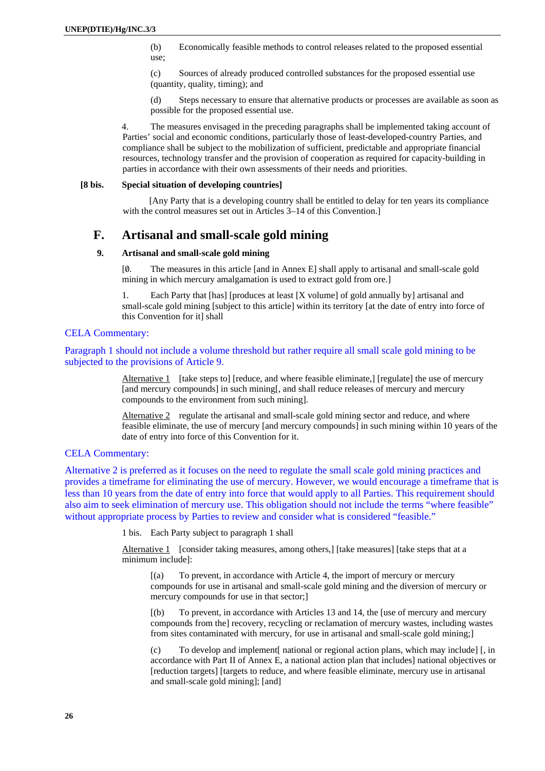(b) Economically feasible methods to control releases related to the proposed essential use;

(c) Sources of already produced controlled substances for the proposed essential use (quantity, quality, timing); and

(d) Steps necessary to ensure that alternative products or processes are available as soon as possible for the proposed essential use.

4. The measures envisaged in the preceding paragraphs shall be implemented taking account of Parties' social and economic conditions, particularly those of least-developed-country Parties, and compliance shall be subject to the mobilization of sufficient, predictable and appropriate financial resources, technology transfer and the provision of cooperation as required for capacity-building in parties in accordance with their own assessments of their needs and priorities.

**[8 bis. Special situation of developing countries]**

[Any Party that is a developing country shall be entitled to delay for ten years its compliance with the control measures set out in Articles 3–14 of this Convention.]

## F. Artisanal and small-scale gold mining

### 9. Artisanal and small-scale gold mining

[0. The measures in this article [and in Annex E] shall apply to artisanal and small-scale gold mining in which mercury amalgamation is used to extract gold from ore.]

1. Each Party that [has] [produces at least [X volume] of gold annually by] artisanal and small-scale gold mining [subject to this article] within its territory [at the date of entry into force of this Convention for it] shall

CELA Commentary:

Paragraph 1 should not include a volume threshold but rather require all small scale gold mining to be subjected to the provisions of Article 9.

Alternative 1 [take steps to] [reduce, and where feasible eliminate,] [regulate] the use of mercury [and mercury compounds] in such mining[, and shall reduce releases of mercury and mercury compounds to the environment from such mining].

Alternative 2 regulate the artisanal and small-scale gold mining sector and reduce, and where feasible eliminate, the use of mercury [and mercury compounds] in such mining within 10 years of the date of entry into force of this Convention for it.

CELA Commentary:

Alternative 2 is preferred as it focuses on the need to regulate the small scale gold mining practices and provides a timeframe for eliminating the use of mercury. However, we would encourage a timeframe that is less than 10 years from the date of entry into force that would apply to all Parties. This requirement should also aim to seek elimination of mercury use. This obligation should not include the terms "where feasible" without appropriate process by Parties to review and consider what is considered "feasible."

1 bis. Each Party subject to paragraph 1 shall

Alternative 1 [consider taking measures, among others,] [take measures] [take steps that at a minimum include]:

[(a) To prevent, in accordance with Article 4, the import of mercury or mercury compounds for use in artisanal and small-scale gold mining and the diversion of mercury or mercury compounds for use in that sector;]

[(b) To prevent, in accordance with Articles 13 and 14, the [use of mercury and mercury compounds from the] recovery, recycling or reclamation of mercury wastes, including wastes from sites contaminated with mercury, for use in artisanal and small-scale gold mining;]

(c) To develop and implement[ national or regional action plans, which may include] [, in accordance with Part II of Annex E, a national action plan that includes] national objectives or [reduction targets] [targets to reduce, and where feasible eliminate, mercury use in artisanal and small-scale gold mining]; [and]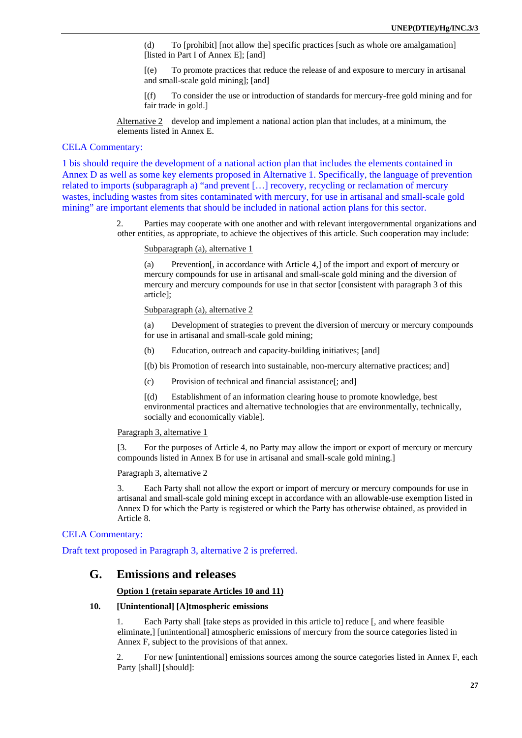(d) To [prohibit] [not allow the] specific practices [such as whole ore amalgamation] [listed in Part I of Annex E]; [and]

[(e) To promote practices that reduce the release of and exposure to mercury in artisanal and small-scale gold mining]; [and]

[(f) To consider the use or introduction of standards for mercury-free gold mining and for fair trade in gold.]

Alternative 2 develop and implement a national action plan that includes, at a minimum, the elements listed in Annex E.

CELA Commentary:

1 bis should require the development of a national action plan that includes the elements contained in Annex D as well as some key elements proposed in Alternative 1. Specifically, the language of prevention related to imports (subparagraph a) "and prevent […] recovery, recycling or reclamation of mercury wastes, including wastes from sites contaminated with mercury, for use in artisanal and small-scale gold mining" are important elements that should be included in national action plans for this sector.

2. Parties may cooperate with one another and with relevant intergovernmental organizations and other entities, as appropriate, to achieve the objectives of this article. Such cooperation may include:

Subparagraph (a), alternative 1

(a) Prevention[, in accordance with Article 4,] of the import and export of mercury or mercury compounds for use in artisanal and small-scale gold mining and the diversion of mercury and mercury compounds for use in that sector [consistent with paragraph 3 of this article];

Subparagraph (a), alternative 2

(a) Development of strategies to prevent the diversion of mercury or mercury compounds for use in artisanal and small-scale gold mining;

(b) Education, outreach and capacity-building initiatives; [and]

[(b) bis Promotion of research into sustainable, non-mercury alternative practices; and]

(c) Provision of technical and financial assistance[; and]

[(d) Establishment of an information clearing house to promote knowledge, best environmental practices and alternative technologies that are environmentally, technically, socially and economically viable].

Paragraph 3, alternative 1

[3. For the purposes of Article 4, no Party may allow the import or export of mercury or mercury compounds listed in Annex B for use in artisanal and small-scale gold mining.]

Paragraph 3, alternative 2

3. Each Party shall not allow the export or import of mercury or mercury compounds for use in artisanal and small-scale gold mining except in accordance with an allowable-use exemption listed in Annex D for which the Party is registered or which the Party has otherwise obtained, as provided in Article 8.

CELA Commentary:

Draft text proposed in Paragraph 3, alternative 2 is preferred.

## G. Emissions and releases

**Option 1 (retain separate Articles 10 and 11)**

### 10. [Unintentional] [A]tmospheric emissions

1. Each Party shall [take steps as provided in this article to] reduce [, and where feasible eliminate,] [unintentional] atmospheric emissions of mercury from the source categories listed in Annex F, subject to the provisions of that annex.

2. For new [unintentional] emissions sources among the source categories listed in Annex F, each Party [shall] [should]: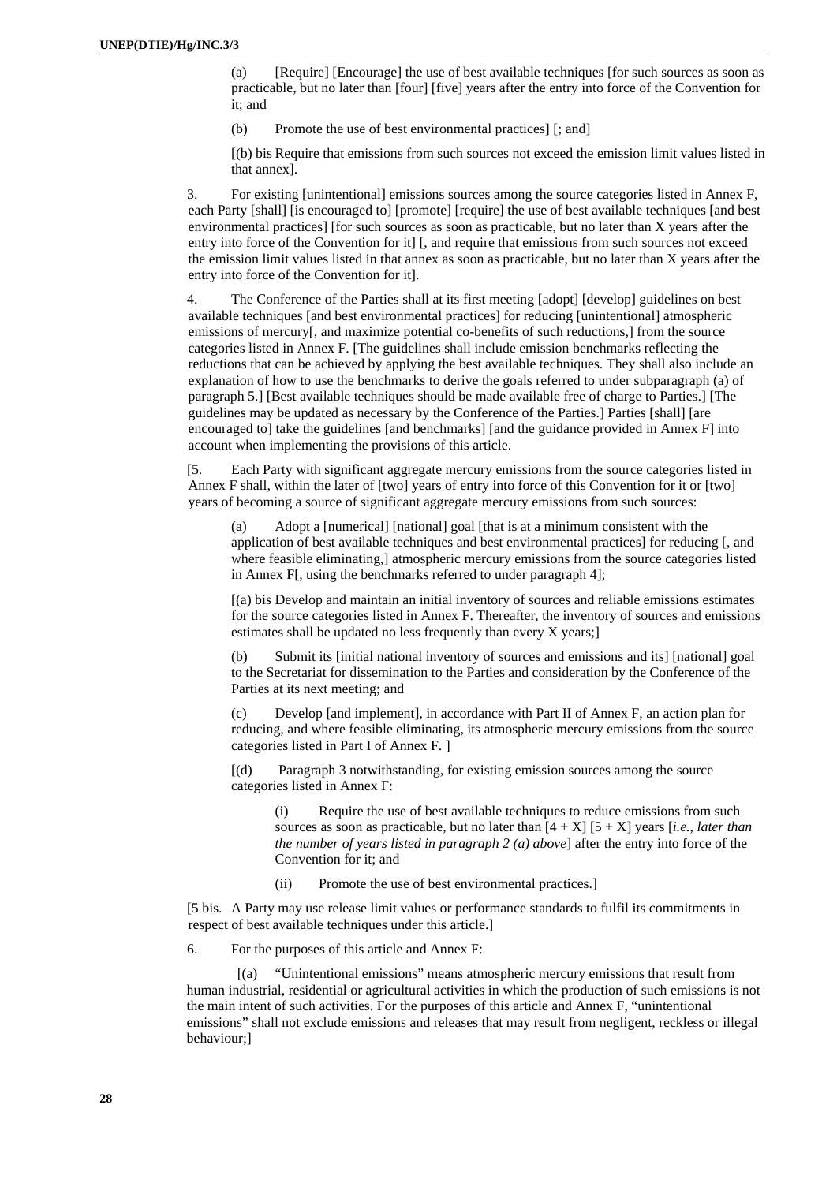(a) [Require] [Encourage] the use of best available techniques [for such sources as soon as practicable, but no later than [four] [five] years after the entry into force of the Convention for it; and

(b) Promote the use of best environmental practices] [; and]

[(b) bis Require that emissions from such sources not exceed the emission limit values listed in that annex].

3. For existing [unintentional] emissions sources among the source categories listed in Annex F, each Party [shall] [is encouraged to] [promote] [require] the use of best available techniques [and best environmental practices] [for such sources as soon as practicable, but no later than X years after the entry into force of the Convention for it] [, and require that emissions from such sources not exceed the emission limit values listed in that annex as soon as practicable, but no later than X years after the entry into force of the Convention for it].

4. The Conference of the Parties shall at its first meeting [adopt] [develop] guidelines on best available techniques [and best environmental practices] for reducing [unintentional] atmospheric emissions of mercury[, and maximize potential co-benefits of such reductions,] from the source categories listed in Annex F. [The guidelines shall include emission benchmarks reflecting the reductions that can be achieved by applying the best available techniques. They shall also include an explanation of how to use the benchmarks to derive the goals referred to under subparagraph (a) of paragraph 5.] [Best available techniques should be made available free of charge to Parties.] [The guidelines may be updated as necessary by the Conference of the Parties.] Parties [shall] [are encouraged to] take the guidelines [and benchmarks] [and the guidance provided in Annex F] into account when implementing the provisions of this article.

[5. Each Party with significant aggregate mercury emissions from the source categories listed in Annex F shall, within the later of [two] years of entry into force of this Convention for it or [two] years of becoming a source of significant aggregate mercury emissions from such sources:

(a) Adopt a [numerical] [national] goal [that is at a minimum consistent with the application of best available techniques and best environmental practices] for reducing [, and where feasible eliminating,] atmospheric mercury emissions from the source categories listed in Annex F[, using the benchmarks referred to under paragraph 4];

[(a) bis Develop and maintain an initial inventory of sources and reliable emissions estimates for the source categories listed in Annex F. Thereafter, the inventory of sources and emissions estimates shall be updated no less frequently than every X years;]

(b) Submit its [initial national inventory of sources and emissions and its] [national] goal to the Secretariat for dissemination to the Parties and consideration by the Conference of the Parties at its next meeting; and

(c) Develop [and implement], in accordance with Part II of Annex F, an action plan for reducing, and where feasible eliminating, its atmospheric mercury emissions from the source categories listed in Part I of Annex F. ]

[(d) Paragraph 3 notwithstanding, for existing emission sources among the source categories listed in Annex F:

(i) Require the use of best available techniques to reduce emissions from such sources as soon as practicable, but no later than [4 + X] [5 + X] years [*i.e., later than the number of years listed in paragraph 2 (a) above*] after the entry into force of the Convention for it; and

(ii) Promote the use of best environmental practices.]

[5 bis. A Party may use release limit values or performance standards to fulfil its commitments in respect of best available techniques under this article.]

6. For the purposes of this article and Annex F:

[(a) "Unintentional emissions" means atmospheric mercury emissions that result from human industrial, residential or agricultural activities in which the production of such emissions is not the main intent of such activities. For the purposes of this article and Annex F, "unintentional emissions" shall not exclude emissions and releases that may result from negligent, reckless or illegal behaviour;]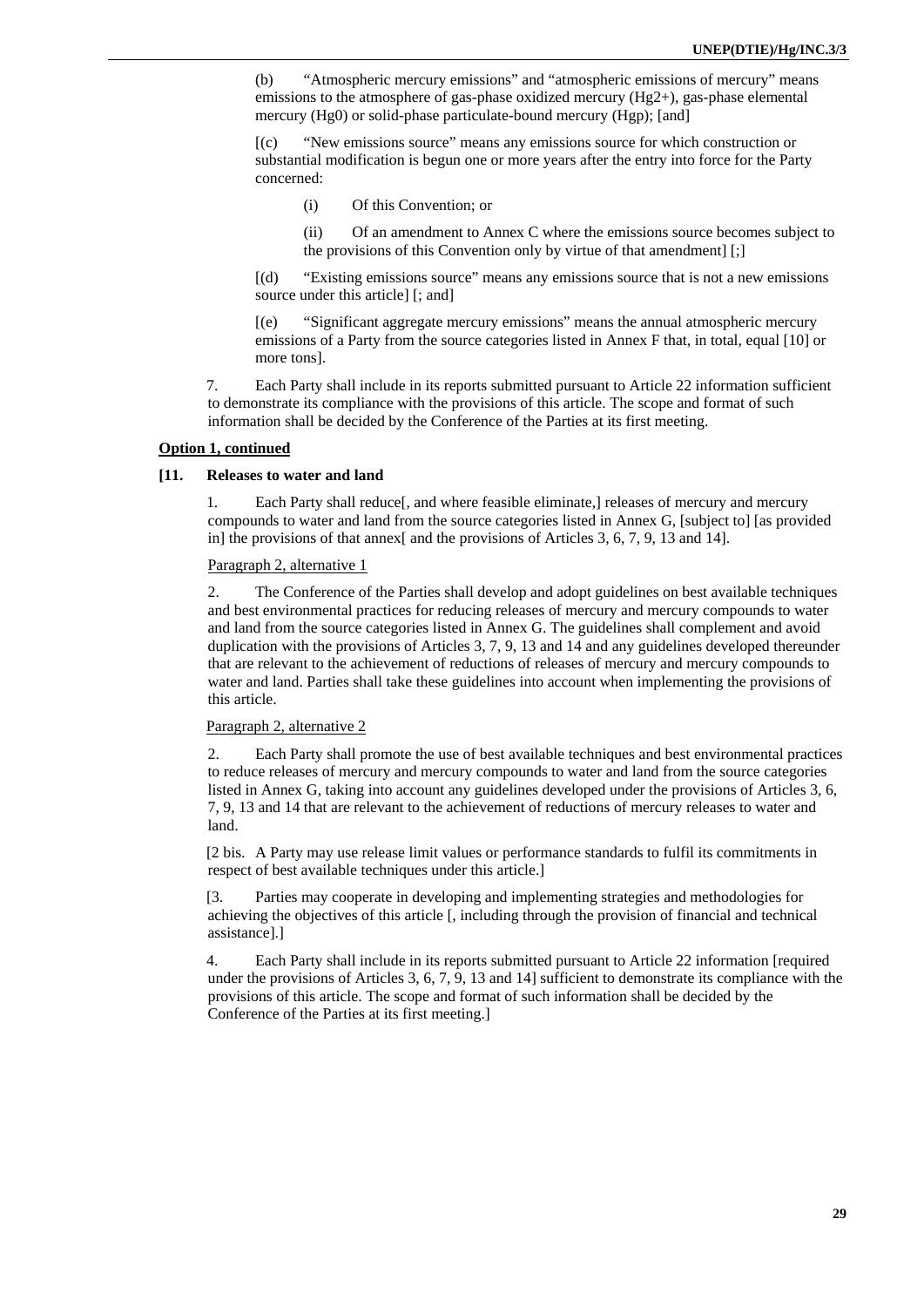(b) "Atmospheric mercury emissions" and "atmospheric emissions of mercury" means emissions to the atmosphere of gas-phase oxidized mercury ($Hg^{2+}$), gas-phase elemental mercury ($Hg^0$) or solid-phase particulate-bound mercury ($Hg_p$); [and]

[(c) "New emissions source" means any emissions source for which construction or substantial modification is begun one or more years after the entry into force for the Party concerned:

(i) Of this Convention; or

(ii) Of an amendment to Annex C where the emissions source becomes subject to the provisions of this Convention only by virtue of that amendment] [;]

[(d) "Existing emissions source" means any emissions source that is not a new emissions source under this article] [; and]

[(e) "Significant aggregate mercury emissions" means the annual atmospheric mercury emissions of a Party from the source categories listed in Annex F that, in total, equal [10] or more tons].

7. Each Party shall include in its reports submitted pursuant to Article 22 information sufficient to demonstrate its compliance with the provisions of this article. The scope and format of such information shall be decided by the Conference of the Parties at its first meeting.

**Option 1, continued**

**[11. Releases to water and land**

1. Each Party shall reduce[, and where feasible eliminate,] releases of mercury and mercury compounds to water and land from the source categories listed in Annex G, [subject to] [as provided in] the provisions of that annex[ and the provisions of Articles 3, 6, 7, 9, 13 and 14].

Paragraph 2, alternative 1

2. The Conference of the Parties shall develop and adopt guidelines on best available techniques and best environmental practices for reducing releases of mercury and mercury compounds to water and land from the source categories listed in Annex G. The guidelines shall complement and avoid duplication with the provisions of Articles 3, 7, 9, 13 and 14 and any guidelines developed thereunder that are relevant to the achievement of reductions of releases of mercury and mercury compounds to water and land. Parties shall take these guidelines into account when implementing the provisions of this article.

Paragraph 2, alternative 2

2. Each Party shall promote the use of best available techniques and best environmental practices to reduce releases of mercury and mercury compounds to water and land from the source categories listed in Annex G, taking into account any guidelines developed under the provisions of Articles 3, 6, 7, 9, 13 and 14 that are relevant to the achievement of reductions of mercury releases to water and land.

[2 bis. A Party may use release limit values or performance standards to fulfil its commitments in respect of best available techniques under this article.]

[3. Parties may cooperate in developing and implementing strategies and methodologies for achieving the objectives of this article [, including through the provision of financial and technical assistance].]

4. Each Party shall include in its reports submitted pursuant to Article 22 information [required under the provisions of Articles 3, 6, 7, 9, 13 and 14] sufficient to demonstrate its compliance with the provisions of this article. The scope and format of such information shall be decided by the Conference of the Parties at its first meeting.]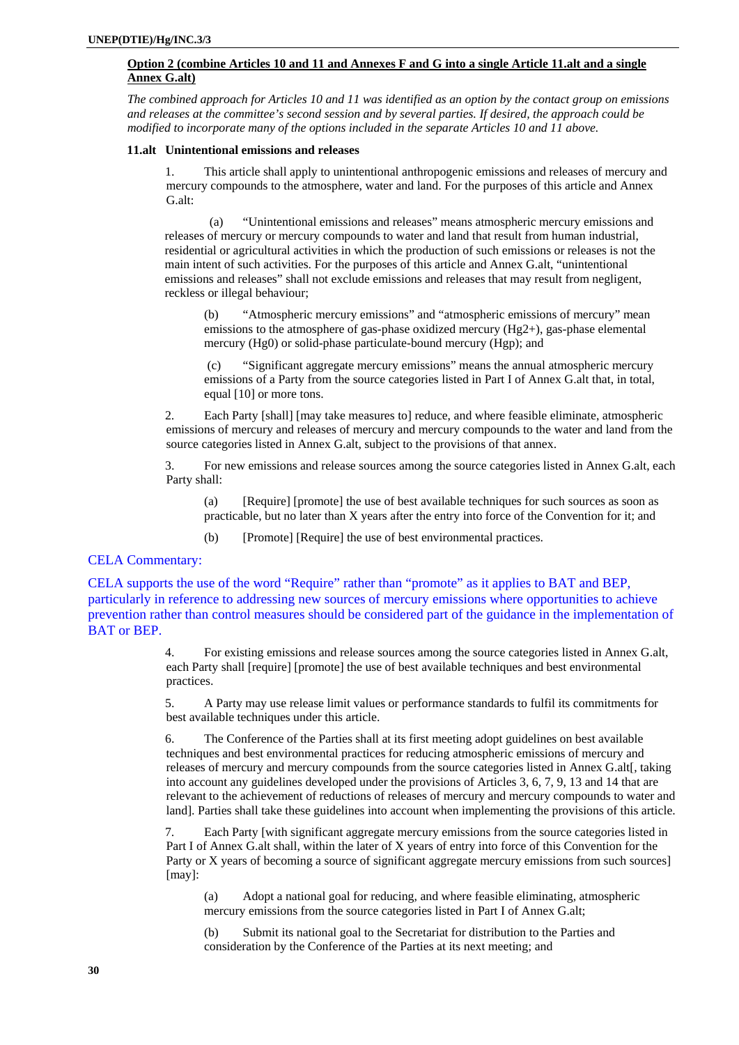**Option 2 (combine Articles 10 and 11 and Annexes F and G into a single Article 11.alt and a single Annex G.alt)**

*The combined approach for Articles 10 and 11 was identified as an option by the contact group on emissions and releases at the committee's second session and by several parties. If desired, the approach could be modified to incorporate many of the options included in the separate Articles 10 and 11 above.*

**11.alt Unintentional emissions and releases**

1. This article shall apply to unintentional anthropogenic emissions and releases of mercury and mercury compounds to the atmosphere, water and land. For the purposes of this article and Annex G.alt:

(a) "Unintentional emissions and releases" means atmospheric mercury emissions and releases of mercury or mercury compounds to water and land that result from human industrial, residential or agricultural activities in which the production of such emissions or releases is not the main intent of such activities. For the purposes of this article and Annex G.alt, "unintentional emissions and releases" shall not exclude emissions and releases that may result from negligent, reckless or illegal behaviour;

(b) "Atmospheric mercury emissions" and "atmospheric emissions of mercury" mean emissions to the atmosphere of gas-phase oxidized mercury ($Hg^{2+}$), gas-phase elemental mercury ($Hg^0$) or solid-phase particulate-bound mercury ($Hg_p$); and

(c) "Significant aggregate mercury emissions" means the annual atmospheric mercury emissions of a Party from the source categories listed in Part I of Annex G.alt that, in total, equal [10] or more tons.

2. Each Party [shall] [may take measures to] reduce, and where feasible eliminate, atmospheric emissions of mercury and releases of mercury and mercury compounds to the water and land from the source categories listed in Annex G.alt, subject to the provisions of that annex.

3. For new emissions and release sources among the source categories listed in Annex G.alt, each Party shall:

(a) [Require] [promote] the use of best available techniques for such sources as soon as practicable, but no later than X years after the entry into force of the Convention for it; and

(b) [Promote] [Require] the use of best environmental practices.

CELA Commentary:

CELA supports the use of the word "Require" rather than "promote" as it applies to BAT and BEP, particularly in reference to addressing new sources of mercury emissions where opportunities to achieve prevention rather than control measures should be considered part of the guidance in the implementation of BAT or BEP.

4. For existing emissions and release sources among the source categories listed in Annex G.alt, each Party shall [require] [promote] the use of best available techniques and best environmental practices.

5. A Party may use release limit values or performance standards to fulfil its commitments for best available techniques under this article.

6. The Conference of the Parties shall at its first meeting adopt guidelines on best available techniques and best environmental practices for reducing atmospheric emissions of mercury and releases of mercury and mercury compounds from the source categories listed in Annex G.alt[, taking into account any guidelines developed under the provisions of Articles 3, 6, 7, 9, 13 and 14 that are relevant to the achievement of reductions of releases of mercury and mercury compounds to water and land]. Parties shall take these guidelines into account when implementing the provisions of this article.

7. Each Party [with significant aggregate mercury emissions from the source categories listed in Part I of Annex G.alt shall, within the later of X years of entry into force of this Convention for the Party or X years of becoming a source of significant aggregate mercury emissions from such sources] [may]:

(a) Adopt a national goal for reducing, and where feasible eliminating, atmospheric mercury emissions from the source categories listed in Part I of Annex G.alt;

(b) Submit its national goal to the Secretariat for distribution to the Parties and consideration by the Conference of the Parties at its next meeting; and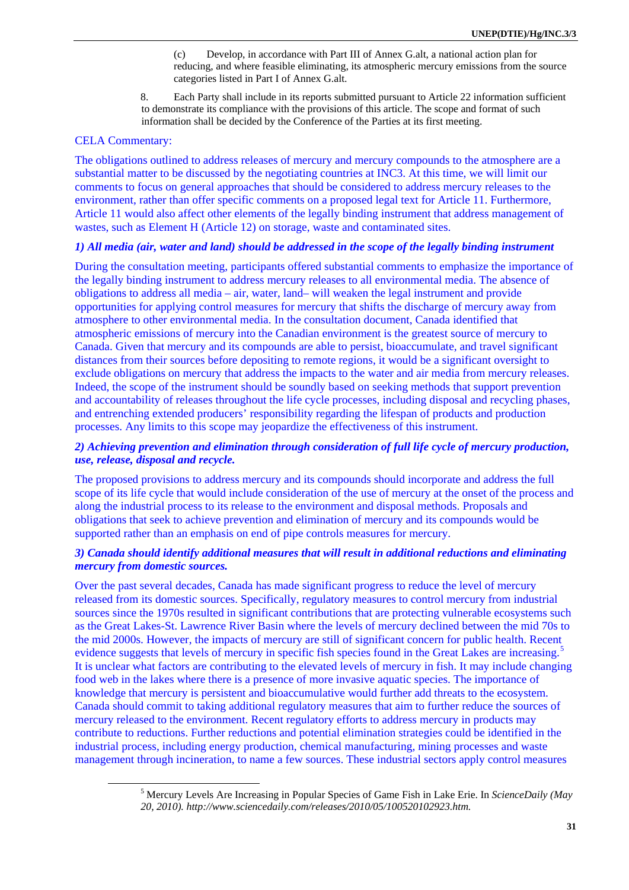(c) Develop, in accordance with Part III of Annex G.alt, a national action plan for reducing, and where feasible eliminating, its atmospheric mercury emissions from the source categories listed in Part I of Annex G.alt.

8. Each Party shall include in its reports submitted pursuant to Article 22 information sufficient to demonstrate its compliance with the provisions of this article. The scope and format of such information shall be decided by the Conference of the Parties at its first meeting.

CELA Commentary:

The obligations outlined to address releases of mercury and mercury compounds to the atmosphere are a substantial matter to be discussed by the negotiating countries at INC3. At this time, we will limit our comments to focus on general approaches that should be considered to address mercury releases to the environment, rather than offer specific comments on a proposed legal text for Article 11. Furthermore, Article 11 would also affect other elements of the legally binding instrument that address management of wastes, such as Element H (Article 12) on storage, waste and contaminated sites.

***1) All media (air, water and land) should be addressed in the scope of the legally binding instrument***

During the consultation meeting, participants offered substantial comments to emphasize the importance of the legally binding instrument to address mercury releases to all environmental media. The absence of obligations to address all media – air, water, land– will weaken the legal instrument and provide opportunities for applying control measures for mercury that shifts the discharge of mercury away from atmosphere to other environmental media. In the consultation document, Canada identified that atmospheric emissions of mercury into the Canadian environment is the greatest source of mercury to Canada. Given that mercury and its compounds are able to persist, bioaccumulate, and travel significant distances from their sources before depositing to remote regions, it would be a significant oversight to exclude obligations on mercury that address the impacts to the water and air media from mercury releases. Indeed, the scope of the instrument should be soundly based on seeking methods that support prevention and accountability of releases throughout the life cycle processes, including disposal and recycling phases, and entrenching extended producers' responsibility regarding the lifespan of products and production processes. Any limits to this scope may jeopardize the effectiveness of this instrument.

***2) Achieving prevention and elimination through consideration of full life cycle of mercury production, use, release, disposal and recycle.***

The proposed provisions to address mercury and its compounds should incorporate and address the full scope of its life cycle that would include consideration of the use of mercury at the onset of the process and along the industrial process to its release to the environment and disposal methods. Proposals and obligations that seek to achieve prevention and elimination of mercury and its compounds would be supported rather than an emphasis on end of pipe controls measures for mercury.

***3) Canada should identify additional measures that will result in additional reductions and eliminating mercury from domestic sources.***

Over the past several decades, Canada has made significant progress to reduce the level of mercury released from its domestic sources. Specifically, regulatory measures to control mercury from industrial sources since the 1970s resulted in significant contributions that are protecting vulnerable ecosystems such as the Great Lakes-St. Lawrence River Basin where the levels of mercury declined between the mid 70s to the mid 2000s. However, the impacts of mercury are still of significant concern for public health. Recent evidence suggests that levels of mercury in specific fish species found in the Great Lakes are increasing.[5] It is unclear what factors are contributing to the elevated levels of mercury in fish. It may include changing food web in the lakes where there is a presence of more invasive aquatic species. The importance of knowledge that mercury is persistent and bioaccumulative would further add threats to the ecosystem. Canada should commit to taking additional regulatory measures that aim to further reduce the sources of mercury released to the environment. Recent regulatory efforts to address mercury in products may contribute to reductions. Further reductions and potential elimination strategies could be identified in the industrial process, including energy production, chemical manufacturing, mining processes and waste management through incineration, to name a few sources. These industrial sectors apply control measures

---

[5] Mercury Levels Are Increasing in Popular Species of Game Fish in Lake Erie. In *ScienceDaily (May 20, 2010). http://www.sciencedaily.com/releases/2010/05/100520102923.htm.*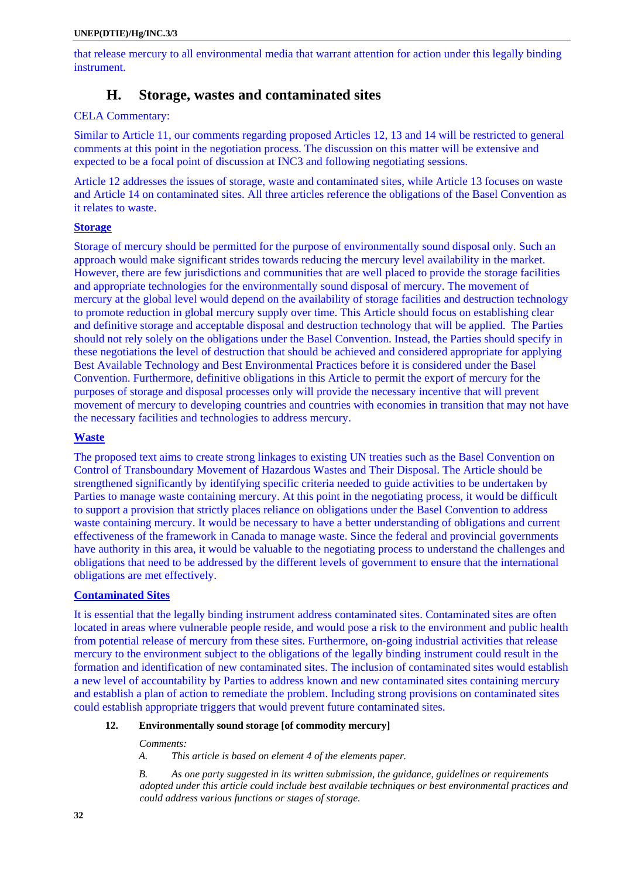that release mercury to all environmental media that warrant attention for action under this legally binding instrument.

## H. Storage, wastes and contaminated sites

CELA Commentary:

Similar to Article 11, our comments regarding proposed Articles 12, 13 and 14 will be restricted to general comments at this point in the negotiation process. The discussion on this matter will be extensive and expected to be a focal point of discussion at INC3 and following negotiating sessions.

Article 12 addresses the issues of storage, waste and contaminated sites, while Article 13 focuses on waste and Article 14 on contaminated sites. All three articles reference the obligations of the Basel Convention as it relates to waste.

**Storage**

Storage of mercury should be permitted for the purpose of environmentally sound disposal only. Such an approach would make significant strides towards reducing the mercury level availability in the market. However, there are few jurisdictions and communities that are well placed to provide the storage facilities and appropriate technologies for the environmentally sound disposal of mercury. The movement of mercury at the global level would depend on the availability of storage facilities and destruction technology to promote reduction in global mercury supply over time. This Article should focus on establishing clear and definitive storage and acceptable disposal and destruction technology that will be applied. The Parties should not rely solely on the obligations under the Basel Convention. Instead, the Parties should specify in these negotiations the level of destruction that should be achieved and considered appropriate for applying Best Available Technology and Best Environmental Practices before it is considered under the Basel Convention. Furthermore, definitive obligations in this Article to permit the export of mercury for the purposes of storage and disposal processes only will provide the necessary incentive that will prevent movement of mercury to developing countries and countries with economies in transition that may not have the necessary facilities and technologies to address mercury.

**Waste**

The proposed text aims to create strong linkages to existing UN treaties such as the Basel Convention on Control of Transboundary Movement of Hazardous Wastes and Their Disposal. The Article should be strengthened significantly by identifying specific criteria needed to guide activities to be undertaken by Parties to manage waste containing mercury. At this point in the negotiating process, it would be difficult to support a provision that strictly places reliance on obligations under the Basel Convention to address waste containing mercury. It would be necessary to have a better understanding of obligations and current effectiveness of the framework in Canada to manage waste. Since the federal and provincial governments have authority in this area, it would be valuable to the negotiating process to understand the challenges and obligations that need to be addressed by the different levels of government to ensure that the international obligations are met effectively.

**Contaminated Sites**

It is essential that the legally binding instrument address contaminated sites. Contaminated sites are often located in areas where vulnerable people reside, and would pose a risk to the environment and public health from potential release of mercury from these sites. Furthermore, on-going industrial activities that release mercury to the environment subject to the obligations of the legally binding instrument could result in the formation and identification of new contaminated sites. The inclusion of contaminated sites would establish a new level of accountability by Parties to address known and new contaminated sites containing mercury and establish a plan of action to remediate the problem. Including strong provisions on contaminated sites could establish appropriate triggers that would prevent future contaminated sites.

### 12. Environmentally sound storage [of commodity mercury]

*Comments:*

*A. This article is based on element 4 of the elements paper.*

*B. As one party suggested in its written submission, the guidance, guidelines or requirements adopted under this article could include best available techniques or best environmental practices and could address various functions or stages of storage.*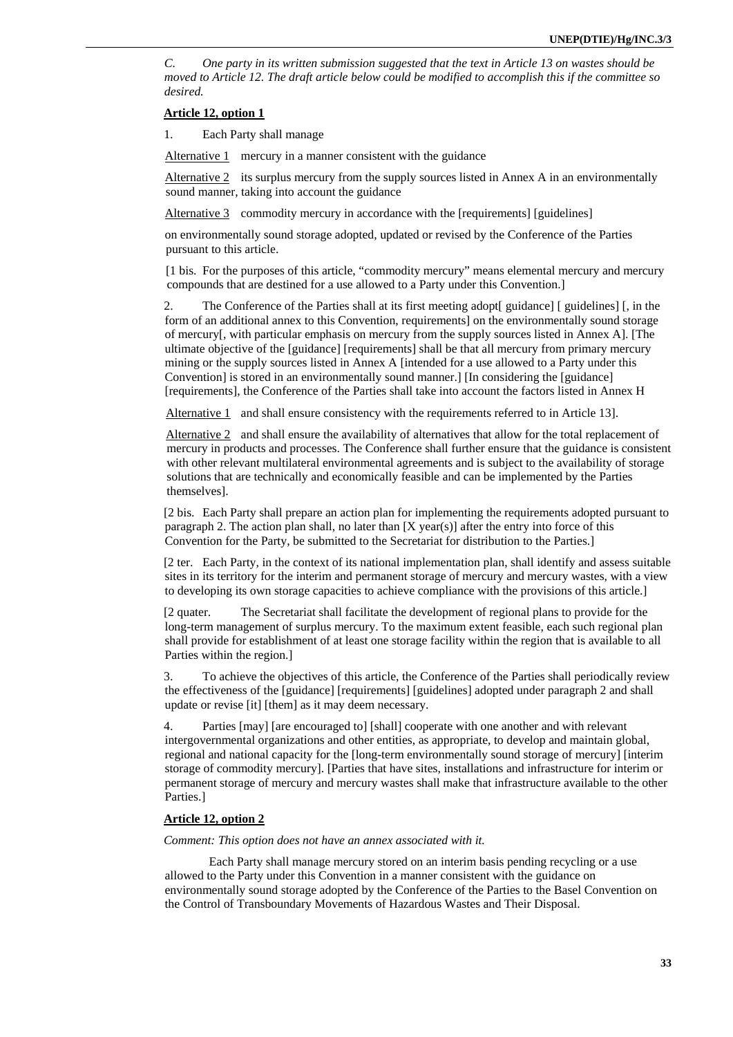*C. One party in its written submission suggested that the text in Article 13 on wastes should be moved to Article 12. The draft article below could be modified to accomplish this if the committee so desired.*

**Article 12, option 1**

1. Each Party shall manage

Alternative 1 mercury in a manner consistent with the guidance

Alternative 2 its surplus mercury from the supply sources listed in Annex A in an environmentally sound manner, taking into account the guidance

Alternative 3 commodity mercury in accordance with the [requirements] [guidelines]

on environmentally sound storage adopted, updated or revised by the Conference of the Parties pursuant to this article.

[1 bis. For the purposes of this article, "commodity mercury" means elemental mercury and mercury compounds that are destined for a use allowed to a Party under this Convention.]

2. The Conference of the Parties shall at its first meeting adopt[ guidance] [ guidelines] [, in the form of an additional annex to this Convention, requirements] on the environmentally sound storage of mercury[, with particular emphasis on mercury from the supply sources listed in Annex A]. [The ultimate objective of the [guidance] [requirements] shall be that all mercury from primary mercury mining or the supply sources listed in Annex A [intended for a use allowed to a Party under this Convention] is stored in an environmentally sound manner.] [In considering the [guidance] [requirements], the Conference of the Parties shall take into account the factors listed in Annex H

Alternative 1 and shall ensure consistency with the requirements referred to in Article 13].

Alternative 2 and shall ensure the availability of alternatives that allow for the total replacement of mercury in products and processes. The Conference shall further ensure that the guidance is consistent with other relevant multilateral environmental agreements and is subject to the availability of storage solutions that are technically and economically feasible and can be implemented by the Parties themselves].

[2 bis. Each Party shall prepare an action plan for implementing the requirements adopted pursuant to paragraph 2. The action plan shall, no later than [X year(s)] after the entry into force of this Convention for the Party, be submitted to the Secretariat for distribution to the Parties.]

[2 ter. Each Party, in the context of its national implementation plan, shall identify and assess suitable sites in its territory for the interim and permanent storage of mercury and mercury wastes, with a view to developing its own storage capacities to achieve compliance with the provisions of this article.]

[2 quater. The Secretariat shall facilitate the development of regional plans to provide for the long-term management of surplus mercury. To the maximum extent feasible, each such regional plan shall provide for establishment of at least one storage facility within the region that is available to all Parties within the region.]

3. To achieve the objectives of this article, the Conference of the Parties shall periodically review the effectiveness of the [guidance] [requirements] [guidelines] adopted under paragraph 2 and shall update or revise [it] [them] as it may deem necessary.

4. Parties [may] [are encouraged to] [shall] cooperate with one another and with relevant intergovernmental organizations and other entities, as appropriate, to develop and maintain global, regional and national capacity for the [long-term environmentally sound storage of mercury] [interim storage of commodity mercury]. [Parties that have sites, installations and infrastructure for interim or permanent storage of mercury and mercury wastes shall make that infrastructure available to the other Parties.]

**Article 12, option 2**

*Comment: This option does not have an annex associated with it.*

Each Party shall manage mercury stored on an interim basis pending recycling or a use allowed to the Party under this Convention in a manner consistent with the guidance on environmentally sound storage adopted by the Conference of the Parties to the Basel Convention on the Control of Transboundary Movements of Hazardous Wastes and Their Disposal.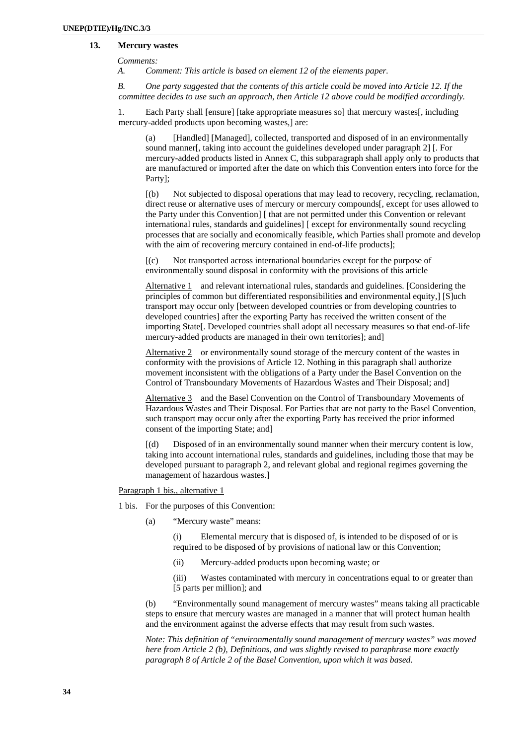### 13. Mercury wastes

*Comments:*

*A. Comment: This article is based on element 12 of the elements paper.*

*B. One party suggested that the contents of this article could be moved into Article 12. If the committee decides to use such an approach, then Article 12 above could be modified accordingly.*

1. Each Party shall [ensure] [take appropriate measures so] that mercury wastes[, including mercury-added products upon becoming wastes,] are:

(a) [Handled] [Managed], collected, transported and disposed of in an environmentally sound manner[, taking into account the guidelines developed under paragraph 2] [. For mercury-added products listed in Annex C, this subparagraph shall apply only to products that are manufactured or imported after the date on which this Convention enters into force for the Party];

[(b) Not subjected to disposal operations that may lead to recovery, recycling, reclamation, direct reuse or alternative uses of mercury or mercury compounds[, except for uses allowed to the Party under this Convention] [ that are not permitted under this Convention or relevant international rules, standards and guidelines] [ except for environmentally sound recycling processes that are socially and economically feasible, which Parties shall promote and develop with the aim of recovering mercury contained in end-of-life products];

[(c) Not transported across international boundaries except for the purpose of environmentally sound disposal in conformity with the provisions of this article

Alternative 1 and relevant international rules, standards and guidelines. [Considering the principles of common but differentiated responsibilities and environmental equity,] [S]uch transport may occur only [between developed countries or from developing countries to developed countries] after the exporting Party has received the written consent of the importing State[. Developed countries shall adopt all necessary measures so that end-of-life mercury-added products are managed in their own territories]; and]

Alternative 2 or environmentally sound storage of the mercury content of the wastes in conformity with the provisions of Article 12. Nothing in this paragraph shall authorize movement inconsistent with the obligations of a Party under the Basel Convention on the Control of Transboundary Movements of Hazardous Wastes and Their Disposal; and]

Alternative 3 and the Basel Convention on the Control of Transboundary Movements of Hazardous Wastes and Their Disposal. For Parties that are not party to the Basel Convention, such transport may occur only after the exporting Party has received the prior informed consent of the importing State; and]

[(d) Disposed of in an environmentally sound manner when their mercury content is low, taking into account international rules, standards and guidelines, including those that may be developed pursuant to paragraph 2, and relevant global and regional regimes governing the management of hazardous wastes.]

Paragraph 1 bis., alternative 1

1 bis. For the purposes of this Convention:

(a) "Mercury waste" means:

(i) Elemental mercury that is disposed of, is intended to be disposed of or is required to be disposed of by provisions of national law or this Convention;

(ii) Mercury-added products upon becoming waste; or

(iii) Wastes contaminated with mercury in concentrations equal to or greater than [5 parts per million]; and

(b) "Environmentally sound management of mercury wastes" means taking all practicable steps to ensure that mercury wastes are managed in a manner that will protect human health and the environment against the adverse effects that may result from such wastes.

*Note: This definition of "environmentally sound management of mercury wastes" was moved here from Article 2 (b), Definitions, and was slightly revised to paraphrase more exactly paragraph 8 of Article 2 of the Basel Convention, upon which it was based.*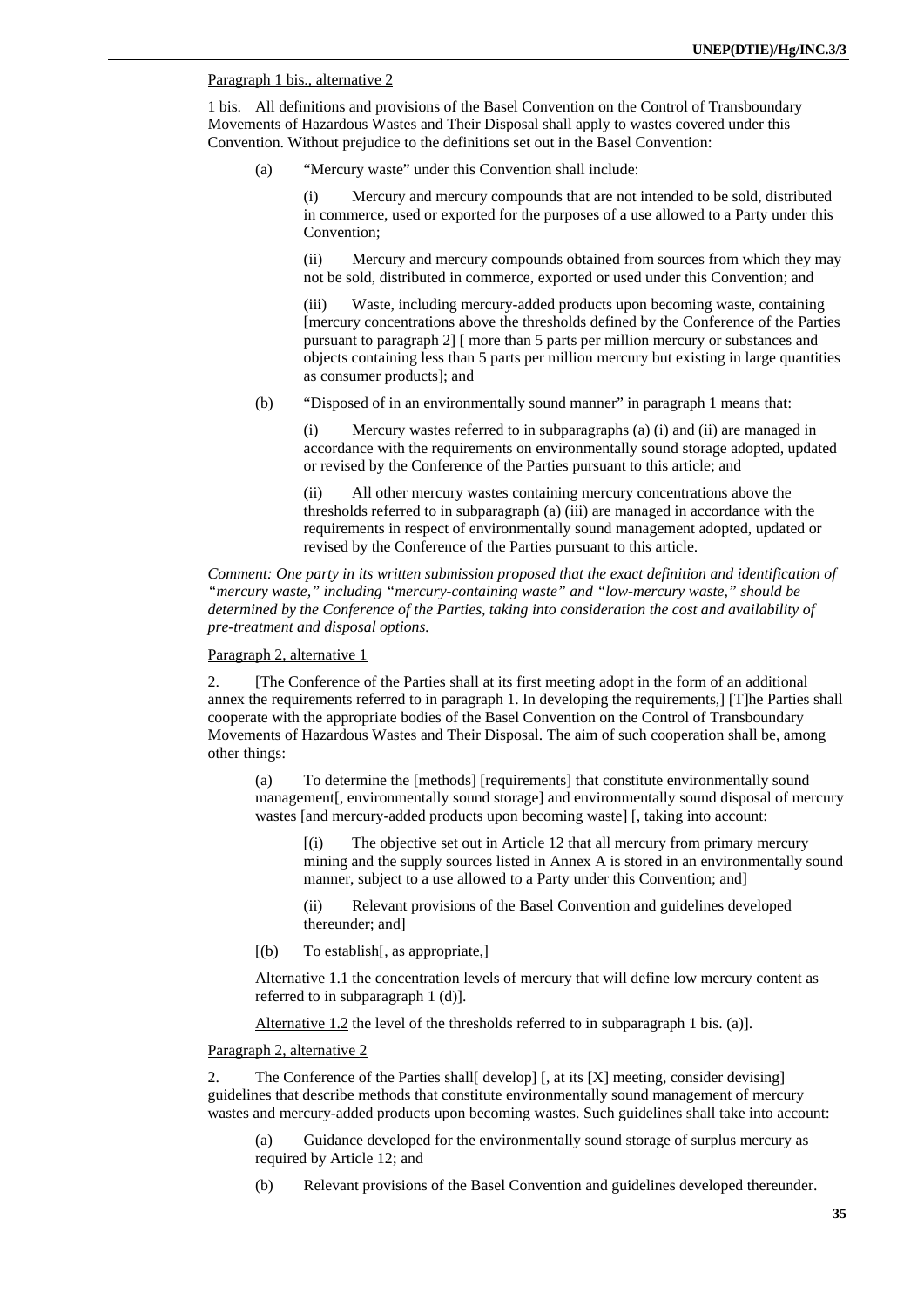Paragraph 1 bis., alternative 2

1 bis. All definitions and provisions of the Basel Convention on the Control of Transboundary Movements of Hazardous Wastes and Their Disposal shall apply to wastes covered under this Convention. Without prejudice to the definitions set out in the Basel Convention:

(a) "Mercury waste" under this Convention shall include:

(i) Mercury and mercury compounds that are not intended to be sold, distributed in commerce, used or exported for the purposes of a use allowed to a Party under this Convention;

(ii) Mercury and mercury compounds obtained from sources from which they may not be sold, distributed in commerce, exported or used under this Convention; and

(iii) Waste, including mercury-added products upon becoming waste, containing [mercury concentrations above the thresholds defined by the Conference of the Parties pursuant to paragraph 2] [ more than 5 parts per million mercury or substances and objects containing less than 5 parts per million mercury but existing in large quantities as consumer products]; and

(b) "Disposed of in an environmentally sound manner" in paragraph 1 means that:

(i) Mercury wastes referred to in subparagraphs (a) (i) and (ii) are managed in accordance with the requirements on environmentally sound storage adopted, updated or revised by the Conference of the Parties pursuant to this article; and

(ii) All other mercury wastes containing mercury concentrations above the thresholds referred to in subparagraph (a) (iii) are managed in accordance with the requirements in respect of environmentally sound management adopted, updated or revised by the Conference of the Parties pursuant to this article.

*Comment: One party in its written submission proposed that the exact definition and identification of "mercury waste," including "mercury-containing waste" and "low-mercury waste," should be determined by the Conference of the Parties, taking into consideration the cost and availability of pre-treatment and disposal options.*

Paragraph 2, alternative 1

2. [The Conference of the Parties shall at its first meeting adopt in the form of an additional annex the requirements referred to in paragraph 1. In developing the requirements,] [T]he Parties shall cooperate with the appropriate bodies of the Basel Convention on the Control of Transboundary Movements of Hazardous Wastes and Their Disposal. The aim of such cooperation shall be, among other things:

(a) To determine the [methods] [requirements] that constitute environmentally sound management[, environmentally sound storage] and environmentally sound disposal of mercury wastes [and mercury-added products upon becoming waste] [, taking into account:

[(i) The objective set out in Article 12 that all mercury from primary mercury mining and the supply sources listed in Annex A is stored in an environmentally sound manner, subject to a use allowed to a Party under this Convention; and]

(ii) Relevant provisions of the Basel Convention and guidelines developed thereunder; and]

[(b) To establish[, as appropriate,]

Alternative 1.1 the concentration levels of mercury that will define low mercury content as referred to in subparagraph 1 (d)].

Alternative 1.2 the level of the thresholds referred to in subparagraph 1 bis. (a)].

Paragraph 2, alternative 2

2. The Conference of the Parties shall[ develop] [, at its [X] meeting, consider devising] guidelines that describe methods that constitute environmentally sound management of mercury wastes and mercury-added products upon becoming wastes. Such guidelines shall take into account:

(a) Guidance developed for the environmentally sound storage of surplus mercury as required by Article 12; and

(b) Relevant provisions of the Basel Convention and guidelines developed thereunder.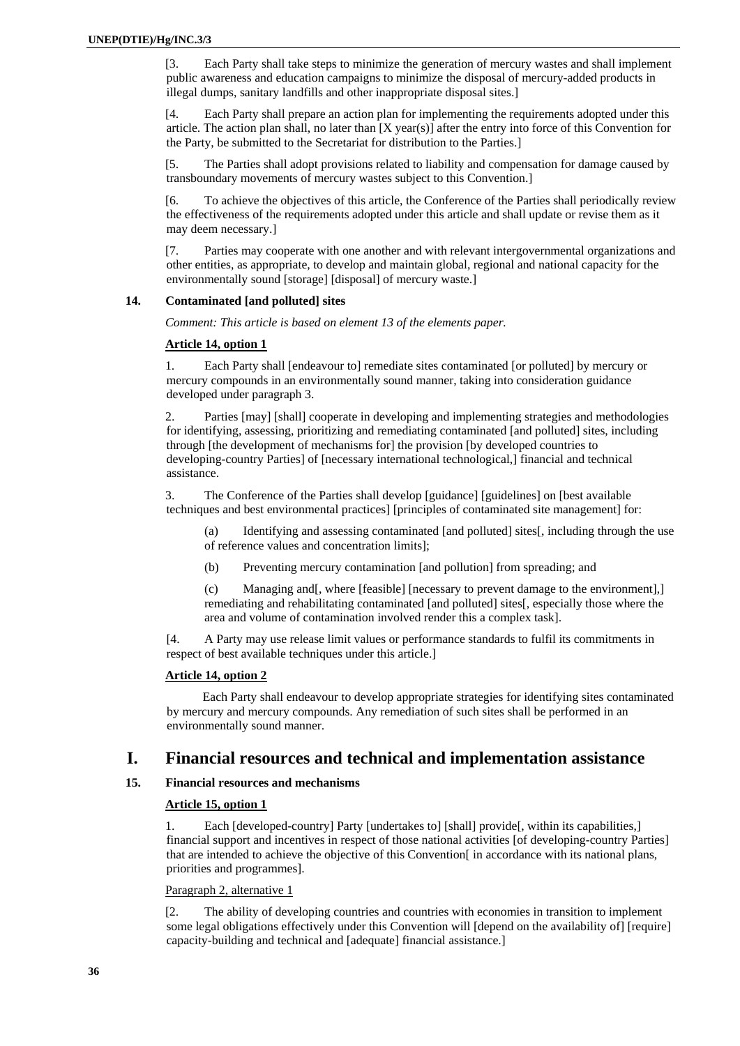[3. Each Party shall take steps to minimize the generation of mercury wastes and shall implement public awareness and education campaigns to minimize the disposal of mercury-added products in illegal dumps, sanitary landfills and other inappropriate disposal sites.]

[4. Each Party shall prepare an action plan for implementing the requirements adopted under this article. The action plan shall, no later than [X year(s)] after the entry into force of this Convention for the Party, be submitted to the Secretariat for distribution to the Parties.]

[5. The Parties shall adopt provisions related to liability and compensation for damage caused by transboundary movements of mercury wastes subject to this Convention.]

[6. To achieve the objectives of this article, the Conference of the Parties shall periodically review the effectiveness of the requirements adopted under this article and shall update or revise them as it may deem necessary.]

[7. Parties may cooperate with one another and with relevant intergovernmental organizations and other entities, as appropriate, to develop and maintain global, regional and national capacity for the environmentally sound [storage] [disposal] of mercury waste.]

### 14. Contaminated [and polluted] sites

*Comment: This article is based on element 13 of the elements paper.*

**Article 14, option 1**

1. Each Party shall [endeavour to] remediate sites contaminated [or polluted] by mercury or mercury compounds in an environmentally sound manner, taking into consideration guidance developed under paragraph 3.

2. Parties [may] [shall] cooperate in developing and implementing strategies and methodologies for identifying, assessing, prioritizing and remediating contaminated [and polluted] sites, including through [the development of mechanisms for] the provision [by developed countries to developing-country Parties] of [necessary international technological,] financial and technical assistance.

3. The Conference of the Parties shall develop [guidance] [guidelines] on [best available techniques and best environmental practices] [principles of contaminated site management] for:

(a) Identifying and assessing contaminated [and polluted] sites[, including through the use of reference values and concentration limits];

(b) Preventing mercury contamination [and pollution] from spreading; and

(c) Managing and[, where [feasible] [necessary to prevent damage to the environment],] remediating and rehabilitating contaminated [and polluted] sites[, especially those where the area and volume of contamination involved render this a complex task].

[4. A Party may use release limit values or performance standards to fulfil its commitments in respect of best available techniques under this article.]

**Article 14, option 2**

Each Party shall endeavour to develop appropriate strategies for identifying sites contaminated by mercury and mercury compounds. Any remediation of such sites shall be performed in an environmentally sound manner.

## I. Financial resources and technical and implementation assistance

### 15. Financial resources and mechanisms

**Article 15, option 1**

1. Each [developed-country] Party [undertakes to] [shall] provide[, within its capabilities,] financial support and incentives in respect of those national activities [of developing-country Parties] that are intended to achieve the objective of this Convention[ in accordance with its national plans, priorities and programmes].

Paragraph 2, alternative 1

[2. The ability of developing countries and countries with economies in transition to implement some legal obligations effectively under this Convention will [depend on the availability of] [require] capacity-building and technical and [adequate] financial assistance.]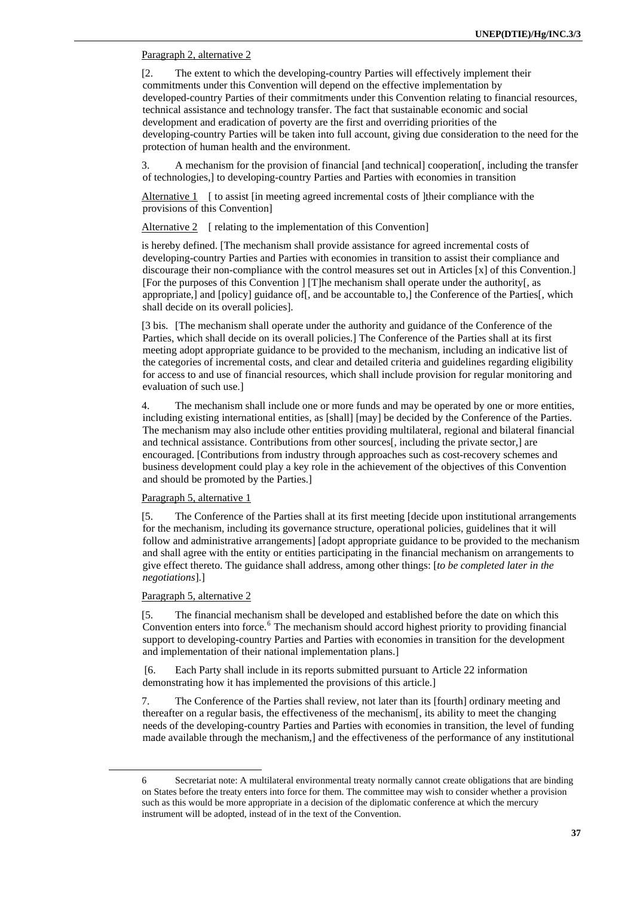Paragraph 2, alternative 2

[2. The extent to which the developing-country Parties will effectively implement their commitments under this Convention will depend on the effective implementation by developed-country Parties of their commitments under this Convention relating to financial resources, technical assistance and technology transfer. The fact that sustainable economic and social development and eradication of poverty are the first and overriding priorities of the developing-country Parties will be taken into full account, giving due consideration to the need for the protection of human health and the environment.

3. A mechanism for the provision of financial [and technical] cooperation[, including the transfer of technologies,] to developing-country Parties and Parties with economies in transition

Alternative 1 [ to assist [in meeting agreed incremental costs of ]their compliance with the provisions of this Convention]

Alternative 2 [ relating to the implementation of this Convention]

is hereby defined. [The mechanism shall provide assistance for agreed incremental costs of developing-country Parties and Parties with economies in transition to assist their compliance and discourage their non-compliance with the control measures set out in Articles [x] of this Convention.] [For the purposes of this Convention ] [T]he mechanism shall operate under the authority[, as appropriate,] and [policy] guidance of[, and be accountable to,] the Conference of the Parties[, which shall decide on its overall policies].

[3 bis. [The mechanism shall operate under the authority and guidance of the Conference of the Parties, which shall decide on its overall policies.] The Conference of the Parties shall at its first meeting adopt appropriate guidance to be provided to the mechanism, including an indicative list of the categories of incremental costs, and clear and detailed criteria and guidelines regarding eligibility for access to and use of financial resources, which shall include provision for regular monitoring and evaluation of such use.]

4. The mechanism shall include one or more funds and may be operated by one or more entities, including existing international entities, as [shall] [may] be decided by the Conference of the Parties. The mechanism may also include other entities providing multilateral, regional and bilateral financial and technical assistance. Contributions from other sources[, including the private sector,] are encouraged. [Contributions from industry through approaches such as cost-recovery schemes and business development could play a key role in the achievement of the objectives of this Convention and should be promoted by the Parties.]

Paragraph 5, alternative 1

[5. The Conference of the Parties shall at its first meeting [decide upon institutional arrangements for the mechanism, including its governance structure, operational policies, guidelines that it will follow and administrative arrangements] [adopt appropriate guidance to be provided to the mechanism and shall agree with the entity or entities participating in the financial mechanism on arrangements to give effect thereto. The guidance shall address, among other things: [*to be completed later in the negotiations*].]

Paragraph 5, alternative 2

[5. The financial mechanism shall be developed and established before the date on which this Convention enters into force.[6] The mechanism should accord highest priority to providing financial support to developing-country Parties and Parties with economies in transition for the development and implementation of their national implementation plans.]

[6. Each Party shall include in its reports submitted pursuant to Article 22 information demonstrating how it has implemented the provisions of this article.]

7. The Conference of the Parties shall review, not later than its [fourth] ordinary meeting and thereafter on a regular basis, the effectiveness of the mechanism[, its ability to meet the changing needs of the developing-country Parties and Parties with economies in transition, the level of funding made available through the mechanism,] and the effectiveness of the performance of any institutional

---

6 Secretariat note: A multilateral environmental treaty normally cannot create obligations that are binding on States before the treaty enters into force for them. The committee may wish to consider whether a provision such as this would be more appropriate in a decision of the diplomatic conference at which the mercury instrument will be adopted, instead of in the text of the Convention.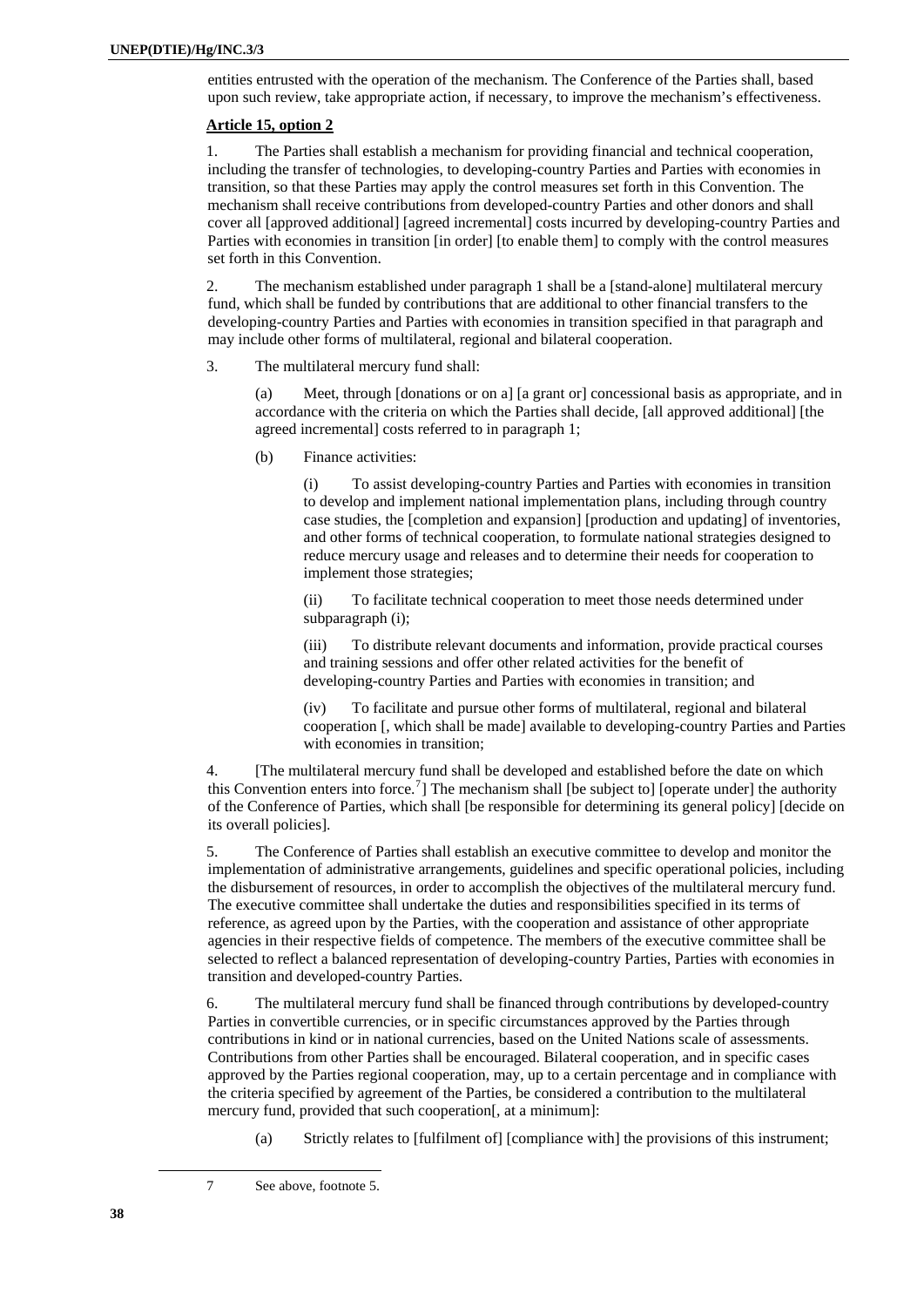entities entrusted with the operation of the mechanism. The Conference of the Parties shall, based upon such review, take appropriate action, if necessary, to improve the mechanism's effectiveness.

**Article 15, option 2**

1. The Parties shall establish a mechanism for providing financial and technical cooperation, including the transfer of technologies, to developing-country Parties and Parties with economies in transition, so that these Parties may apply the control measures set forth in this Convention. The mechanism shall receive contributions from developed-country Parties and other donors and shall cover all [approved additional] [agreed incremental] costs incurred by developing-country Parties and Parties with economies in transition [in order] [to enable them] to comply with the control measures set forth in this Convention.

2. The mechanism established under paragraph 1 shall be a [stand-alone] multilateral mercury fund, which shall be funded by contributions that are additional to other financial transfers to the developing-country Parties and Parties with economies in transition specified in that paragraph and may include other forms of multilateral, regional and bilateral cooperation.

3. The multilateral mercury fund shall:

(a) Meet, through [donations or on a] [a grant or] concessional basis as appropriate, and in accordance with the criteria on which the Parties shall decide, [all approved additional] [the agreed incremental] costs referred to in paragraph 1;

(b) Finance activities:

(i) To assist developing-country Parties and Parties with economies in transition to develop and implement national implementation plans, including through country case studies, the [completion and expansion] [production and updating] of inventories, and other forms of technical cooperation, to formulate national strategies designed to reduce mercury usage and releases and to determine their needs for cooperation to implement those strategies;

(ii) To facilitate technical cooperation to meet those needs determined under subparagraph (i);

(iii) To distribute relevant documents and information, provide practical courses and training sessions and offer other related activities for the benefit of developing-country Parties and Parties with economies in transition; and

(iv) To facilitate and pursue other forms of multilateral, regional and bilateral cooperation [, which shall be made] available to developing-country Parties and Parties with economies in transition;

4. [The multilateral mercury fund shall be developed and established before the date on which this Convention enters into force.[7]] The mechanism shall [be subject to] [operate under] the authority of the Conference of Parties, which shall [be responsible for determining its general policy] [decide on its overall policies].

5. The Conference of Parties shall establish an executive committee to develop and monitor the implementation of administrative arrangements, guidelines and specific operational policies, including the disbursement of resources, in order to accomplish the objectives of the multilateral mercury fund. The executive committee shall undertake the duties and responsibilities specified in its terms of reference, as agreed upon by the Parties, with the cooperation and assistance of other appropriate agencies in their respective fields of competence. The members of the executive committee shall be selected to reflect a balanced representation of developing-country Parties, Parties with economies in transition and developed-country Parties.

6. The multilateral mercury fund shall be financed through contributions by developed-country Parties in convertible currencies, or in specific circumstances approved by the Parties through contributions in kind or in national currencies, based on the United Nations scale of assessments. Contributions from other Parties shall be encouraged. Bilateral cooperation, and in specific cases approved by the Parties regional cooperation, may, up to a certain percentage and in compliance with the criteria specified by agreement of the Parties, be considered a contribution to the multilateral mercury fund, provided that such cooperation[, at a minimum]:

(a) Strictly relates to [fulfilment of] [compliance with] the provisions of this instrument;

---

7 See above, footnote 5.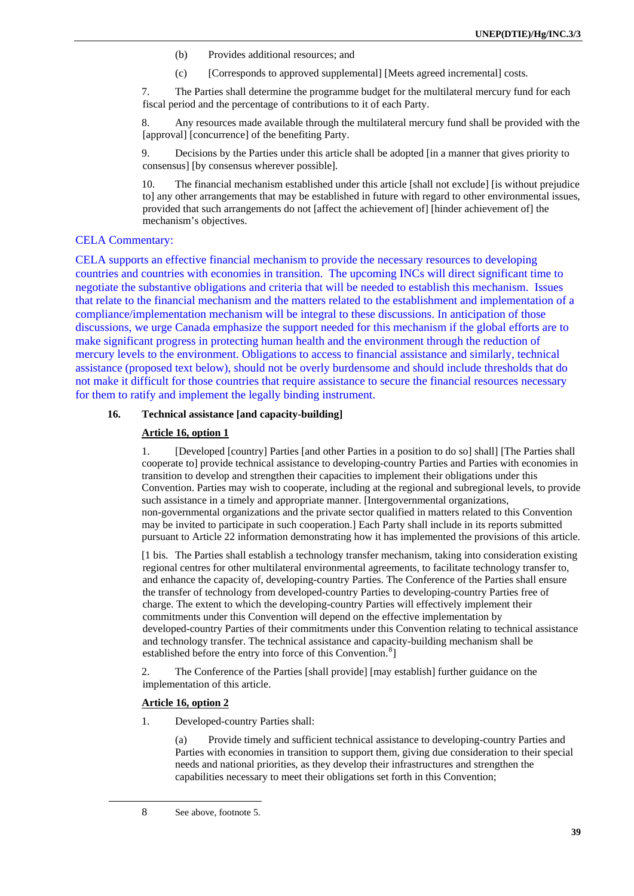(b) Provides additional resources; and

(c) [Corresponds to approved supplemental] [Meets agreed incremental] costs.

7. The Parties shall determine the programme budget for the multilateral mercury fund for each fiscal period and the percentage of contributions to it of each Party.

8. Any resources made available through the multilateral mercury fund shall be provided with the [approval] [concurrence] of the benefiting Party.

9. Decisions by the Parties under this article shall be adopted [in a manner that gives priority to consensus] [by consensus wherever possible].

10. The financial mechanism established under this article [shall not exclude] [is without prejudice to] any other arrangements that may be established in future with regard to other environmental issues, provided that such arrangements do not [affect the achievement of] [hinder achievement of] the mechanism's objectives.

CELA Commentary:

CELA supports an effective financial mechanism to provide the necessary resources to developing countries and countries with economies in transition. The upcoming INCs will direct significant time to negotiate the substantive obligations and criteria that will be needed to establish this mechanism. Issues that relate to the financial mechanism and the matters related to the establishment and implementation of a compliance/implementation mechanism will be integral to these discussions. In anticipation of those discussions, we urge Canada emphasize the support needed for this mechanism if the global efforts are to make significant progress in protecting human health and the environment through the reduction of mercury levels to the environment. Obligations to access to financial assistance and similarly, technical assistance (proposed text below), should not be overly burdensome and should include thresholds that do not make it difficult for those countries that require assistance to secure the financial resources necessary for them to ratify and implement the legally binding instrument.

## 16. Technical assistance [and capacity-building]

**Article 16, option 1**

1. [Developed [country] Parties [and other Parties in a position to do so] shall] [The Parties shall cooperate to] provide technical assistance to developing-country Parties and Parties with economies in transition to develop and strengthen their capacities to implement their obligations under this Convention. Parties may wish to cooperate, including at the regional and subregional levels, to provide such assistance in a timely and appropriate manner. [Intergovernmental organizations, non-governmental organizations and the private sector qualified in matters related to this Convention may be invited to participate in such cooperation.] Each Party shall include in its reports submitted pursuant to Article 22 information demonstrating how it has implemented the provisions of this article.

[1 bis. The Parties shall establish a technology transfer mechanism, taking into consideration existing regional centres for other multilateral environmental agreements, to facilitate technology transfer to, and enhance the capacity of, developing-country Parties. The Conference of the Parties shall ensure the transfer of technology from developed-country Parties to developing-country Parties free of charge. The extent to which the developing-country Parties will effectively implement their commitments under this Convention will depend on the effective implementation by developed-country Parties of their commitments under this Convention relating to technical assistance and technology transfer. The technical assistance and capacity-building mechanism shall be established before the entry into force of this Convention.[8]]

2. The Conference of the Parties [shall provide] [may establish] further guidance on the implementation of this article.

**Article 16, option 2**

1. Developed-country Parties shall:

(a) Provide timely and sufficient technical assistance to developing-country Parties and Parties with economies in transition to support them, giving due consideration to their special needs and national priorities, as they develop their infrastructures and strengthen the capabilities necessary to meet their obligations set forth in this Convention;

---

8 See above, footnote 5.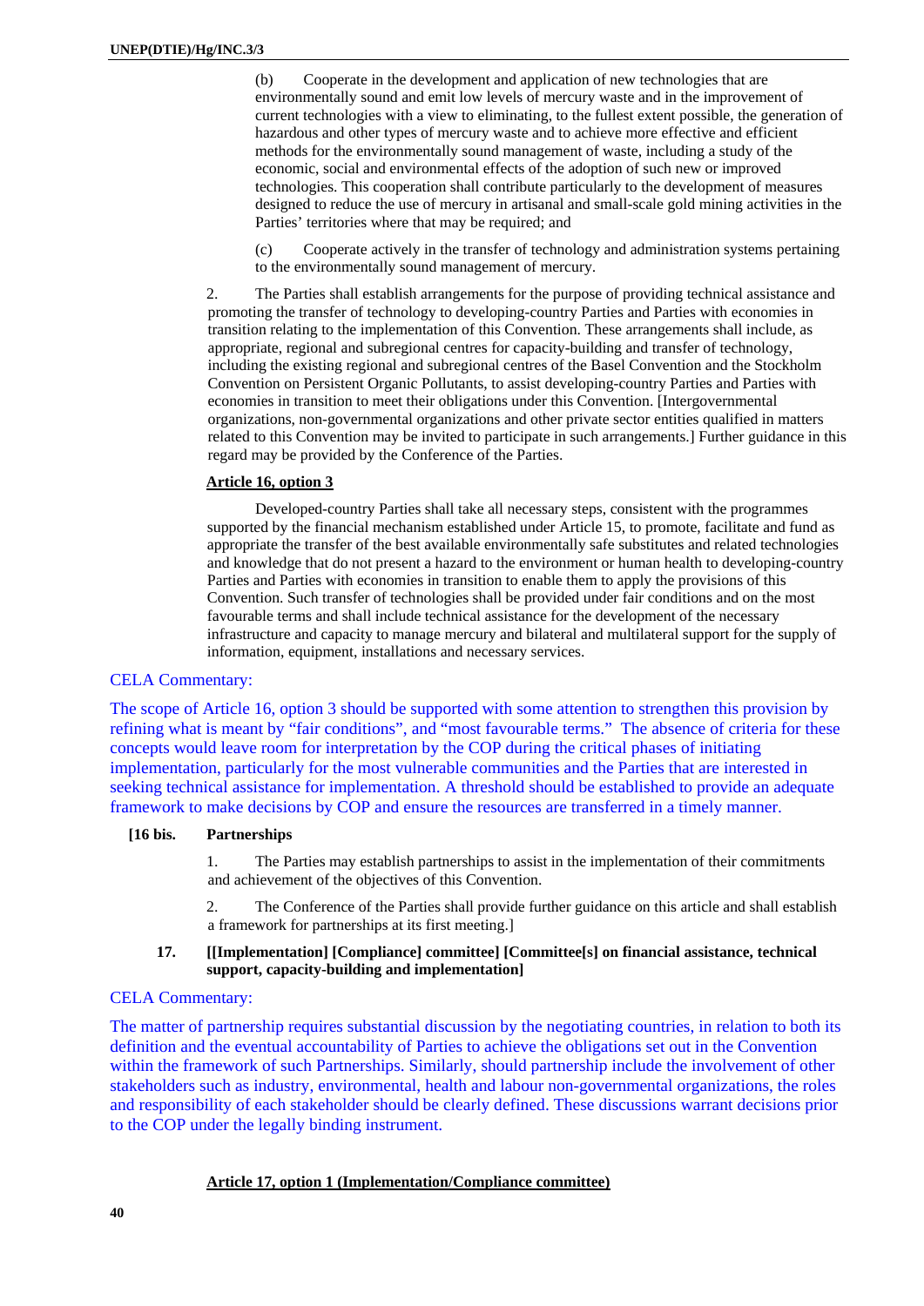(b) Cooperate in the development and application of new technologies that are environmentally sound and emit low levels of mercury waste and in the improvement of current technologies with a view to eliminating, to the fullest extent possible, the generation of hazardous and other types of mercury waste and to achieve more effective and efficient methods for the environmentally sound management of waste, including a study of the economic, social and environmental effects of the adoption of such new or improved technologies. This cooperation shall contribute particularly to the development of measures designed to reduce the use of mercury in artisanal and small-scale gold mining activities in the Parties' territories where that may be required; and

(c) Cooperate actively in the transfer of technology and administration systems pertaining to the environmentally sound management of mercury.

2. The Parties shall establish arrangements for the purpose of providing technical assistance and promoting the transfer of technology to developing-country Parties and Parties with economies in transition relating to the implementation of this Convention. These arrangements shall include, as appropriate, regional and subregional centres for capacity-building and transfer of technology, including the existing regional and subregional centres of the Basel Convention and the Stockholm Convention on Persistent Organic Pollutants, to assist developing-country Parties and Parties with economies in transition to meet their obligations under this Convention. [Intergovernmental organizations, non-governmental organizations and other private sector entities qualified in matters related to this Convention may be invited to participate in such arrangements.] Further guidance in this regard may be provided by the Conference of the Parties.

**Article 16, option 3**

Developed-country Parties shall take all necessary steps, consistent with the programmes supported by the financial mechanism established under Article 15, to promote, facilitate and fund as appropriate the transfer of the best available environmentally safe substitutes and related technologies and knowledge that do not present a hazard to the environment or human health to developing-country Parties and Parties with economies in transition to enable them to apply the provisions of this Convention. Such transfer of technologies shall be provided under fair conditions and on the most favourable terms and shall include technical assistance for the development of the necessary infrastructure and capacity to manage mercury and bilateral and multilateral support for the supply of information, equipment, installations and necessary services.

CELA Commentary:

The scope of Article 16, option 3 should be supported with some attention to strengthen this provision by refining what is meant by "fair conditions", and "most favourable terms." The absence of criteria for these concepts would leave room for interpretation by the COP during the critical phases of initiating implementation, particularly for the most vulnerable communities and the Parties that are interested in seeking technical assistance for implementation. A threshold should be established to provide an adequate framework to make decisions by COP and ensure the resources are transferred in a timely manner.

**[16 bis. Partnerships**

1. The Parties may establish partnerships to assist in the implementation of their commitments and achievement of the objectives of this Convention.

2. The Conference of the Parties shall provide further guidance on this article and shall establish a framework for partnerships at its first meeting.]

**17. [[Implementation] [Compliance] committee] [Committee[s] on financial assistance, technical support, capacity-building and implementation]**

CELA Commentary:

The matter of partnership requires substantial discussion by the negotiating countries, in relation to both its definition and the eventual accountability of Parties to achieve the obligations set out in the Convention within the framework of such Partnerships. Similarly, should partnership include the involvement of other stakeholders such as industry, environmental, health and labour non-governmental organizations, the roles and responsibility of each stakeholder should be clearly defined. These discussions warrant decisions prior to the COP under the legally binding instrument.

**Article 17, option 1 (Implementation/Compliance committee)**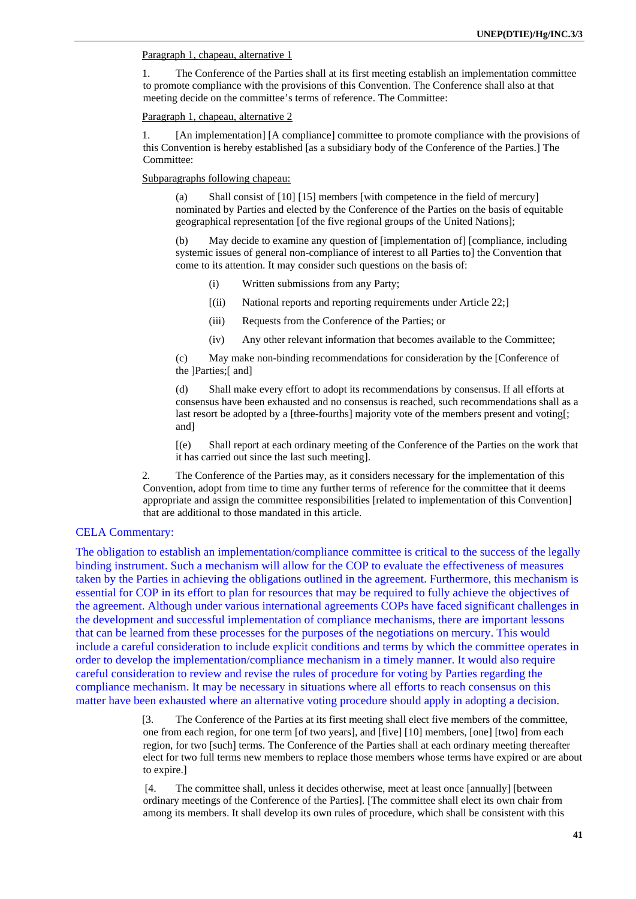Paragraph 1, chapeau, alternative 1

1. The Conference of the Parties shall at its first meeting establish an implementation committee to promote compliance with the provisions of this Convention. The Conference shall also at that meeting decide on the committee's terms of reference. The Committee:

Paragraph 1, chapeau, alternative 2

1. [An implementation] [A compliance] committee to promote compliance with the provisions of this Convention is hereby established [as a subsidiary body of the Conference of the Parties.] The Committee:

Subparagraphs following chapeau:

(a) Shall consist of [10] [15] members [with competence in the field of mercury] nominated by Parties and elected by the Conference of the Parties on the basis of equitable geographical representation [of the five regional groups of the United Nations];

(b) May decide to examine any question of [implementation of] [compliance, including systemic issues of general non-compliance of interest to all Parties to] the Convention that come to its attention. It may consider such questions on the basis of:

(i) Written submissions from any Party;

[(ii) National reports and reporting requirements under Article 22;]

(iii) Requests from the Conference of the Parties; or

(iv) Any other relevant information that becomes available to the Committee;

(c) May make non-binding recommendations for consideration by the [Conference of the ]Parties;[ and]

(d) Shall make every effort to adopt its recommendations by consensus. If all efforts at consensus have been exhausted and no consensus is reached, such recommendations shall as a last resort be adopted by a [three-fourths] majority vote of the members present and voting[; and]

[(e) Shall report at each ordinary meeting of the Conference of the Parties on the work that it has carried out since the last such meeting].

2. The Conference of the Parties may, as it considers necessary for the implementation of this Convention, adopt from time to time any further terms of reference for the committee that it deems appropriate and assign the committee responsibilities [related to implementation of this Convention] that are additional to those mandated in this article.

CELA Commentary:

The obligation to establish an implementation/compliance committee is critical to the success of the legally binding instrument. Such a mechanism will allow for the COP to evaluate the effectiveness of measures taken by the Parties in achieving the obligations outlined in the agreement. Furthermore, this mechanism is essential for COP in its effort to plan for resources that may be required to fully achieve the objectives of the agreement. Although under various international agreements COPs have faced significant challenges in the development and successful implementation of compliance mechanisms, there are important lessons that can be learned from these processes for the purposes of the negotiations on mercury. This would include a careful consideration to include explicit conditions and terms by which the committee operates in order to develop the implementation/compliance mechanism in a timely manner. It would also require careful consideration to review and revise the rules of procedure for voting by Parties regarding the compliance mechanism. It may be necessary in situations where all efforts to reach consensus on this matter have been exhausted where an alternative voting procedure should apply in adopting a decision.

[3. The Conference of the Parties at its first meeting shall elect five members of the committee, one from each region, for one term [of two years], and [five] [10] members, [one] [two] from each region, for two [such] terms. The Conference of the Parties shall at each ordinary meeting thereafter elect for two full terms new members to replace those members whose terms have expired or are about to expire.]

[4. The committee shall, unless it decides otherwise, meet at least once [annually] [between ordinary meetings of the Conference of the Parties]. [The committee shall elect its own chair from among its members. It shall develop its own rules of procedure, which shall be consistent with this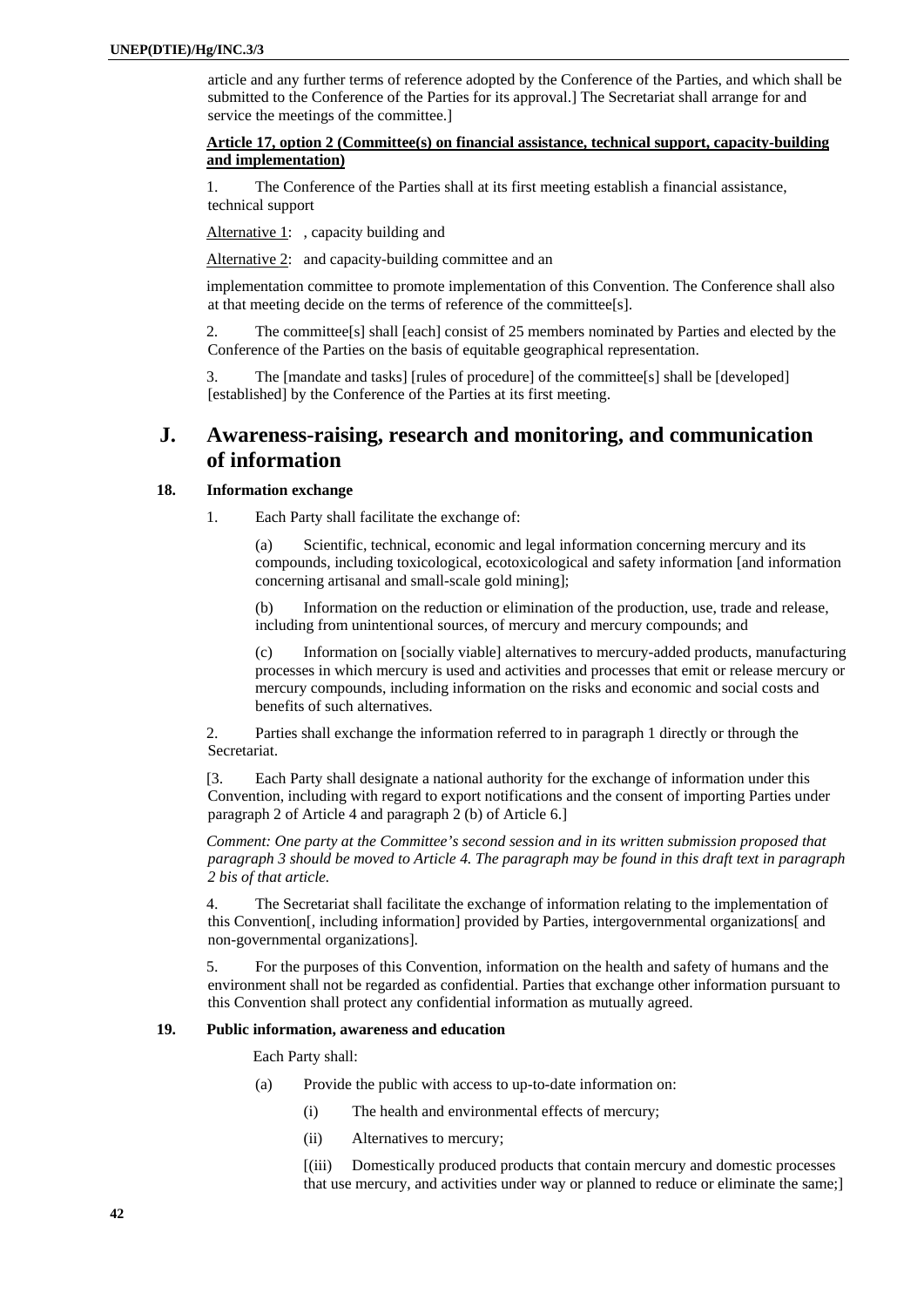article and any further terms of reference adopted by the Conference of the Parties, and which shall be submitted to the Conference of the Parties for its approval.] The Secretariat shall arrange for and service the meetings of the committee.]

**Article 17, option 2 (Committee(s) on financial assistance, technical support, capacity-building and implementation)**

1. The Conference of the Parties shall at its first meeting establish a financial assistance, technical support

Alternative 1: , capacity building and

Alternative 2: and capacity-building committee and an

implementation committee to promote implementation of this Convention. The Conference shall also at that meeting decide on the terms of reference of the committee[s].

2. The committee[s] shall [each] consist of 25 members nominated by Parties and elected by the Conference of the Parties on the basis of equitable geographical representation.

3. The [mandate and tasks] [rules of procedure] of the committee[s] shall be [developed] [established] by the Conference of the Parties at its first meeting.

## J. Awareness-raising, research and monitoring, and communication of information

### 18. Information exchange

1. Each Party shall facilitate the exchange of:

(a) Scientific, technical, economic and legal information concerning mercury and its compounds, including toxicological, ecotoxicological and safety information [and information concerning artisanal and small-scale gold mining];

(b) Information on the reduction or elimination of the production, use, trade and release, including from unintentional sources, of mercury and mercury compounds; and

(c) Information on [socially viable] alternatives to mercury-added products, manufacturing processes in which mercury is used and activities and processes that emit or release mercury or mercury compounds, including information on the risks and economic and social costs and benefits of such alternatives.

2. Parties shall exchange the information referred to in paragraph 1 directly or through the Secretariat.

[3. Each Party shall designate a national authority for the exchange of information under this Convention, including with regard to export notifications and the consent of importing Parties under paragraph 2 of Article 4 and paragraph 2 (b) of Article 6.]

*Comment: One party at the Committee's second session and in its written submission proposed that paragraph 3 should be moved to Article 4. The paragraph may be found in this draft text in paragraph 2 bis of that article.*

4. The Secretariat shall facilitate the exchange of information relating to the implementation of this Convention[, including information] provided by Parties, intergovernmental organizations[ and non-governmental organizations].

5. For the purposes of this Convention, information on the health and safety of humans and the environment shall not be regarded as confidential. Parties that exchange other information pursuant to this Convention shall protect any confidential information as mutually agreed.

### 19. Public information, awareness and education

Each Party shall:

(a) Provide the public with access to up-to-date information on:

(i) The health and environmental effects of mercury;

(ii) Alternatives to mercury;

[(iii) Domestically produced products that contain mercury and domestic processes that use mercury, and activities under way or planned to reduce or eliminate the same;]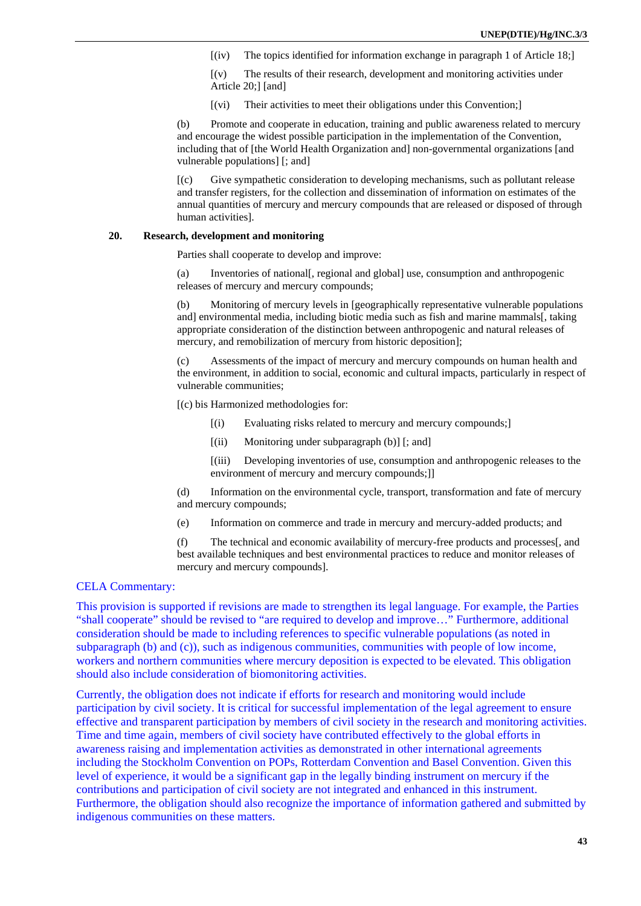[(iv) The topics identified for information exchange in paragraph 1 of Article 18;]

[(v) The results of their research, development and monitoring activities under Article 20;] [and]

[(vi) Their activities to meet their obligations under this Convention;]

(b) Promote and cooperate in education, training and public awareness related to mercury and encourage the widest possible participation in the implementation of the Convention, including that of [the World Health Organization and] non-governmental organizations [and vulnerable populations] [; and]

[(c) Give sympathetic consideration to developing mechanisms, such as pollutant release and transfer registers, for the collection and dissemination of information on estimates of the annual quantities of mercury and mercury compounds that are released or disposed of through human activities].

### 20. Research, development and monitoring

Parties shall cooperate to develop and improve:

(a) Inventories of national[, regional and global] use, consumption and anthropogenic releases of mercury and mercury compounds;

(b) Monitoring of mercury levels in [geographically representative vulnerable populations and] environmental media, including biotic media such as fish and marine mammals[, taking appropriate consideration of the distinction between anthropogenic and natural releases of mercury, and remobilization of mercury from historic deposition];

(c) Assessments of the impact of mercury and mercury compounds on human health and the environment, in addition to social, economic and cultural impacts, particularly in respect of vulnerable communities;

[(c) bis Harmonized methodologies for:

[(i) Evaluating risks related to mercury and mercury compounds;]

[(ii) Monitoring under subparagraph (b)] [; and]

[(iii) Developing inventories of use, consumption and anthropogenic releases to the environment of mercury and mercury compounds;]]

(d) Information on the environmental cycle, transport, transformation and fate of mercury and mercury compounds;

(e) Information on commerce and trade in mercury and mercury-added products; and

(f) The technical and economic availability of mercury-free products and processes[, and best available techniques and best environmental practices to reduce and monitor releases of mercury and mercury compounds].

CELA Commentary:

This provision is supported if revisions are made to strengthen its legal language. For example, the Parties "shall cooperate" should be revised to "are required to develop and improve…" Furthermore, additional consideration should be made to including references to specific vulnerable populations (as noted in subparagraph (b) and (c)), such as indigenous communities, communities with people of low income, workers and northern communities where mercury deposition is expected to be elevated. This obligation should also include consideration of biomonitoring activities.

Currently, the obligation does not indicate if efforts for research and monitoring would include participation by civil society. It is critical for successful implementation of the legal agreement to ensure effective and transparent participation by members of civil society in the research and monitoring activities. Time and time again, members of civil society have contributed effectively to the global efforts in awareness raising and implementation activities as demonstrated in other international agreements including the Stockholm Convention on POPs, Rotterdam Convention and Basel Convention. Given this level of experience, it would be a significant gap in the legally binding instrument on mercury if the contributions and participation of civil society are not integrated and enhanced in this instrument. Furthermore, the obligation should also recognize the importance of information gathered and submitted by indigenous communities on these matters.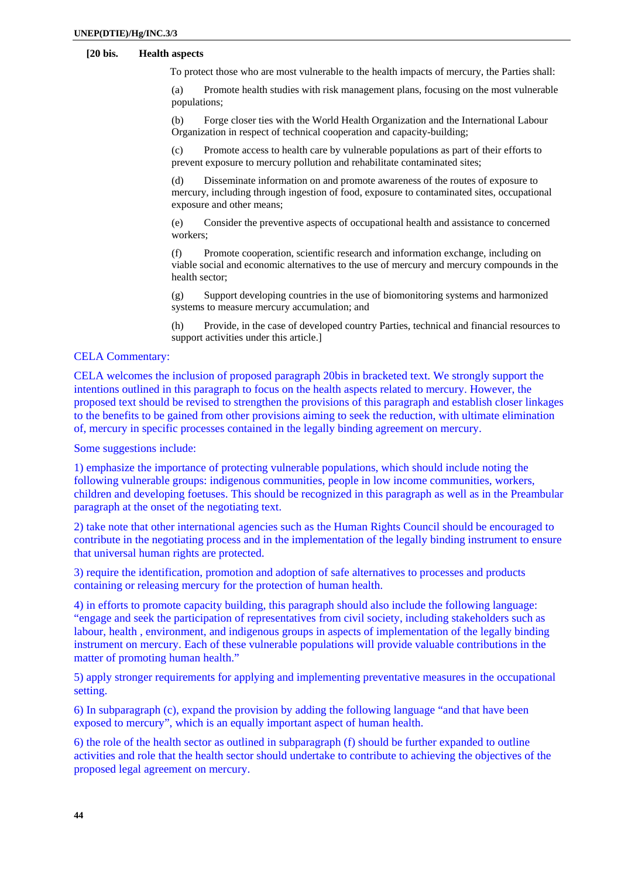**[20 bis. Health aspects**

To protect those who are most vulnerable to the health impacts of mercury, the Parties shall:

(a) Promote health studies with risk management plans, focusing on the most vulnerable populations;

(b) Forge closer ties with the World Health Organization and the International Labour Organization in respect of technical cooperation and capacity-building;

(c) Promote access to health care by vulnerable populations as part of their efforts to prevent exposure to mercury pollution and rehabilitate contaminated sites;

(d) Disseminate information on and promote awareness of the routes of exposure to mercury, including through ingestion of food, exposure to contaminated sites, occupational exposure and other means;

(e) Consider the preventive aspects of occupational health and assistance to concerned workers;

(f) Promote cooperation, scientific research and information exchange, including on viable social and economic alternatives to the use of mercury and mercury compounds in the health sector;

(g) Support developing countries in the use of biomonitoring systems and harmonized systems to measure mercury accumulation; and

(h) Provide, in the case of developed country Parties, technical and financial resources to support activities under this article.]

CELA Commentary:

CELA welcomes the inclusion of proposed paragraph 20bis in bracketed text. We strongly support the intentions outlined in this paragraph to focus on the health aspects related to mercury. However, the proposed text should be revised to strengthen the provisions of this paragraph and establish closer linkages to the benefits to be gained from other provisions aiming to seek the reduction, with ultimate elimination of, mercury in specific processes contained in the legally binding agreement on mercury.

Some suggestions include:

1) emphasize the importance of protecting vulnerable populations, which should include noting the following vulnerable groups: indigenous communities, people in low income communities, workers, children and developing foetuses. This should be recognized in this paragraph as well as in the Preambular paragraph at the onset of the negotiating text.

2) take note that other international agencies such as the Human Rights Council should be encouraged to contribute in the negotiating process and in the implementation of the legally binding instrument to ensure that universal human rights are protected.

3) require the identification, promotion and adoption of safe alternatives to processes and products containing or releasing mercury for the protection of human health.

4) in efforts to promote capacity building, this paragraph should also include the following language: "engage and seek the participation of representatives from civil society, including stakeholders such as labour, health , environment, and indigenous groups in aspects of implementation of the legally binding instrument on mercury. Each of these vulnerable populations will provide valuable contributions in the matter of promoting human health."

5) apply stronger requirements for applying and implementing preventative measures in the occupational setting.

6) In subparagraph (c), expand the provision by adding the following language "and that have been exposed to mercury", which is an equally important aspect of human health.

6) the role of the health sector as outlined in subparagraph (f) should be further expanded to outline activities and role that the health sector should undertake to contribute to achieving the objectives of the proposed legal agreement on mercury.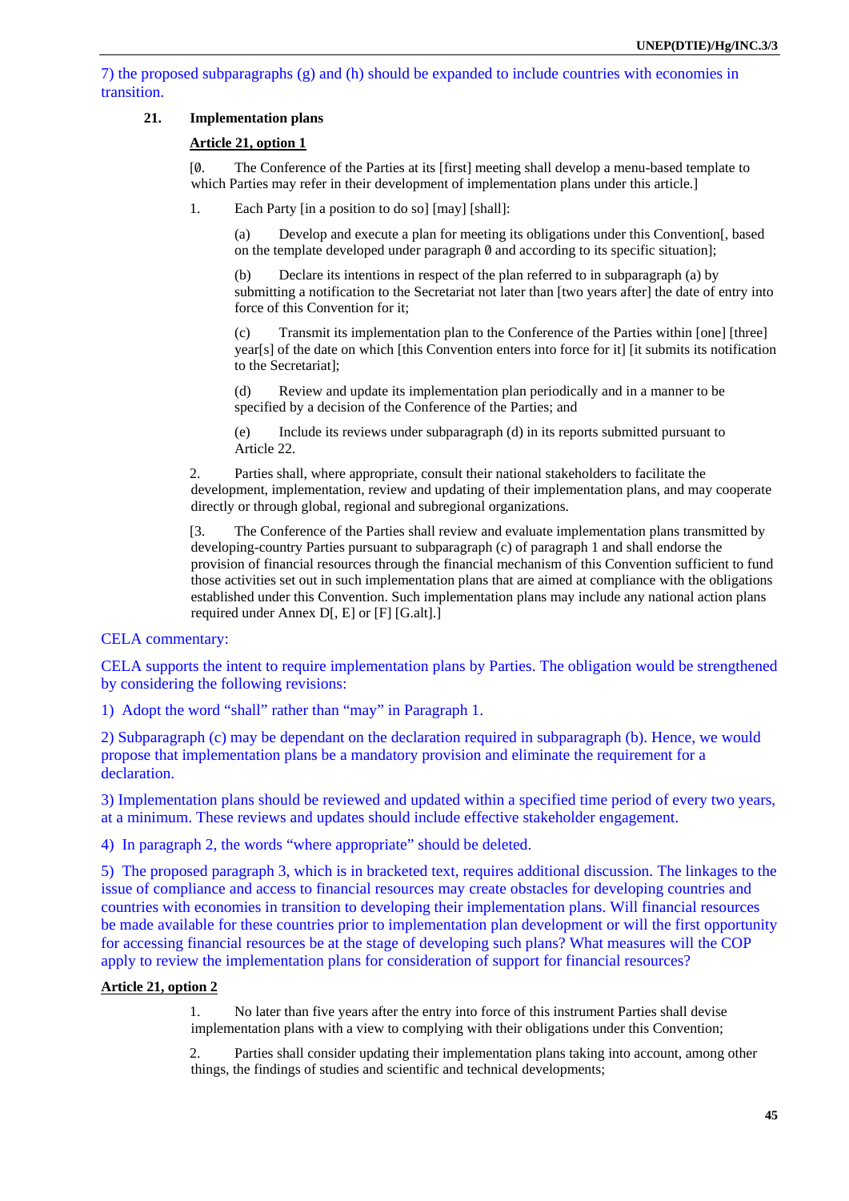7) the proposed subparagraphs (g) and (h) should be expanded to include countries with economies in transition.

### 21. Implementation plans

**Article 21, option 1**

[0. The Conference of the Parties at its [first] meeting shall develop a menu-based template to which Parties may refer in their development of implementation plans under this article.]

1. Each Party [in a position to do so] [may] [shall]:

   (a) Develop and execute a plan for meeting its obligations under this Convention[, based on the template developed under paragraph 0 and according to its specific situation];

   (b) Declare its intentions in respect of the plan referred to in subparagraph (a) by submitting a notification to the Secretariat not later than [two years after] the date of entry into force of this Convention for it;

   (c) Transmit its implementation plan to the Conference of the Parties within [one] [three] year[s] of the date on which [this Convention enters into force for it] [it submits its notification to the Secretariat];

   (d) Review and update its implementation plan periodically and in a manner to be specified by a decision of the Conference of the Parties; and

   (e) Include its reviews under subparagraph (d) in its reports submitted pursuant to Article 22.

2. Parties shall, where appropriate, consult their national stakeholders to facilitate the development, implementation, review and updating of their implementation plans, and may cooperate directly or through global, regional and subregional organizations.

[3. The Conference of the Parties shall review and evaluate implementation plans transmitted by developing-country Parties pursuant to subparagraph (c) of paragraph 1 and shall endorse the provision of financial resources through the financial mechanism of this Convention sufficient to fund those activities set out in such implementation plans that are aimed at compliance with the obligations established under this Convention. Such implementation plans may include any national action plans required under Annex D[, E] or [F] [G.alt].]

CELA commentary:

CELA supports the intent to require implementation plans by Parties. The obligation would be strengthened by considering the following revisions:

1) Adopt the word "shall" rather than "may" in Paragraph 1.

2) Subparagraph (c) may be dependant on the declaration required in subparagraph (b). Hence, we would propose that implementation plans be a mandatory provision and eliminate the requirement for a declaration.

3) Implementation plans should be reviewed and updated within a specified time period of every two years, at a minimum. These reviews and updates should include effective stakeholder engagement.

4) In paragraph 2, the words "where appropriate" should be deleted.

5) The proposed paragraph 3, which is in bracketed text, requires additional discussion. The linkages to the issue of compliance and access to financial resources may create obstacles for developing countries and countries with economies in transition to developing their implementation plans. Will financial resources be made available for these countries prior to implementation plan development or will the first opportunity for accessing financial resources be at the stage of developing such plans? What measures will the COP apply to review the implementation plans for consideration of support for financial resources?

**Article 21, option 2**

1. No later than five years after the entry into force of this instrument Parties shall devise implementation plans with a view to complying with their obligations under this Convention;

2. Parties shall consider updating their implementation plans taking into account, among other things, the findings of studies and scientific and technical developments;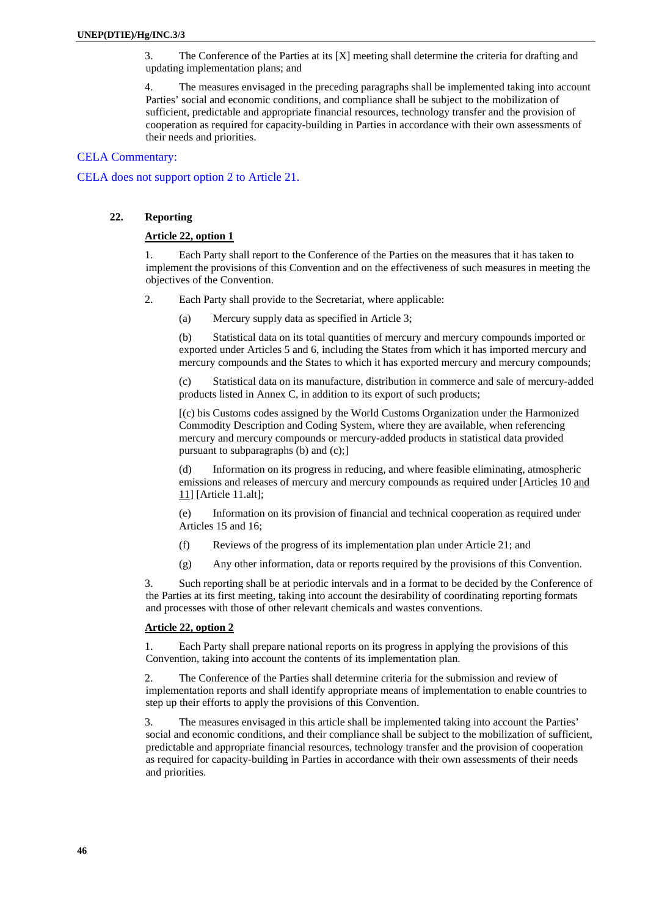3. The Conference of the Parties at its [X] meeting shall determine the criteria for drafting and updating implementation plans; and

4. The measures envisaged in the preceding paragraphs shall be implemented taking into account Parties' social and economic conditions, and compliance shall be subject to the mobilization of sufficient, predictable and appropriate financial resources, technology transfer and the provision of cooperation as required for capacity-building in Parties in accordance with their own assessments of their needs and priorities.

CELA Commentary:

CELA does not support option 2 to Article 21.

## 22. Reporting

**Article 22, option 1**

1. Each Party shall report to the Conference of the Parties on the measures that it has taken to implement the provisions of this Convention and on the effectiveness of such measures in meeting the objectives of the Convention.

2. Each Party shall provide to the Secretariat, where applicable:

(a) Mercury supply data as specified in Article 3;

(b) Statistical data on its total quantities of mercury and mercury compounds imported or exported under Articles 5 and 6, including the States from which it has imported mercury and mercury compounds and the States to which it has exported mercury and mercury compounds;

(c) Statistical data on its manufacture, distribution in commerce and sale of mercury-added products listed in Annex C, in addition to its export of such products;

[(c) bis Customs codes assigned by the World Customs Organization under the Harmonized Commodity Description and Coding System, where they are available, when referencing mercury and mercury compounds or mercury-added products in statistical data provided pursuant to subparagraphs (b) and (c);]

(d) Information on its progress in reducing, and where feasible eliminating, atmospheric emissions and releases of mercury and mercury compounds as required under [Articles 10 and 11] [Article 11.alt];

(e) Information on its provision of financial and technical cooperation as required under Articles 15 and 16;

(f) Reviews of the progress of its implementation plan under Article 21; and

(g) Any other information, data or reports required by the provisions of this Convention.

3. Such reporting shall be at periodic intervals and in a format to be decided by the Conference of the Parties at its first meeting, taking into account the desirability of coordinating reporting formats and processes with those of other relevant chemicals and wastes conventions.

**Article 22, option 2**

1. Each Party shall prepare national reports on its progress in applying the provisions of this Convention, taking into account the contents of its implementation plan.

2. The Conference of the Parties shall determine criteria for the submission and review of implementation reports and shall identify appropriate means of implementation to enable countries to step up their efforts to apply the provisions of this Convention.

3. The measures envisaged in this article shall be implemented taking into account the Parties' social and economic conditions, and their compliance shall be subject to the mobilization of sufficient, predictable and appropriate financial resources, technology transfer and the provision of cooperation as required for capacity-building in Parties in accordance with their own assessments of their needs and priorities.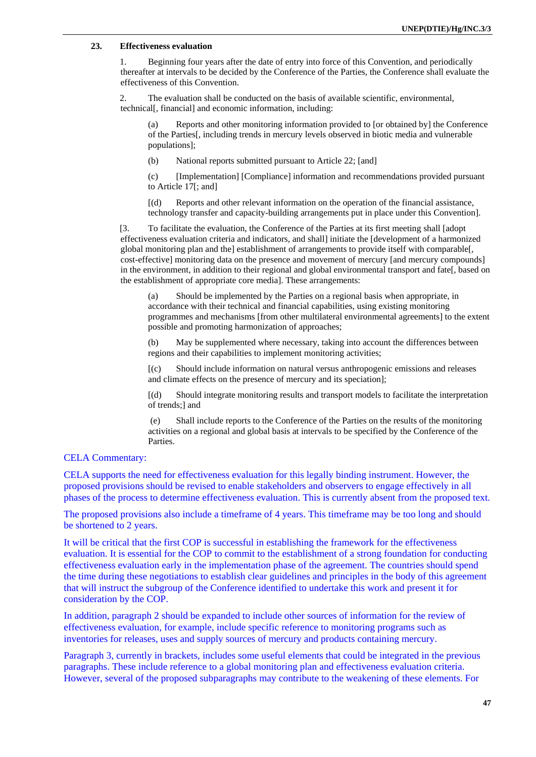## 23. Effectiveness evaluation

1. Beginning four years after the date of entry into force of this Convention, and periodically thereafter at intervals to be decided by the Conference of the Parties, the Conference shall evaluate the effectiveness of this Convention.

2. The evaluation shall be conducted on the basis of available scientific, environmental, technical[, financial] and economic information, including:

(a) Reports and other monitoring information provided to [or obtained by] the Conference of the Parties[, including trends in mercury levels observed in biotic media and vulnerable populations];

(b) National reports submitted pursuant to Article 22; [and]

(c) [Implementation] [Compliance] information and recommendations provided pursuant to Article 17[; and]

[(d) Reports and other relevant information on the operation of the financial assistance, technology transfer and capacity-building arrangements put in place under this Convention].

[3. To facilitate the evaluation, the Conference of the Parties at its first meeting shall [adopt effectiveness evaluation criteria and indicators, and shall] initiate the [development of a harmonized global monitoring plan and the] establishment of arrangements to provide itself with comparable[, cost-effective] monitoring data on the presence and movement of mercury [and mercury compounds] in the environment, in addition to their regional and global environmental transport and fate[, based on the establishment of appropriate core media]. These arrangements:

(a) Should be implemented by the Parties on a regional basis when appropriate, in accordance with their technical and financial capabilities, using existing monitoring programmes and mechanisms [from other multilateral environmental agreements] to the extent possible and promoting harmonization of approaches;

(b) May be supplemented where necessary, taking into account the differences between regions and their capabilities to implement monitoring activities;

[(c) Should include information on natural versus anthropogenic emissions and releases and climate effects on the presence of mercury and its speciation];

[(d) Should integrate monitoring results and transport models to facilitate the interpretation of trends;] and

(e) Shall include reports to the Conference of the Parties on the results of the monitoring activities on a regional and global basis at intervals to be specified by the Conference of the Parties.

CELA Commentary:

CELA supports the need for effectiveness evaluation for this legally binding instrument. However, the proposed provisions should be revised to enable stakeholders and observers to engage effectively in all phases of the process to determine effectiveness evaluation. This is currently absent from the proposed text.

The proposed provisions also include a timeframe of 4 years. This timeframe may be too long and should be shortened to 2 years.

It will be critical that the first COP is successful in establishing the framework for the effectiveness evaluation. It is essential for the COP to commit to the establishment of a strong foundation for conducting effectiveness evaluation early in the implementation phase of the agreement. The countries should spend the time during these negotiations to establish clear guidelines and principles in the body of this agreement that will instruct the subgroup of the Conference identified to undertake this work and present it for consideration by the COP.

In addition, paragraph 2 should be expanded to include other sources of information for the review of effectiveness evaluation, for example, include specific reference to monitoring programs such as inventories for releases, uses and supply sources of mercury and products containing mercury.

Paragraph 3, currently in brackets, includes some useful elements that could be integrated in the previous paragraphs. These include reference to a global monitoring plan and effectiveness evaluation criteria. However, several of the proposed subparagraphs may contribute to the weakening of these elements. For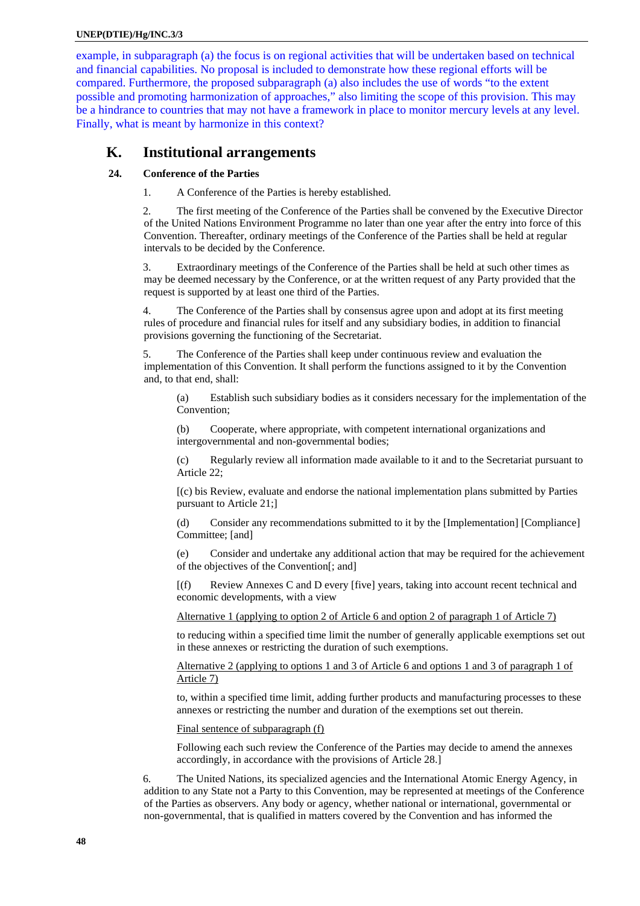example, in subparagraph (a) the focus is on regional activities that will be undertaken based on technical and financial capabilities. No proposal is included to demonstrate how these regional efforts will be compared. Furthermore, the proposed subparagraph (a) also includes the use of words "to the extent possible and promoting harmonization of approaches," also limiting the scope of this provision. This may be a hindrance to countries that may not have a framework in place to monitor mercury levels at any level. Finally, what is meant by harmonize in this context?

## K. Institutional arrangements

### 24. Conference of the Parties

1. A Conference of the Parties is hereby established.

2. The first meeting of the Conference of the Parties shall be convened by the Executive Director of the United Nations Environment Programme no later than one year after the entry into force of this Convention. Thereafter, ordinary meetings of the Conference of the Parties shall be held at regular intervals to be decided by the Conference.

3. Extraordinary meetings of the Conference of the Parties shall be held at such other times as may be deemed necessary by the Conference, or at the written request of any Party provided that the request is supported by at least one third of the Parties.

4. The Conference of the Parties shall by consensus agree upon and adopt at its first meeting rules of procedure and financial rules for itself and any subsidiary bodies, in addition to financial provisions governing the functioning of the Secretariat.

5. The Conference of the Parties shall keep under continuous review and evaluation the implementation of this Convention. It shall perform the functions assigned to it by the Convention and, to that end, shall:

(a) Establish such subsidiary bodies as it considers necessary for the implementation of the Convention;

(b) Cooperate, where appropriate, with competent international organizations and intergovernmental and non-governmental bodies;

(c) Regularly review all information made available to it and to the Secretariat pursuant to Article 22;

[(c) bis Review, evaluate and endorse the national implementation plans submitted by Parties pursuant to Article 21;]

(d) Consider any recommendations submitted to it by the [Implementation] [Compliance] Committee; [and]

(e) Consider and undertake any additional action that may be required for the achievement of the objectives of the Convention[; and]

[(f) Review Annexes C and D every [five] years, taking into account recent technical and economic developments, with a view

<u>Alternative 1 (applying to option 2 of Article 6 and option 2 of paragraph 1 of Article 7)</u>

to reducing within a specified time limit the number of generally applicable exemptions set out in these annexes or restricting the duration of such exemptions.

<u>Alternative 2 (applying to options 1 and 3 of Article 6 and options 1 and 3 of paragraph 1 of Article 7)</u>

to, within a specified time limit, adding further products and manufacturing processes to these annexes or restricting the number and duration of the exemptions set out therein.

<u>Final sentence of subparagraph (f)</u>

Following each such review the Conference of the Parties may decide to amend the annexes accordingly, in accordance with the provisions of Article 28.]

6. The United Nations, its specialized agencies and the International Atomic Energy Agency, in addition to any State not a Party to this Convention, may be represented at meetings of the Conference of the Parties as observers. Any body or agency, whether national or international, governmental or non-governmental, that is qualified in matters covered by the Convention and has informed the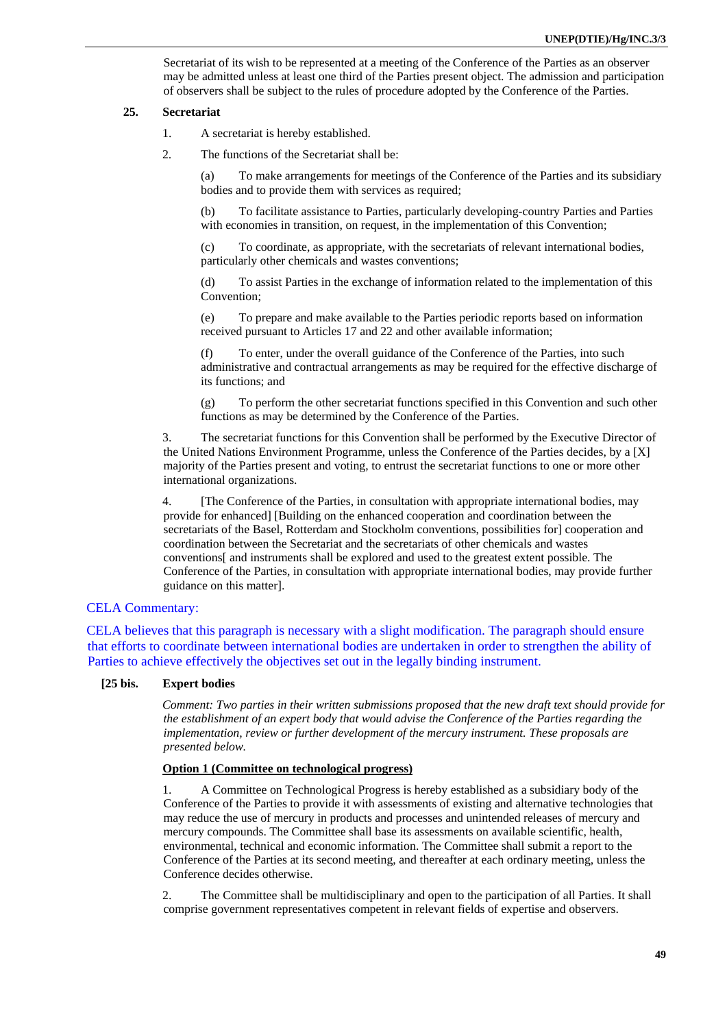Secretariat of its wish to be represented at a meeting of the Conference of the Parties as an observer may be admitted unless at least one third of the Parties present object. The admission and participation of observers shall be subject to the rules of procedure adopted by the Conference of the Parties.

**25. Secretariat**

1. A secretariat is hereby established.

2. The functions of the Secretariat shall be:

(a) To make arrangements for meetings of the Conference of the Parties and its subsidiary bodies and to provide them with services as required;

(b) To facilitate assistance to Parties, particularly developing-country Parties and Parties with economies in transition, on request, in the implementation of this Convention;

(c) To coordinate, as appropriate, with the secretariats of relevant international bodies, particularly other chemicals and wastes conventions;

(d) To assist Parties in the exchange of information related to the implementation of this Convention;

(e) To prepare and make available to the Parties periodic reports based on information received pursuant to Articles 17 and 22 and other available information;

(f) To enter, under the overall guidance of the Conference of the Parties, into such administrative and contractual arrangements as may be required for the effective discharge of its functions; and

(g) To perform the other secretariat functions specified in this Convention and such other functions as may be determined by the Conference of the Parties.

3. The secretariat functions for this Convention shall be performed by the Executive Director of the United Nations Environment Programme, unless the Conference of the Parties decides, by a [X] majority of the Parties present and voting, to entrust the secretariat functions to one or more other international organizations.

4. [The Conference of the Parties, in consultation with appropriate international bodies, may provide for enhanced] [Building on the enhanced cooperation and coordination between the secretariats of the Basel, Rotterdam and Stockholm conventions, possibilities for] cooperation and coordination between the Secretariat and the secretariats of other chemicals and wastes conventions[ and instruments shall be explored and used to the greatest extent possible. The Conference of the Parties, in consultation with appropriate international bodies, may provide further guidance on this matter].

CELA Commentary:

CELA believes that this paragraph is necessary with a slight modification. The paragraph should ensure that efforts to coordinate between international bodies are undertaken in order to strengthen the ability of Parties to achieve effectively the objectives set out in the legally binding instrument.

**[25 bis. Expert bodies**

*Comment: Two parties in their written submissions proposed that the new draft text should provide for the establishment of an expert body that would advise the Conference of the Parties regarding the implementation, review or further development of the mercury instrument. These proposals are presented below.*

**Option 1 (Committee on technological progress)**

1. A Committee on Technological Progress is hereby established as a subsidiary body of the Conference of the Parties to provide it with assessments of existing and alternative technologies that may reduce the use of mercury in products and processes and unintended releases of mercury and mercury compounds. The Committee shall base its assessments on available scientific, health, environmental, technical and economic information. The Committee shall submit a report to the Conference of the Parties at its second meeting, and thereafter at each ordinary meeting, unless the Conference decides otherwise.

2. The Committee shall be multidisciplinary and open to the participation of all Parties. It shall comprise government representatives competent in relevant fields of expertise and observers.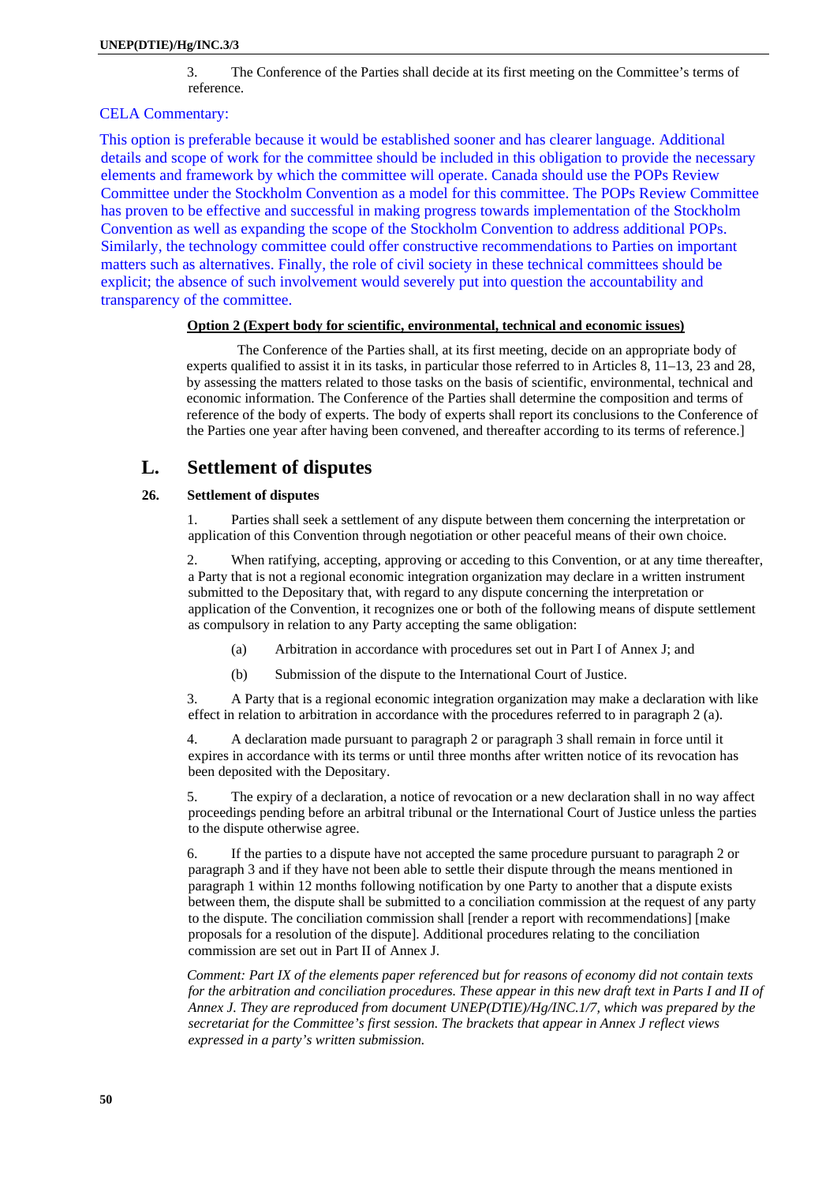3. The Conference of the Parties shall decide at its first meeting on the Committee's terms of reference.

CELA Commentary:

This option is preferable because it would be established sooner and has clearer language. Additional details and scope of work for the committee should be included in this obligation to provide the necessary elements and framework by which the committee will operate. Canada should use the POPs Review Committee under the Stockholm Convention as a model for this committee. The POPs Review Committee has proven to be effective and successful in making progress towards implementation of the Stockholm Convention as well as expanding the scope of the Stockholm Convention to address additional POPs. Similarly, the technology committee could offer constructive recommendations to Parties on important matters such as alternatives. Finally, the role of civil society in these technical committees should be explicit; the absence of such involvement would severely put into question the accountability and transparency of the committee.

**Option 2 (Expert body for scientific, environmental, technical and economic issues)**

The Conference of the Parties shall, at its first meeting, decide on an appropriate body of experts qualified to assist it in its tasks, in particular those referred to in Articles 8, 11–13, 23 and 28, by assessing the matters related to those tasks on the basis of scientific, environmental, technical and economic information. The Conference of the Parties shall determine the composition and terms of reference of the body of experts. The body of experts shall report its conclusions to the Conference of the Parties one year after having been convened, and thereafter according to its terms of reference.]

## L. Settlement of disputes

### 26. Settlement of disputes

1. Parties shall seek a settlement of any dispute between them concerning the interpretation or application of this Convention through negotiation or other peaceful means of their own choice.

2. When ratifying, accepting, approving or acceding to this Convention, or at any time thereafter, a Party that is not a regional economic integration organization may declare in a written instrument submitted to the Depositary that, with regard to any dispute concerning the interpretation or application of the Convention, it recognizes one or both of the following means of dispute settlement as compulsory in relation to any Party accepting the same obligation:

(a) Arbitration in accordance with procedures set out in Part I of Annex J; and

(b) Submission of the dispute to the International Court of Justice.

3. A Party that is a regional economic integration organization may make a declaration with like effect in relation to arbitration in accordance with the procedures referred to in paragraph 2 (a).

4. A declaration made pursuant to paragraph 2 or paragraph 3 shall remain in force until it expires in accordance with its terms or until three months after written notice of its revocation has been deposited with the Depositary.

5. The expiry of a declaration, a notice of revocation or a new declaration shall in no way affect proceedings pending before an arbitral tribunal or the International Court of Justice unless the parties to the dispute otherwise agree.

6. If the parties to a dispute have not accepted the same procedure pursuant to paragraph 2 or paragraph 3 and if they have not been able to settle their dispute through the means mentioned in paragraph 1 within 12 months following notification by one Party to another that a dispute exists between them, the dispute shall be submitted to a conciliation commission at the request of any party to the dispute. The conciliation commission shall [render a report with recommendations] [make proposals for a resolution of the dispute]. Additional procedures relating to the conciliation commission are set out in Part II of Annex J.

*Comment: Part IX of the elements paper referenced but for reasons of economy did not contain texts for the arbitration and conciliation procedures. These appear in this new draft text in Parts I and II of Annex J. They are reproduced from document UNEP(DTIE)/Hg/INC.1/7, which was prepared by the secretariat for the Committee's first session. The brackets that appear in Annex J reflect views expressed in a party's written submission.*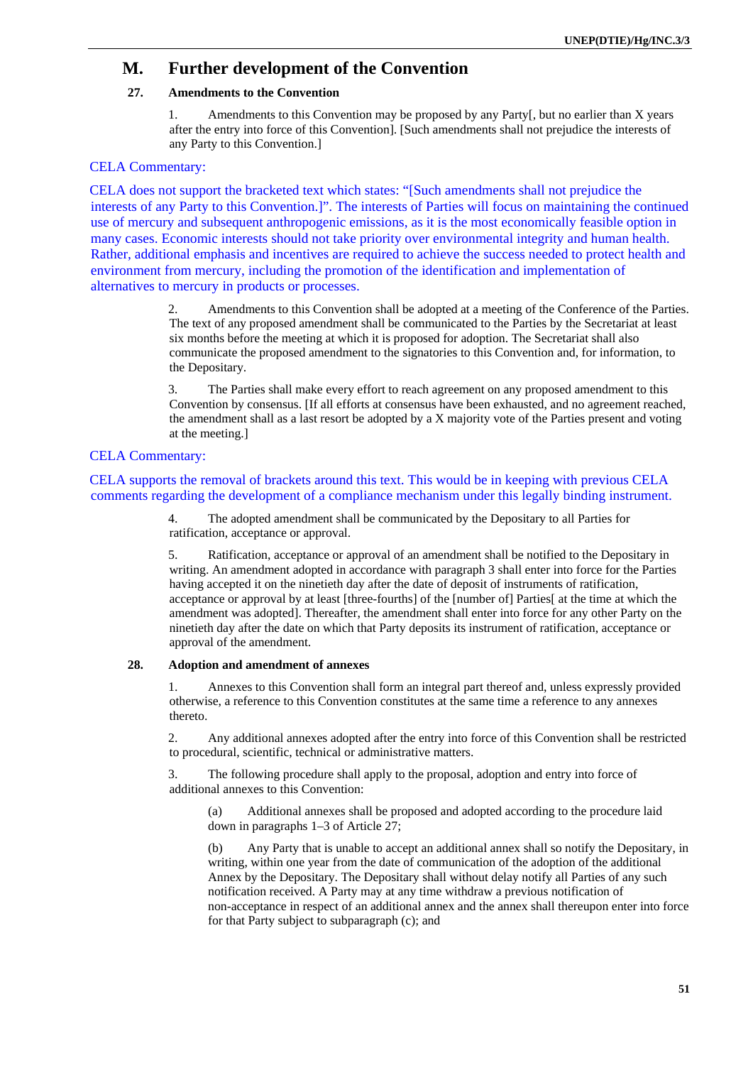## M. Further development of the Convention

### 27. Amendments to the Convention

1. Amendments to this Convention may be proposed by any Party[, but no earlier than X years after the entry into force of this Convention]. [Such amendments shall not prejudice the interests of any Party to this Convention.]

CELA Commentary:

CELA does not support the bracketed text which states: "[Such amendments shall not prejudice the interests of any Party to this Convention.]". The interests of Parties will focus on maintaining the continued use of mercury and subsequent anthropogenic emissions, as it is the most economically feasible option in many cases. Economic interests should not take priority over environmental integrity and human health. Rather, additional emphasis and incentives are required to achieve the success needed to protect health and environment from mercury, including the promotion of the identification and implementation of alternatives to mercury in products or processes.

2. Amendments to this Convention shall be adopted at a meeting of the Conference of the Parties. The text of any proposed amendment shall be communicated to the Parties by the Secretariat at least six months before the meeting at which it is proposed for adoption. The Secretariat shall also communicate the proposed amendment to the signatories to this Convention and, for information, to the Depositary.

3. The Parties shall make every effort to reach agreement on any proposed amendment to this Convention by consensus. [If all efforts at consensus have been exhausted, and no agreement reached, the amendment shall as a last resort be adopted by a X majority vote of the Parties present and voting at the meeting.]

CELA Commentary:

CELA supports the removal of brackets around this text. This would be in keeping with previous CELA comments regarding the development of a compliance mechanism under this legally binding instrument.

4. The adopted amendment shall be communicated by the Depositary to all Parties for ratification, acceptance or approval.

5. Ratification, acceptance or approval of an amendment shall be notified to the Depositary in writing. An amendment adopted in accordance with paragraph 3 shall enter into force for the Parties having accepted it on the ninetieth day after the date of deposit of instruments of ratification, acceptance or approval by at least [three-fourths] of the [number of] Parties[ at the time at which the amendment was adopted]. Thereafter, the amendment shall enter into force for any other Party on the ninetieth day after the date on which that Party deposits its instrument of ratification, acceptance or approval of the amendment.

### 28. Adoption and amendment of annexes

1. Annexes to this Convention shall form an integral part thereof and, unless expressly provided otherwise, a reference to this Convention constitutes at the same time a reference to any annexes thereto.

2. Any additional annexes adopted after the entry into force of this Convention shall be restricted to procedural, scientific, technical or administrative matters.

3. The following procedure shall apply to the proposal, adoption and entry into force of additional annexes to this Convention:

(a) Additional annexes shall be proposed and adopted according to the procedure laid down in paragraphs 1–3 of Article 27;

(b) Any Party that is unable to accept an additional annex shall so notify the Depositary, in writing, within one year from the date of communication of the adoption of the additional Annex by the Depositary. The Depositary shall without delay notify all Parties of any such notification received. A Party may at any time withdraw a previous notification of non-acceptance in respect of an additional annex and the annex shall thereupon enter into force for that Party subject to subparagraph (c); and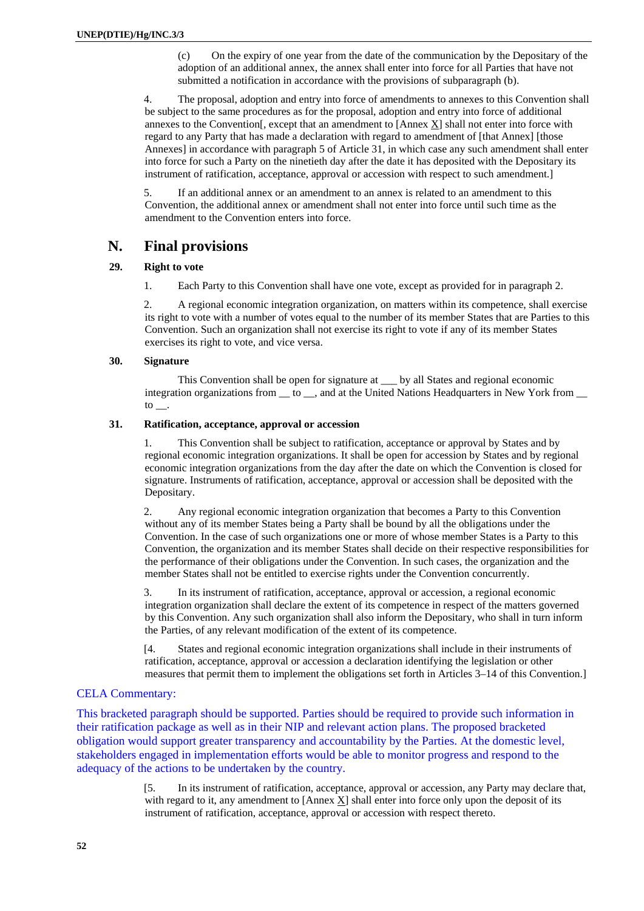(c) On the expiry of one year from the date of the communication by the Depositary of the adoption of an additional annex, the annex shall enter into force for all Parties that have not submitted a notification in accordance with the provisions of subparagraph (b).

4. The proposal, adoption and entry into force of amendments to annexes to this Convention shall be subject to the same procedures as for the proposal, adoption and entry into force of additional annexes to the Convention[, except that an amendment to [Annex X] shall not enter into force with regard to any Party that has made a declaration with regard to amendment of [that Annex] [those Annexes] in accordance with paragraph 5 of Article 31, in which case any such amendment shall enter into force for such a Party on the ninetieth day after the date it has deposited with the Depositary its instrument of ratification, acceptance, approval or accession with respect to such amendment.]

5. If an additional annex or an amendment to an annex is related to an amendment to this Convention, the additional annex or amendment shall not enter into force until such time as the amendment to the Convention enters into force.

## N. Final provisions

### 29. Right to vote

1. Each Party to this Convention shall have one vote, except as provided for in paragraph 2.

2. A regional economic integration organization, on matters within its competence, shall exercise its right to vote with a number of votes equal to the number of its member States that are Parties to this Convention. Such an organization shall not exercise its right to vote if any of its member States exercises its right to vote, and vice versa.

### 30. Signature

This Convention shall be open for signature at ___ by all States and regional economic integration organizations from __ to __, and at the United Nations Headquarters in New York from __ to __.

### 31. Ratification, acceptance, approval or accession

1. This Convention shall be subject to ratification, acceptance or approval by States and by regional economic integration organizations. It shall be open for accession by States and by regional economic integration organizations from the day after the date on which the Convention is closed for signature. Instruments of ratification, acceptance, approval or accession shall be deposited with the Depositary.

2. Any regional economic integration organization that becomes a Party to this Convention without any of its member States being a Party shall be bound by all the obligations under the Convention. In the case of such organizations one or more of whose member States is a Party to this Convention, the organization and its member States shall decide on their respective responsibilities for the performance of their obligations under the Convention. In such cases, the organization and the member States shall not be entitled to exercise rights under the Convention concurrently.

3. In its instrument of ratification, acceptance, approval or accession, a regional economic integration organization shall declare the extent of its competence in respect of the matters governed by this Convention. Any such organization shall also inform the Depositary, who shall in turn inform the Parties, of any relevant modification of the extent of its competence.

[4. States and regional economic integration organizations shall include in their instruments of ratification, acceptance, approval or accession a declaration identifying the legislation or other measures that permit them to implement the obligations set forth in Articles 3–14 of this Convention.]

CELA Commentary:

This bracketed paragraph should be supported. Parties should be required to provide such information in their ratification package as well as in their NIP and relevant action plans. The proposed bracketed obligation would support greater transparency and accountability by the Parties. At the domestic level, stakeholders engaged in implementation efforts would be able to monitor progress and respond to the adequacy of the actions to be undertaken by the country.

[5. In its instrument of ratification, acceptance, approval or accession, any Party may declare that, with regard to it, any amendment to [Annex X] shall enter into force only upon the deposit of its instrument of ratification, acceptance, approval or accession with respect thereto.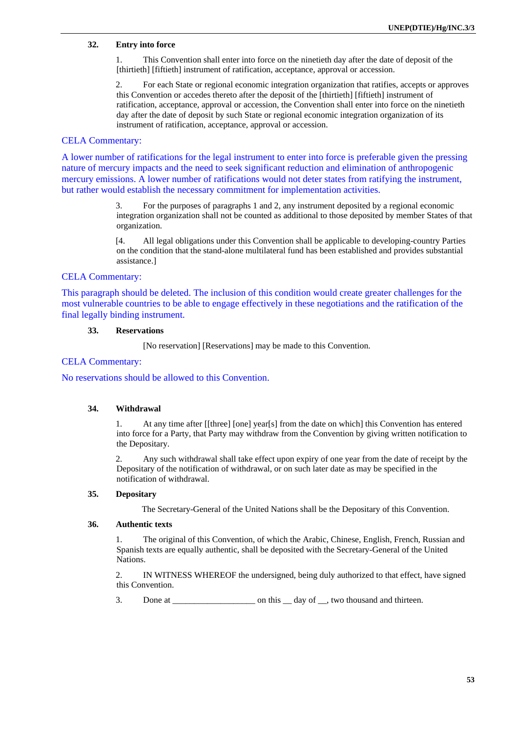### 32. Entry into force

1. This Convention shall enter into force on the ninetieth day after the date of deposit of the [thirtieth] [fiftieth] instrument of ratification, acceptance, approval or accession.

2. For each State or regional economic integration organization that ratifies, accepts or approves this Convention or accedes thereto after the deposit of the [thirtieth] [fiftieth] instrument of ratification, acceptance, approval or accession, the Convention shall enter into force on the ninetieth day after the date of deposit by such State or regional economic integration organization of its instrument of ratification, acceptance, approval or accession.

CELA Commentary:

A lower number of ratifications for the legal instrument to enter into force is preferable given the pressing nature of mercury impacts and the need to seek significant reduction and elimination of anthropogenic mercury emissions. A lower number of ratifications would not deter states from ratifying the instrument, but rather would establish the necessary commitment for implementation activities.

3. For the purposes of paragraphs 1 and 2, any instrument deposited by a regional economic integration organization shall not be counted as additional to those deposited by member States of that organization.

[4. All legal obligations under this Convention shall be applicable to developing-country Parties on the condition that the stand-alone multilateral fund has been established and provides substantial assistance.]

CELA Commentary:

This paragraph should be deleted. The inclusion of this condition would create greater challenges for the most vulnerable countries to be able to engage effectively in these negotiations and the ratification of the final legally binding instrument.

### 33. Reservations

[No reservation] [Reservations] may be made to this Convention.

CELA Commentary:

No reservations should be allowed to this Convention.

### 34. Withdrawal

1. At any time after [[three] [one] year[s] from the date on which] this Convention has entered into force for a Party, that Party may withdraw from the Convention by giving written notification to the Depositary.

2. Any such withdrawal shall take effect upon expiry of one year from the date of receipt by the Depositary of the notification of withdrawal, or on such later date as may be specified in the notification of withdrawal.

### 35. Depositary

The Secretary-General of the United Nations shall be the Depositary of this Convention.

### 36. Authentic texts

1. The original of this Convention, of which the Arabic, Chinese, English, French, Russian and Spanish texts are equally authentic, shall be deposited with the Secretary-General of the United Nations.

2. IN WITNESS WHEREOF the undersigned, being duly authorized to that effect, have signed this Convention.

3. Done at __________________ on this __ day of __, two thousand and thirteen.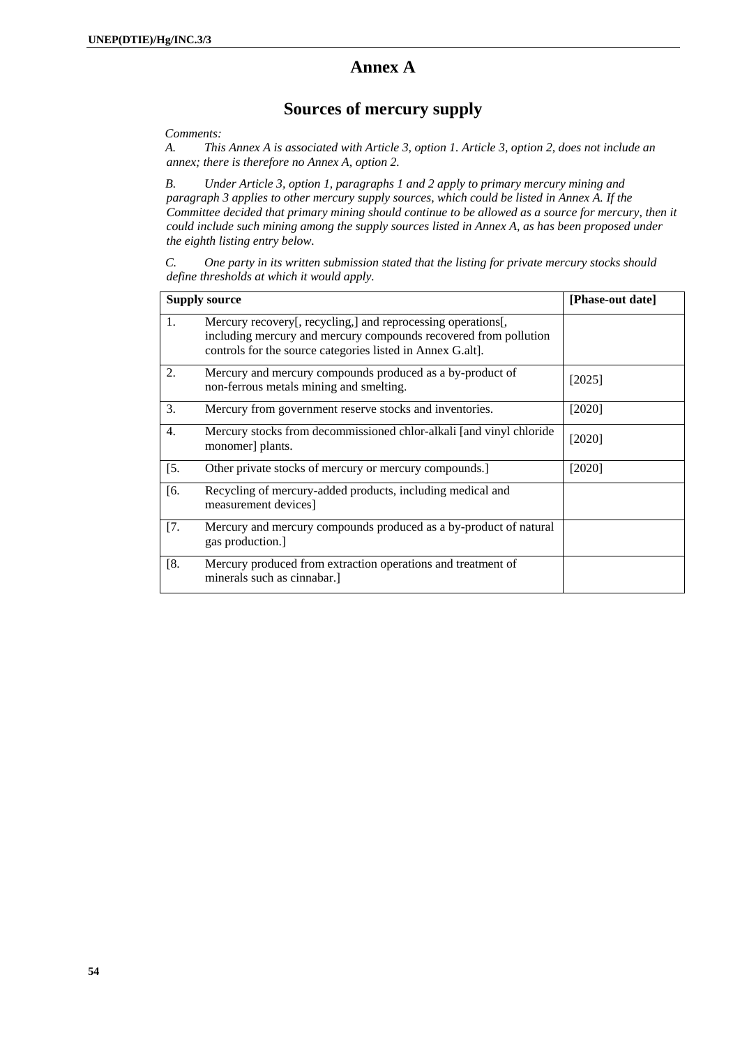# Annex A

## Sources of mercury supply

*Comments:*

*A. This Annex A is associated with Article 3, option 1. Article 3, option 2, does not include an annex; there is therefore no Annex A, option 2.*

*B. Under Article 3, option 1, paragraphs 1 and 2 apply to primary mercury mining and paragraph 3 applies to other mercury supply sources, which could be listed in Annex A. If the Committee decided that primary mining should continue to be allowed as a source for mercury, then it could include such mining among the supply sources listed in Annex A, as has been proposed under the eighth listing entry below.*

*C. One party in its written submission stated that the listing for private mercury stocks should define thresholds at which it would apply.*

| **Supply source** | | **[Phase-out date]** |
|---|---|---|
| 1. | Mercury recovery[, recycling,] and reprocessing operations[, including mercury and mercury compounds recovered from pollution controls for the source categories listed in Annex G.alt]. | |
| 2. | Mercury and mercury compounds produced as a by-product of non-ferrous metals mining and smelting. | [2025] |
| 3. | Mercury from government reserve stocks and inventories. | [2020] |
| 4. | Mercury stocks from decommissioned chlor-alkali [and vinyl chloride monomer] plants. | [2020] |
| [5. | Other private stocks of mercury or mercury compounds.] | [2020] |
| [6. | Recycling of mercury-added products, including medical and measurement devices] | |
| [7. | Mercury and mercury compounds produced as a by-product of natural gas production.] | |
| [8. | Mercury produced from extraction operations and treatment of minerals such as cinnabar.] | |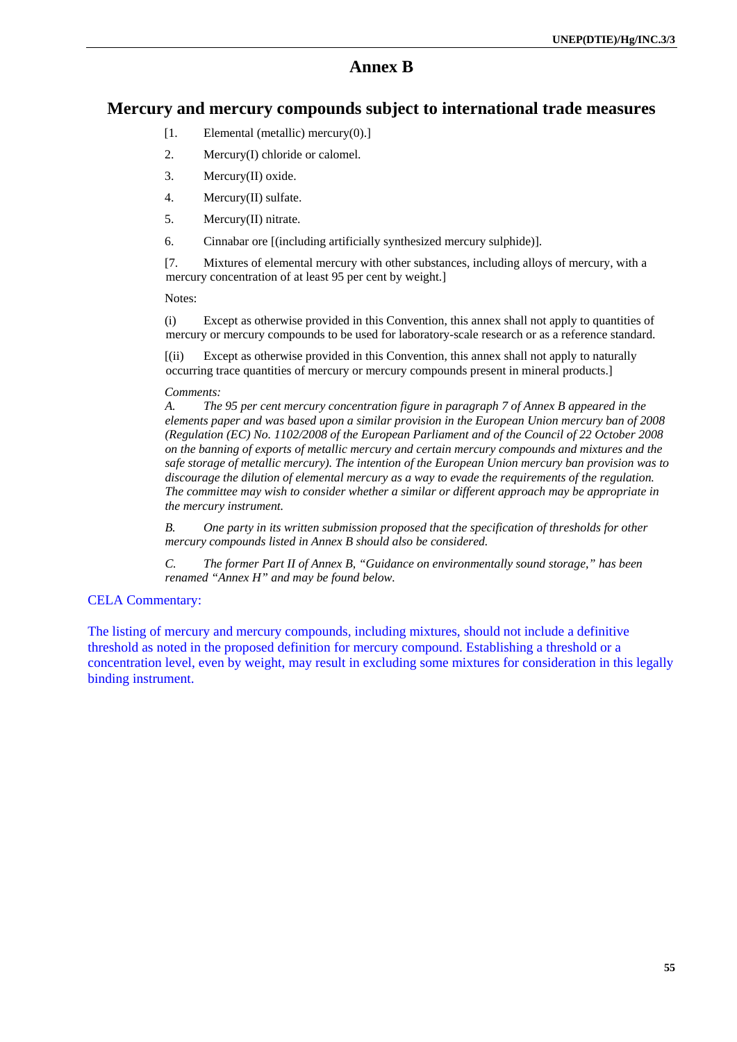# Annex B

## Mercury and mercury compounds subject to international trade measures

[1. Elemental (metallic) mercury(0).]

2. Mercury(I) chloride or calomel.

3. Mercury(II) oxide.

4. Mercury(II) sulfate.

5. Mercury(II) nitrate.

6. Cinnabar ore [(including artificially synthesized mercury sulphide)].

[7. Mixtures of elemental mercury with other substances, including alloys of mercury, with a mercury concentration of at least 95 per cent by weight.]

Notes:

(i) Except as otherwise provided in this Convention, this annex shall not apply to quantities of mercury or mercury compounds to be used for laboratory-scale research or as a reference standard.

[(ii) Except as otherwise provided in this Convention, this annex shall not apply to naturally occurring trace quantities of mercury or mercury compounds present in mineral products.]

*Comments:*

*A. The 95 per cent mercury concentration figure in paragraph 7 of Annex B appeared in the elements paper and was based upon a similar provision in the European Union mercury ban of 2008 (Regulation (EC) No. 1102/2008 of the European Parliament and of the Council of 22 October 2008 on the banning of exports of metallic mercury and certain mercury compounds and mixtures and the safe storage of metallic mercury). The intention of the European Union mercury ban provision was to discourage the dilution of elemental mercury as a way to evade the requirements of the regulation. The committee may wish to consider whether a similar or different approach may be appropriate in the mercury instrument.*

*B. One party in its written submission proposed that the specification of thresholds for other mercury compounds listed in Annex B should also be considered.*

*C. The former Part II of Annex B, "Guidance on environmentally sound storage," has been renamed "Annex H" and may be found below.*

CELA Commentary:

The listing of mercury and mercury compounds, including mixtures, should not include a definitive threshold as noted in the proposed definition for mercury compound. Establishing a threshold or a concentration level, even by weight, may result in excluding some mixtures for consideration in this legally binding instrument.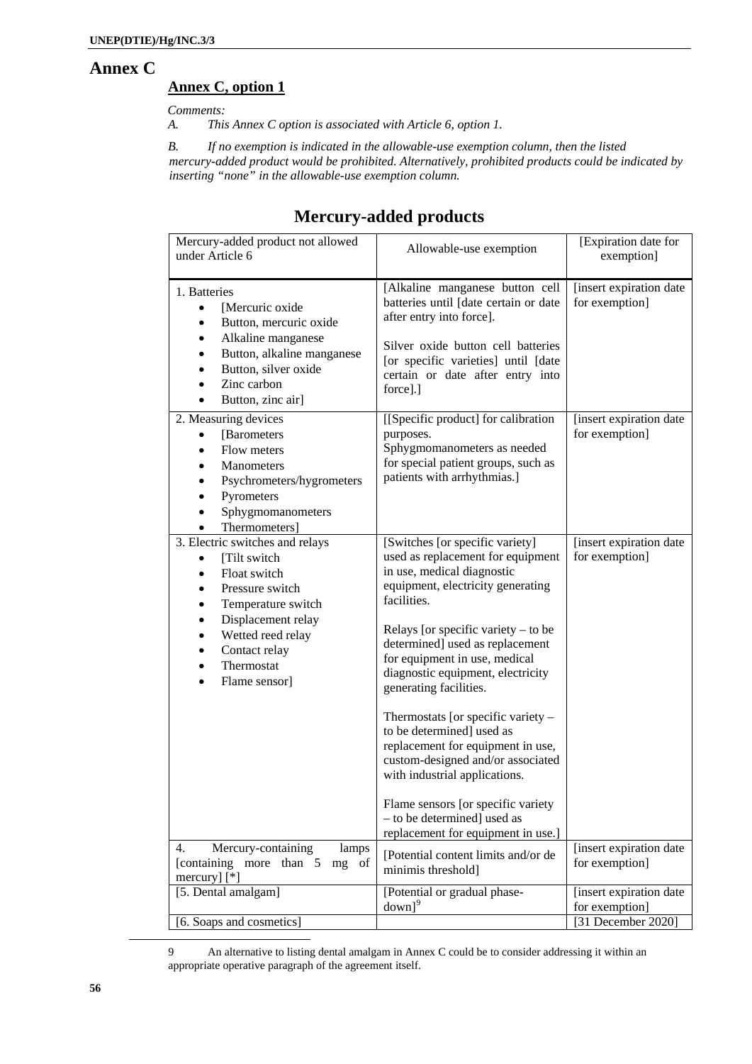# Annex C

## Annex C, option 1

*Comments:*

*A. This Annex C option is associated with Article 6, option 1.*

*B. If no exemption is indicated in the allowable-use exemption column, then the listed mercury-added product would be prohibited. Alternatively, prohibited products could be indicated by inserting "none" in the allowable-use exemption column.*

## Mercury-added products

| Mercury-added product not allowed under Article 6 | Allowable-use exemption | [Expiration date for exemption] |
|---|---|---|
| 1. Batteries<br>• [Mercuric oxide<br>• Button, mercuric oxide<br>• Alkaline manganese<br>• Button, alkaline manganese<br>• Button, silver oxide<br>• Zinc carbon<br>• Button, zinc air] | [Alkaline manganese button cell batteries until [date certain or date after entry into force].<br><br>Silver oxide button cell batteries [or specific varieties] until [date certain or date after entry into force].] | [insert expiration date for exemption] |
| 2. Measuring devices<br>• [Barometers<br>• Flow meters<br>• Manometers<br>• Psychrometers/hygrometers<br>• Pyrometers<br>• Sphygmomanometers<br>• Thermometers] | [[Specific product] for calibration purposes.<br>Sphygmomanometers as needed for special patient groups, such as patients with arrhythmias.] | [insert expiration date for exemption] |
| 3. Electric switches and relays<br>• [Tilt switch<br>• Float switch<br>• Pressure switch<br>• Temperature switch<br>• Displacement relay<br>• Wetted reed relay<br>• Contact relay<br>• Thermostat<br>• Flame sensor] | [Switches [or specific variety] used as replacement for equipment in use, medical diagnostic equipment, electricity generating facilities.<br><br>Relays [or specific variety – to be determined] used as replacement for equipment in use, medical diagnostic equipment, electricity generating facilities.<br><br>Thermostats [or specific variety – to be determined] used as replacement for equipment in use, custom-designed and/or associated with industrial applications.<br><br>Flame sensors [or specific variety – to be determined] used as replacement for equipment in use.] | [insert expiration date for exemption] |
| 4. Mercury-containing lamps [containing more than 5 mg of mercury] [*] | [Potential content limits and/or de minimis threshold] | [insert expiration date for exemption] |
| [5. Dental amalgam] | [Potential or gradual phase-down][9] | [insert expiration date for exemption] |
| [6. Soaps and cosmetics] | | [31 December 2020] |

9 An alternative to listing dental amalgam in Annex C could be to consider addressing it within an appropriate operative paragraph of the agreement itself.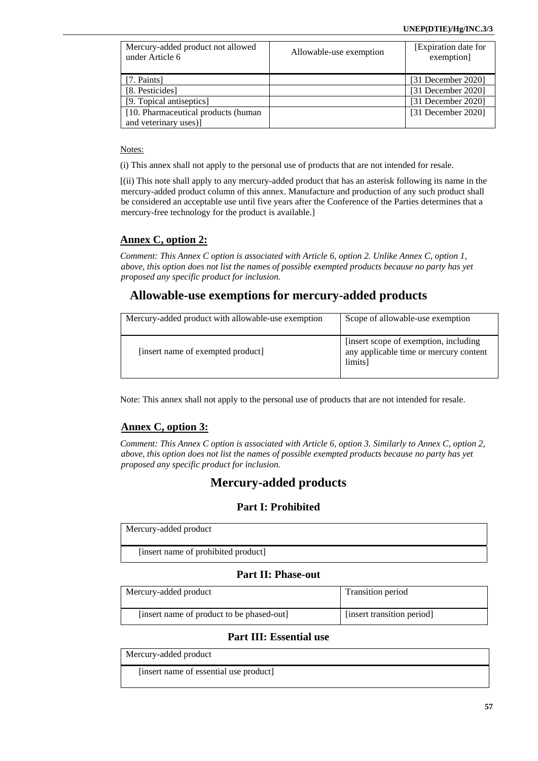| Mercury-added product not allowed under Article 6 | Allowable-use exemption | [Expiration date for exemption] |
|---|---|---|
| [7. Paints] | | [31 December 2020] |
| [8. Pesticides] | | [31 December 2020] |
| [9. Topical antiseptics] | | [31 December 2020] |
| [10. Pharmaceutical products (human and veterinary uses)] | | [31 December 2020] |

Notes:

(i) This annex shall not apply to the personal use of products that are not intended for resale.

[(ii) This note shall apply to any mercury-added product that has an asterisk following its name in the mercury-added product column of this annex. Manufacture and production of any such product shall be considered an acceptable use until five years after the Conference of the Parties determines that a mercury-free technology for the product is available.]

## Annex C, option 2:

*Comment: This Annex C option is associated with Article 6, option 2. Unlike Annex C, option 1, above, this option does not list the names of possible exempted products because no party has yet proposed any specific product for inclusion.*

# Allowable-use exemptions for mercury-added products

| Mercury-added product with allowable-use exemption | Scope of allowable-use exemption |
|---|---|
| [insert name of exempted product] | [insert scope of exemption, including any applicable time or mercury content limits] |

Note: This annex shall not apply to the personal use of products that are not intended for resale.

## Annex C, option 3:

*Comment: This Annex C option is associated with Article 6, option 3. Similarly to Annex C, option 2, above, this option does not list the names of possible exempted products because no party has yet proposed any specific product for inclusion.*

# Mercury-added products

### Part I: Prohibited

| Mercury-added product |
|---|
| [insert name of prohibited product] |

### Part II: Phase-out

| Mercury-added product | Transition period |
|---|---|
| [insert name of product to be phased-out] | [insert transition period] |

### Part III: Essential use

| Mercury-added product |
|---|
| [insert name of essential use product] |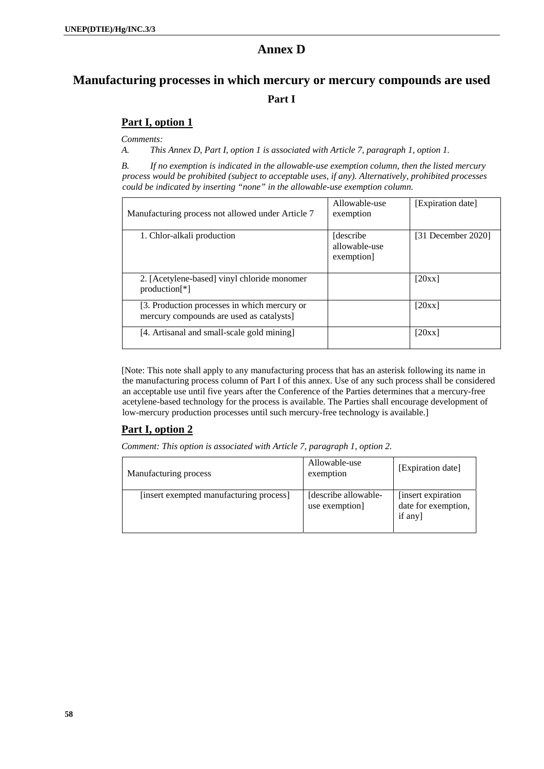# Annex D

# Manufacturing processes in which mercury or mercury compounds are used

## Part I

### Part I, option 1

*Comments:*

*A. This Annex D, Part I, option 1 is associated with Article 7, paragraph 1, option 1.*

*B. If no exemption is indicated in the allowable-use exemption column, then the listed mercury process would be prohibited (subject to acceptable uses, if any). Alternatively, prohibited processes could be indicated by inserting "none" in the allowable-use exemption column.*

| Manufacturing process not allowed under Article 7 | Allowable-use exemption | [Expiration date] |
|---|---|---|
| 1. Chlor-alkali production | [describe allowable-use exemption] | [31 December 2020] |
| 2. [Acetylene-based] vinyl chloride monomer production[*] | | [20xx] |
| [3. Production processes in which mercury or mercury compounds are used as catalysts] | | [20xx] |
| [4. Artisanal and small-scale gold mining] | | [20xx] |

[Note: This note shall apply to any manufacturing process that has an asterisk following its name in the manufacturing process column of Part I of this annex. Use of any such process shall be considered an acceptable use until five years after the Conference of the Parties determines that a mercury-free acetylene-based technology for the process is available. The Parties shall encourage development of low-mercury production processes until such mercury-free technology is available.]

### Part I, option 2

*Comment: This option is associated with Article 7, paragraph 1, option 2.*

| Manufacturing process | Allowable-use exemption | [Expiration date] |
|---|---|---|
| [insert exempted manufacturing process] | [describe allowable-use exemption] | [insert expiration date for exemption, if any] |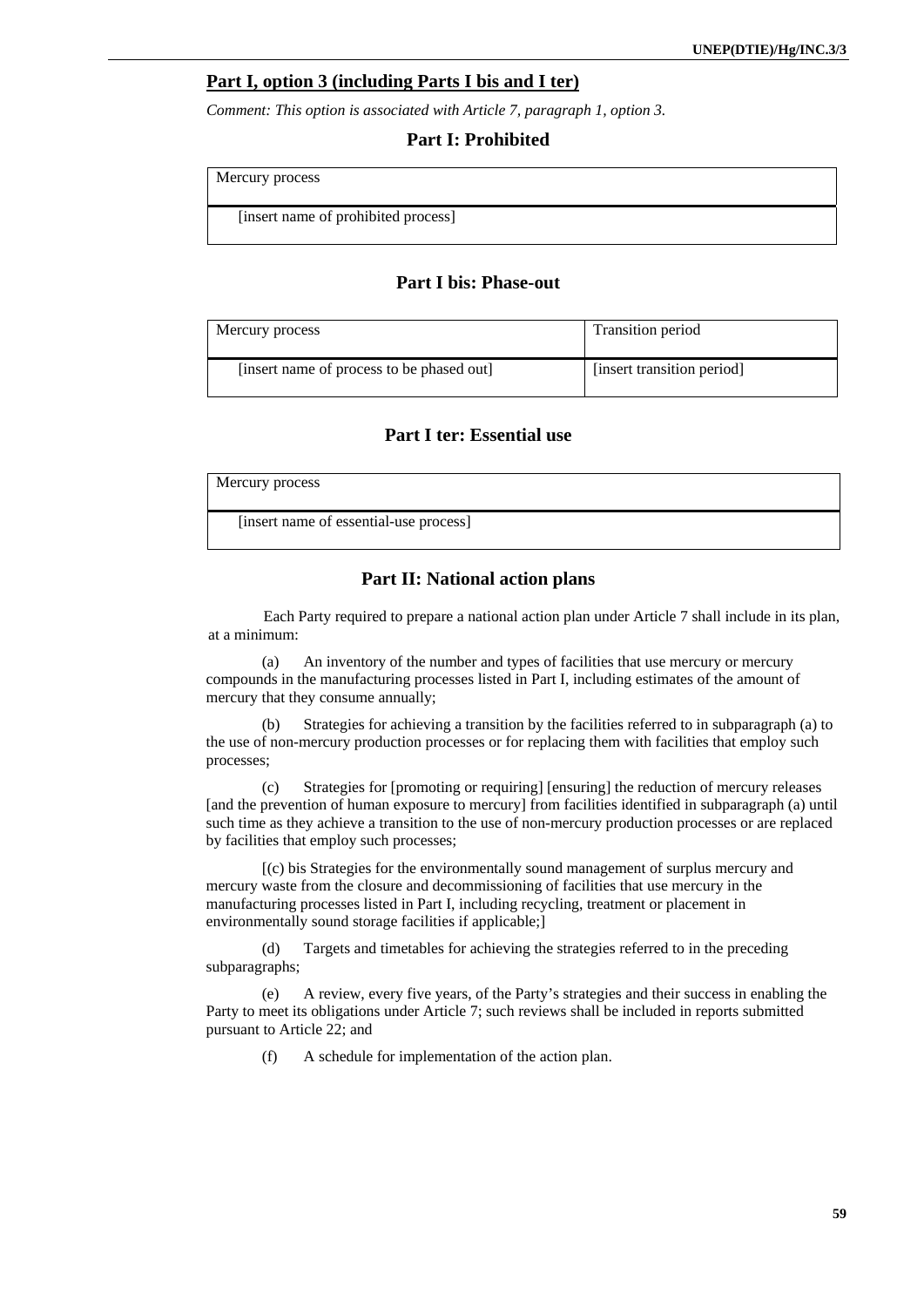## Part I, option 3 (including Parts I bis and I ter)

*Comment: This option is associated with Article 7, paragraph 1, option 3.*

### Part I: Prohibited

| Mercury process |
|---|
| [insert name of prohibited process] |

### Part I bis: Phase-out

| Mercury process | Transition period |
|---|---|
| [insert name of process to be phased out] | [insert transition period] |

### Part I ter: Essential use

| Mercury process |
|---|
| [insert name of essential-use process] |

### Part II: National action plans

Each Party required to prepare a national action plan under Article 7 shall include in its plan, at a minimum:

(a) An inventory of the number and types of facilities that use mercury or mercury compounds in the manufacturing processes listed in Part I, including estimates of the amount of mercury that they consume annually;

(b) Strategies for achieving a transition by the facilities referred to in subparagraph (a) to the use of non-mercury production processes or for replacing them with facilities that employ such processes;

(c) Strategies for [promoting or requiring] [ensuring] the reduction of mercury releases [and the prevention of human exposure to mercury] from facilities identified in subparagraph (a) until such time as they achieve a transition to the use of non-mercury production processes or are replaced by facilities that employ such processes;

[(c) bis Strategies for the environmentally sound management of surplus mercury and mercury waste from the closure and decommissioning of facilities that use mercury in the manufacturing processes listed in Part I, including recycling, treatment or placement in environmentally sound storage facilities if applicable;]

(d) Targets and timetables for achieving the strategies referred to in the preceding subparagraphs;

(e) A review, every five years, of the Party's strategies and their success in enabling the Party to meet its obligations under Article 7; such reviews shall be included in reports submitted pursuant to Article 22; and

(f) A schedule for implementation of the action plan.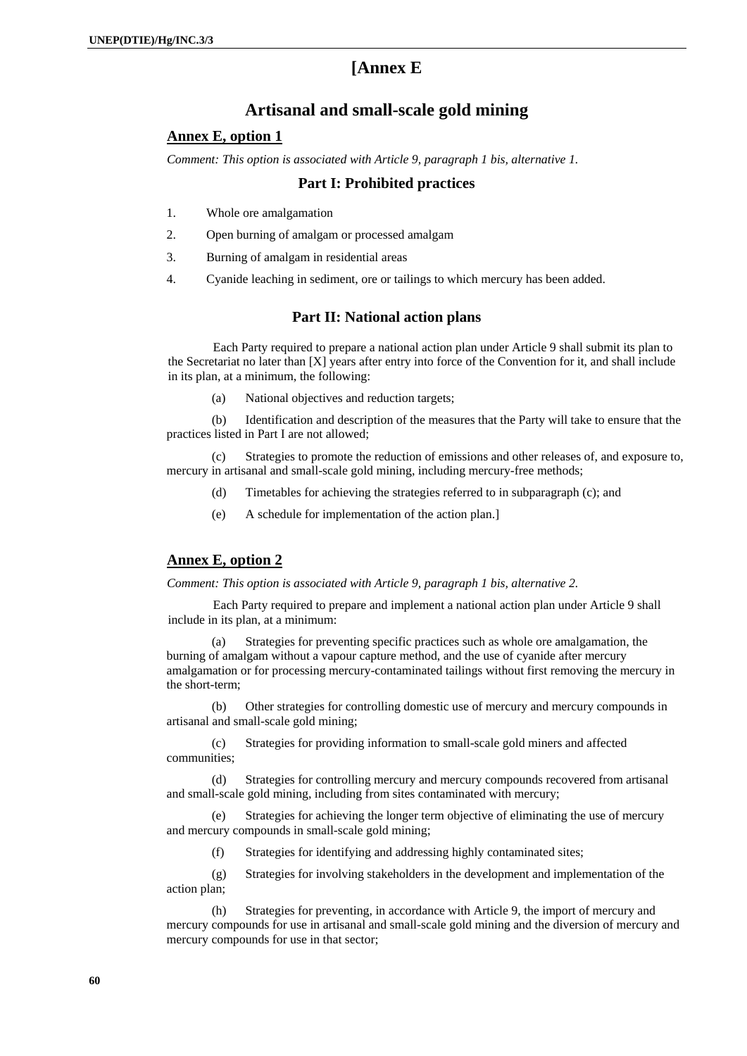# [Annex E

## Artisanal and small-scale gold mining

### Annex E, option 1

*Comment: This option is associated with Article 9, paragraph 1 bis, alternative 1.*

#### Part I: Prohibited practices

1. Whole ore amalgamation
2. Open burning of amalgam or processed amalgam
3. Burning of amalgam in residential areas
4. Cyanide leaching in sediment, ore or tailings to which mercury has been added.

#### Part II: National action plans

Each Party required to prepare a national action plan under Article 9 shall submit its plan to the Secretariat no later than [X] years after entry into force of the Convention for it, and shall include in its plan, at a minimum, the following:

(a) National objectives and reduction targets;

(b) Identification and description of the measures that the Party will take to ensure that the practices listed in Part I are not allowed;

(c) Strategies to promote the reduction of emissions and other releases of, and exposure to, mercury in artisanal and small-scale gold mining, including mercury-free methods;

(d) Timetables for achieving the strategies referred to in subparagraph (c); and

(e) A schedule for implementation of the action plan.]

### Annex E, option 2

*Comment: This option is associated with Article 9, paragraph 1 bis, alternative 2.*

Each Party required to prepare and implement a national action plan under Article 9 shall include in its plan, at a minimum:

(a) Strategies for preventing specific practices such as whole ore amalgamation, the burning of amalgam without a vapour capture method, and the use of cyanide after mercury amalgamation or for processing mercury-contaminated tailings without first removing the mercury in the short-term;

(b) Other strategies for controlling domestic use of mercury and mercury compounds in artisanal and small-scale gold mining;

(c) Strategies for providing information to small-scale gold miners and affected communities;

(d) Strategies for controlling mercury and mercury compounds recovered from artisanal and small-scale gold mining, including from sites contaminated with mercury;

(e) Strategies for achieving the longer term objective of eliminating the use of mercury and mercury compounds in small-scale gold mining;

(f) Strategies for identifying and addressing highly contaminated sites;

(g) Strategies for involving stakeholders in the development and implementation of the action plan;

(h) Strategies for preventing, in accordance with Article 9, the import of mercury and mercury compounds for use in artisanal and small-scale gold mining and the diversion of mercury and mercury compounds for use in that sector;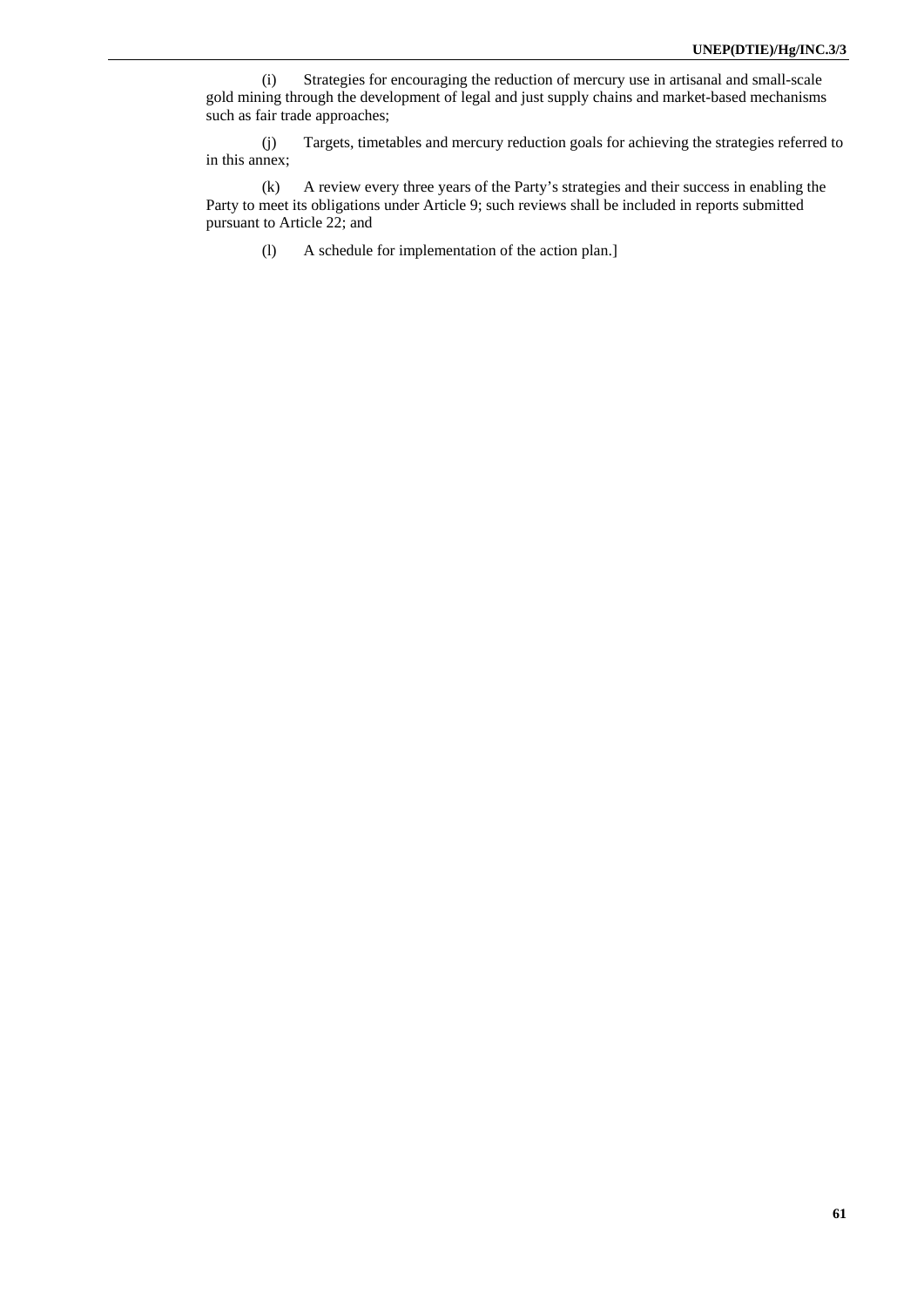(i) Strategies for encouraging the reduction of mercury use in artisanal and small-scale gold mining through the development of legal and just supply chains and market-based mechanisms such as fair trade approaches;

(j) Targets, timetables and mercury reduction goals for achieving the strategies referred to in this annex;

(k) A review every three years of the Party's strategies and their success in enabling the Party to meet its obligations under Article 9; such reviews shall be included in reports submitted pursuant to Article 22; and

(l) A schedule for implementation of the action plan.]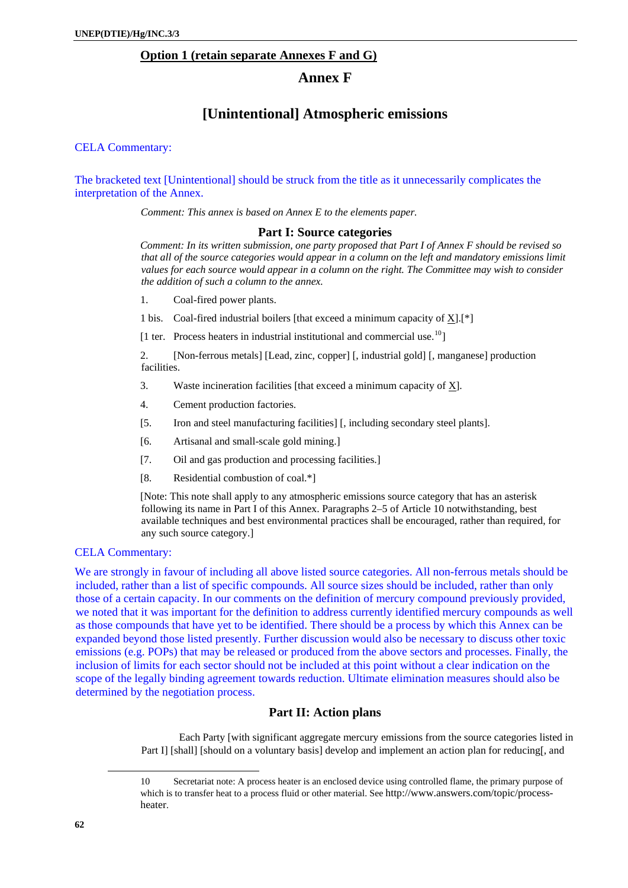## Option 1 (retain separate Annexes F and G)

# Annex F

## [Unintentional] Atmospheric emissions

CELA Commentary:

The bracketed text [Unintentional] should be struck from the title as it unnecessarily complicates the interpretation of the Annex.

*Comment: This annex is based on Annex E to the elements paper.*

### Part I: Source categories

*Comment: In its written submission, one party proposed that Part I of Annex F should be revised so that all of the source categories would appear in a column on the left and mandatory emissions limit values for each source would appear in a column on the right. The Committee may wish to consider the addition of such a column to the annex.*

1. Coal-fired power plants.

1 bis. Coal-fired industrial boilers [that exceed a minimum capacity of X].[*]

[1 ter. Process heaters in industrial institutional and commercial use.[10]]

2. [Non-ferrous metals] [Lead, zinc, copper] [, industrial gold] [, manganese] production facilities.

3. Waste incineration facilities [that exceed a minimum capacity of X].

4. Cement production factories.

[5. Iron and steel manufacturing facilities] [, including secondary steel plants].

[6. Artisanal and small-scale gold mining.]

[7. Oil and gas production and processing facilities.]

[8. Residential combustion of coal.*]

[Note: This note shall apply to any atmospheric emissions source category that has an asterisk following its name in Part I of this Annex. Paragraphs 2–5 of Article 10 notwithstanding, best available techniques and best environmental practices shall be encouraged, rather than required, for any such source category.]

CELA Commentary:

We are strongly in favour of including all above listed source categories. All non-ferrous metals should be included, rather than a list of specific compounds. All source sizes should be included, rather than only those of a certain capacity. In our comments on the definition of mercury compound previously provided, we noted that it was important for the definition to address currently identified mercury compounds as well as those compounds that have yet to be identified. There should be a process by which this Annex can be expanded beyond those listed presently. Further discussion would also be necessary to discuss other toxic emissions (e.g. POPs) that may be released or produced from the above sectors and processes. Finally, the inclusion of limits for each sector should not be included at this point without a clear indication on the scope of the legally binding agreement towards reduction. Ultimate elimination measures should also be determined by the negotiation process.

### Part II: Action plans

Each Party [with significant aggregate mercury emissions from the source categories listed in Part I] [shall] [should on a voluntary basis] develop and implement an action plan for reducing[, and

---

10 Secretariat note: A process heater is an enclosed device using controlled flame, the primary purpose of which is to transfer heat to a process fluid or other material. See http://www.answers.com/topic/process-heater.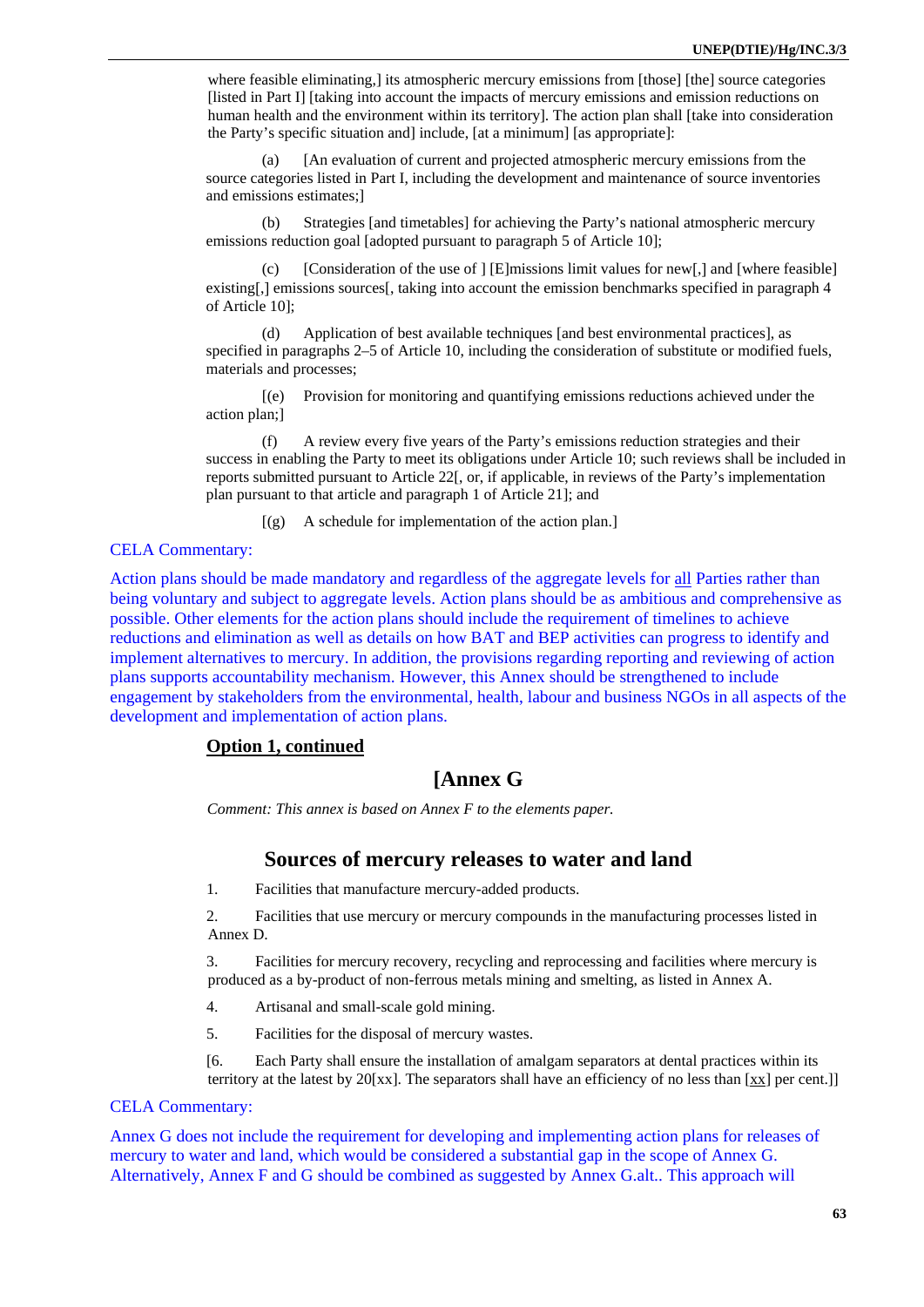where feasible eliminating,] its atmospheric mercury emissions from [those] [the] source categories [listed in Part I] [taking into account the impacts of mercury emissions and emission reductions on human health and the environment within its territory]. The action plan shall [take into consideration the Party's specific situation and] include, [at a minimum] [as appropriate]:

(a) [An evaluation of current and projected atmospheric mercury emissions from the source categories listed in Part I, including the development and maintenance of source inventories and emissions estimates;]

(b) Strategies [and timetables] for achieving the Party's national atmospheric mercury emissions reduction goal [adopted pursuant to paragraph 5 of Article 10];

(c) [Consideration of the use of ] [E]missions limit values for new[,] and [where feasible] existing[,] emissions sources[, taking into account the emission benchmarks specified in paragraph 4 of Article 10];

(d) Application of best available techniques [and best environmental practices], as specified in paragraphs 2–5 of Article 10, including the consideration of substitute or modified fuels, materials and processes;

[(e) Provision for monitoring and quantifying emissions reductions achieved under the action plan;]

(f) A review every five years of the Party's emissions reduction strategies and their success in enabling the Party to meet its obligations under Article 10; such reviews shall be included in reports submitted pursuant to Article 22[, or, if applicable, in reviews of the Party's implementation plan pursuant to that article and paragraph 1 of Article 21]; and

[(g) A schedule for implementation of the action plan.]

CELA Commentary:

Action plans should be made mandatory and regardless of the aggregate levels for all Parties rather than being voluntary and subject to aggregate levels. Action plans should be as ambitious and comprehensive as possible. Other elements for the action plans should include the requirement of timelines to achieve reductions and elimination as well as details on how BAT and BEP activities can progress to identify and implement alternatives to mercury. In addition, the provisions regarding reporting and reviewing of action plans supports accountability mechanism. However, this Annex should be strengthened to include engagement by stakeholders from the environmental, health, labour and business NGOs in all aspects of the development and implementation of action plans.

**Option 1, continued**

# [Annex G

*Comment: This annex is based on Annex F to the elements paper.*

## Sources of mercury releases to water and land

1. Facilities that manufacture mercury-added products.

2. Facilities that use mercury or mercury compounds in the manufacturing processes listed in Annex D.

3. Facilities for mercury recovery, recycling and reprocessing and facilities where mercury is produced as a by-product of non-ferrous metals mining and smelting, as listed in Annex A.

4. Artisanal and small-scale gold mining.

5. Facilities for the disposal of mercury wastes.

[6. Each Party shall ensure the installation of amalgam separators at dental practices within its territory at the latest by 20[xx]. The separators shall have an efficiency of no less than [xx] per cent.]]

CELA Commentary:

Annex G does not include the requirement for developing and implementing action plans for releases of mercury to water and land, which would be considered a substantial gap in the scope of Annex G. Alternatively, Annex F and G should be combined as suggested by Annex G.alt.. This approach will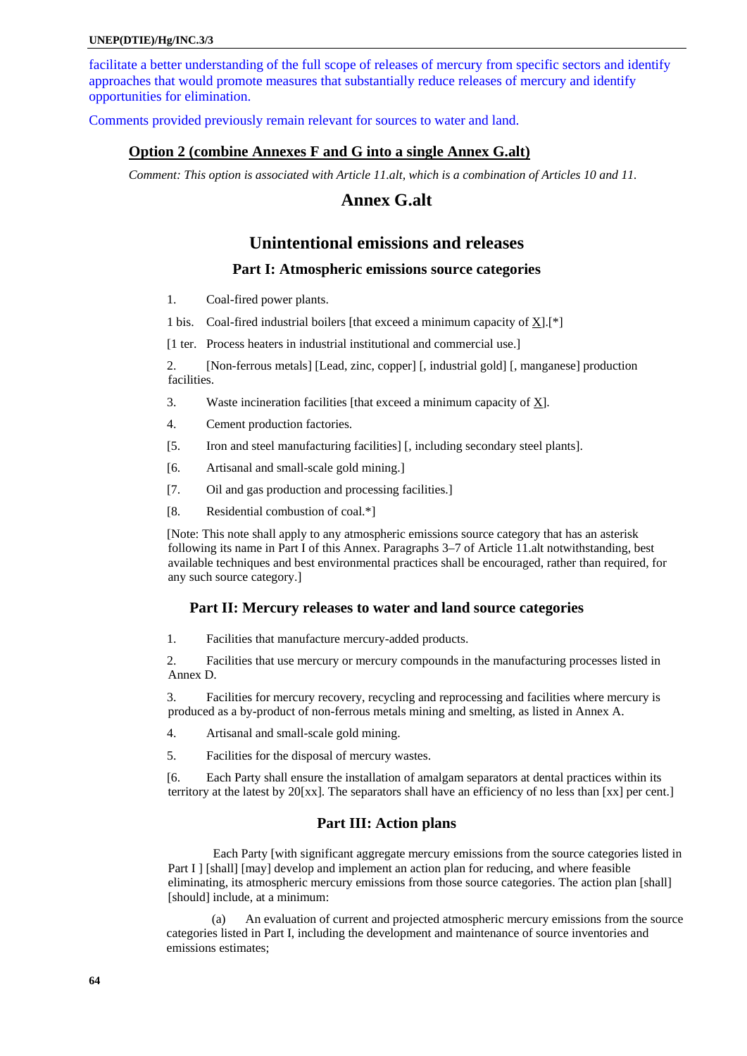facilitate a better understanding of the full scope of releases of mercury from specific sectors and identify approaches that would promote measures that substantially reduce releases of mercury and identify opportunities for elimination.

Comments provided previously remain relevant for sources to water and land.

### Option 2 (combine Annexes F and G into a single Annex G.alt)

*Comment: This option is associated with Article 11.alt, which is a combination of Articles 10 and 11.*

# Annex G.alt

## Unintentional emissions and releases

### Part I: Atmospheric emissions source categories

1. Coal-fired power plants.

1 bis. Coal-fired industrial boilers [that exceed a minimum capacity of X].[*]

[1 ter. Process heaters in industrial institutional and commercial use.]

2. [Non-ferrous metals] [Lead, zinc, copper] [, industrial gold] [, manganese] production facilities.

3. Waste incineration facilities [that exceed a minimum capacity of X].

4. Cement production factories.

[5. Iron and steel manufacturing facilities] [, including secondary steel plants].

[6. Artisanal and small-scale gold mining.]

[7. Oil and gas production and processing facilities.]

[8. Residential combustion of coal.*]

[Note: This note shall apply to any atmospheric emissions source category that has an asterisk following its name in Part I of this Annex. Paragraphs 3–7 of Article 11.alt notwithstanding, best available techniques and best environmental practices shall be encouraged, rather than required, for any such source category.]

### Part II: Mercury releases to water and land source categories

1. Facilities that manufacture mercury-added products.

2. Facilities that use mercury or mercury compounds in the manufacturing processes listed in Annex D.

3. Facilities for mercury recovery, recycling and reprocessing and facilities where mercury is produced as a by-product of non-ferrous metals mining and smelting, as listed in Annex A.

4. Artisanal and small-scale gold mining.

5. Facilities for the disposal of mercury wastes.

[6. Each Party shall ensure the installation of amalgam separators at dental practices within its territory at the latest by 20[xx]. The separators shall have an efficiency of no less than [xx] per cent.]

### Part III: Action plans

Each Party [with significant aggregate mercury emissions from the source categories listed in Part I ] [shall] [may] develop and implement an action plan for reducing, and where feasible eliminating, its atmospheric mercury emissions from those source categories. The action plan [shall] [should] include, at a minimum:

(a) An evaluation of current and projected atmospheric mercury emissions from the source categories listed in Part I, including the development and maintenance of source inventories and emissions estimates;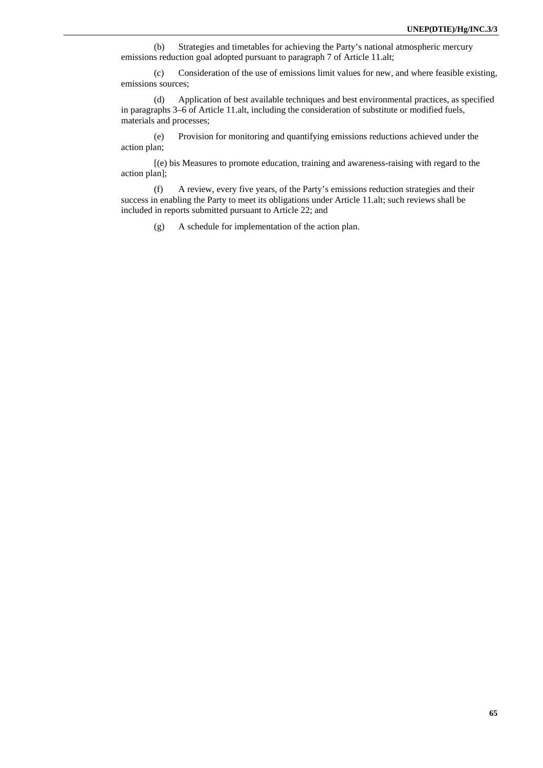(b) Strategies and timetables for achieving the Party's national atmospheric mercury emissions reduction goal adopted pursuant to paragraph 7 of Article 11.alt;

(c) Consideration of the use of emissions limit values for new, and where feasible existing, emissions sources;

(d) Application of best available techniques and best environmental practices, as specified in paragraphs 3–6 of Article 11.alt, including the consideration of substitute or modified fuels, materials and processes;

(e) Provision for monitoring and quantifying emissions reductions achieved under the action plan;

[(e) bis Measures to promote education, training and awareness-raising with regard to the action plan];

(f) A review, every five years, of the Party's emissions reduction strategies and their success in enabling the Party to meet its obligations under Article 11.alt; such reviews shall be included in reports submitted pursuant to Article 22; and

(g) A schedule for implementation of the action plan.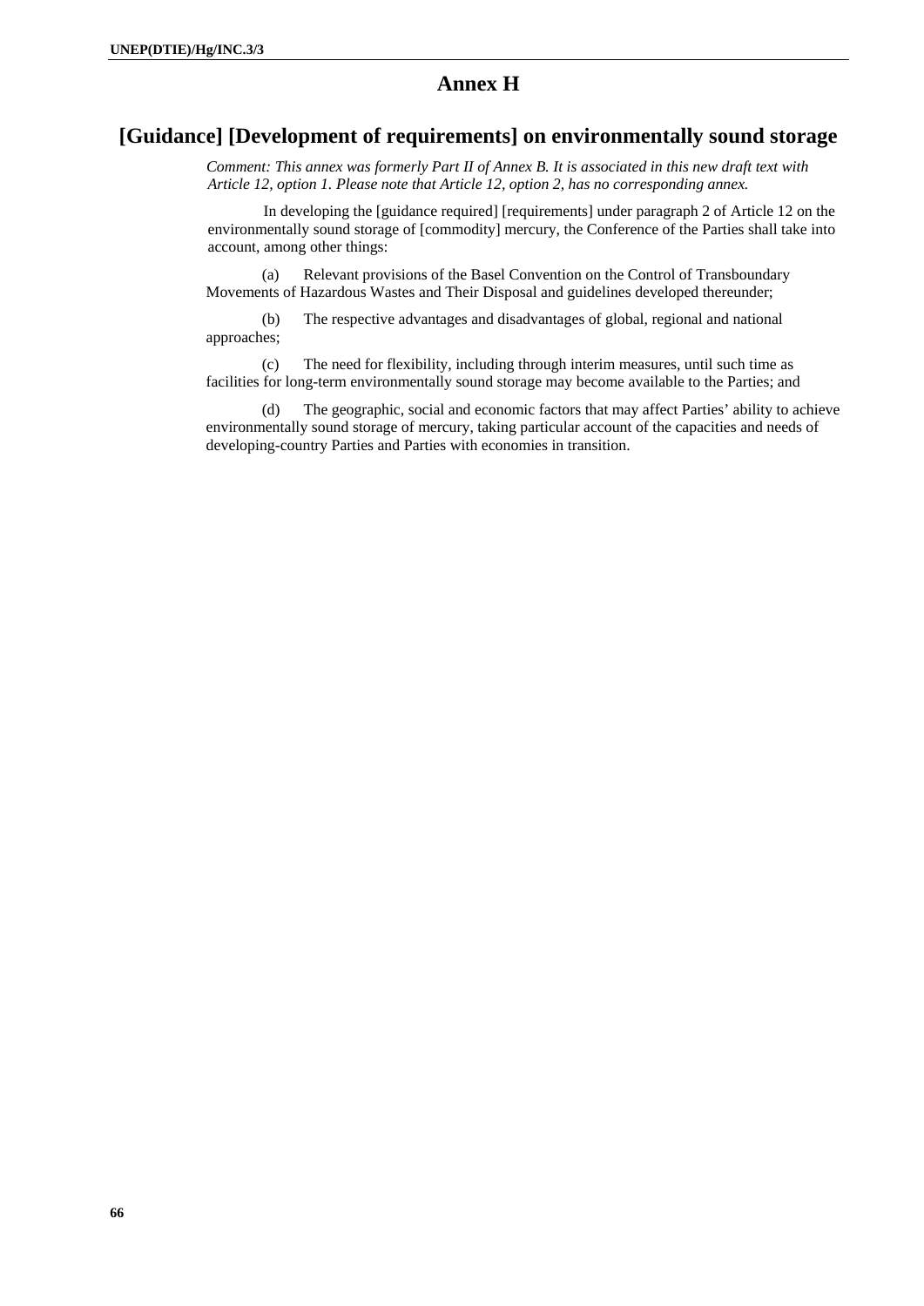# Annex H

## [Guidance] [Development of requirements] on environmentally sound storage

*Comment: This annex was formerly Part II of Annex B. It is associated in this new draft text with Article 12, option 1. Please note that Article 12, option 2, has no corresponding annex.*

In developing the [guidance required] [requirements] under paragraph 2 of Article 12 on the environmentally sound storage of [commodity] mercury, the Conference of the Parties shall take into account, among other things:

(a) Relevant provisions of the Basel Convention on the Control of Transboundary Movements of Hazardous Wastes and Their Disposal and guidelines developed thereunder;

(b) The respective advantages and disadvantages of global, regional and national approaches;

(c) The need for flexibility, including through interim measures, until such time as facilities for long-term environmentally sound storage may become available to the Parties; and

(d) The geographic, social and economic factors that may affect Parties' ability to achieve environmentally sound storage of mercury, taking particular account of the capacities and needs of developing-country Parties and Parties with economies in transition.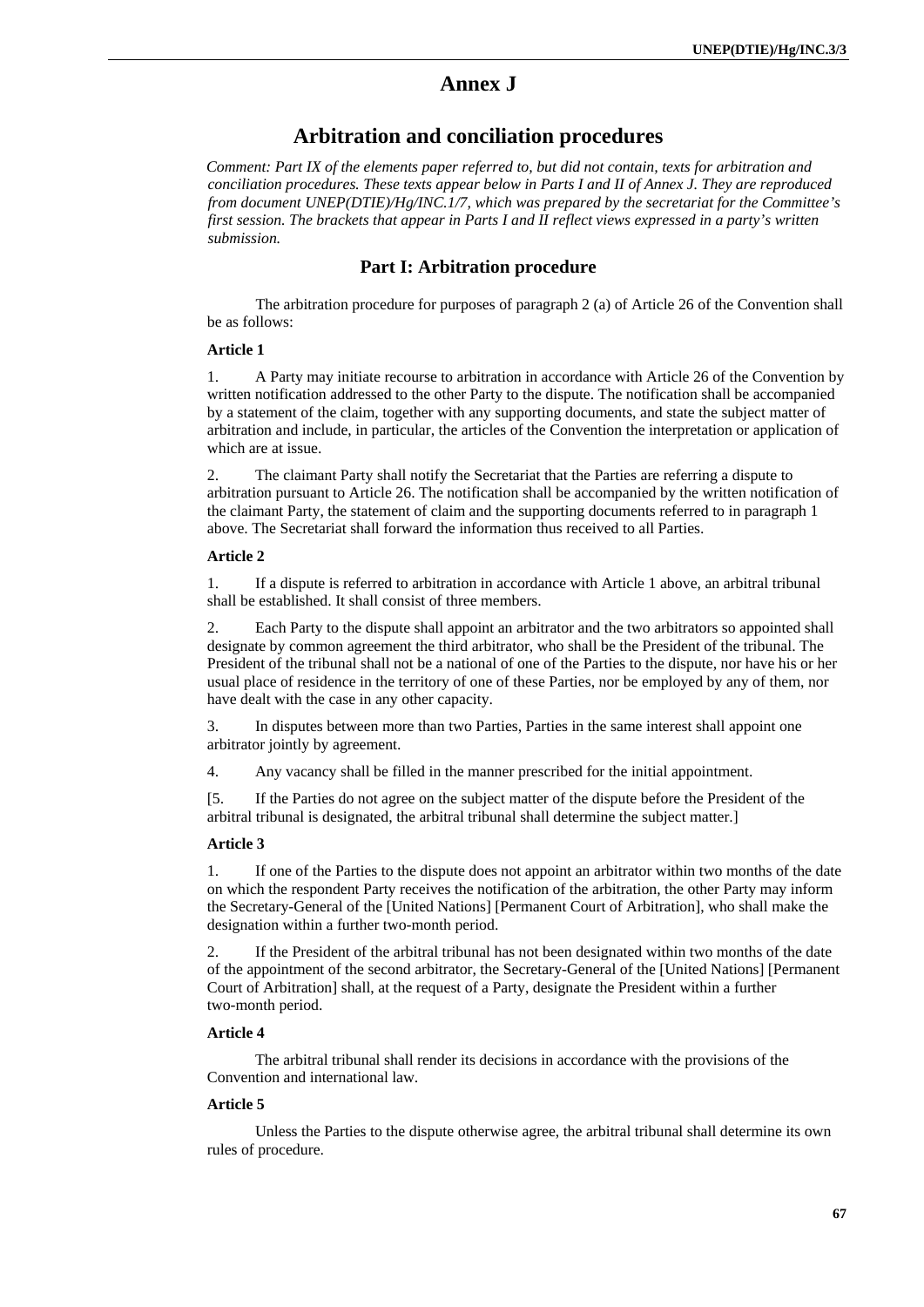# Annex J

## Arbitration and conciliation procedures

*Comment: Part IX of the elements paper referred to, but did not contain, texts for arbitration and conciliation procedures. These texts appear below in Parts I and II of Annex J. They are reproduced from document UNEP(DTIE)/Hg/INC.1/7, which was prepared by the secretariat for the Committee's first session. The brackets that appear in Parts I and II reflect views expressed in a party's written submission.*

### Part I: Arbitration procedure

The arbitration procedure for purposes of paragraph 2 (a) of Article 26 of the Convention shall be as follows:

**Article 1**

1. A Party may initiate recourse to arbitration in accordance with Article 26 of the Convention by written notification addressed to the other Party to the dispute. The notification shall be accompanied by a statement of the claim, together with any supporting documents, and state the subject matter of arbitration and include, in particular, the articles of the Convention the interpretation or application of which are at issue.

2. The claimant Party shall notify the Secretariat that the Parties are referring a dispute to arbitration pursuant to Article 26. The notification shall be accompanied by the written notification of the claimant Party, the statement of claim and the supporting documents referred to in paragraph 1 above. The Secretariat shall forward the information thus received to all Parties.

**Article 2**

1. If a dispute is referred to arbitration in accordance with Article 1 above, an arbitral tribunal shall be established. It shall consist of three members.

2. Each Party to the dispute shall appoint an arbitrator and the two arbitrators so appointed shall designate by common agreement the third arbitrator, who shall be the President of the tribunal. The President of the tribunal shall not be a national of one of the Parties to the dispute, nor have his or her usual place of residence in the territory of one of these Parties, nor be employed by any of them, nor have dealt with the case in any other capacity.

3. In disputes between more than two Parties, Parties in the same interest shall appoint one arbitrator jointly by agreement.

4. Any vacancy shall be filled in the manner prescribed for the initial appointment.

[5. If the Parties do not agree on the subject matter of the dispute before the President of the arbitral tribunal is designated, the arbitral tribunal shall determine the subject matter.]

**Article 3**

1. If one of the Parties to the dispute does not appoint an arbitrator within two months of the date on which the respondent Party receives the notification of the arbitration, the other Party may inform the Secretary-General of the [United Nations] [Permanent Court of Arbitration], who shall make the designation within a further two-month period.

2. If the President of the arbitral tribunal has not been designated within two months of the date of the appointment of the second arbitrator, the Secretary-General of the [United Nations] [Permanent Court of Arbitration] shall, at the request of a Party, designate the President within a further two-month period.

**Article 4**

The arbitral tribunal shall render its decisions in accordance with the provisions of the Convention and international law.

**Article 5**

Unless the Parties to the dispute otherwise agree, the arbitral tribunal shall determine its own rules of procedure.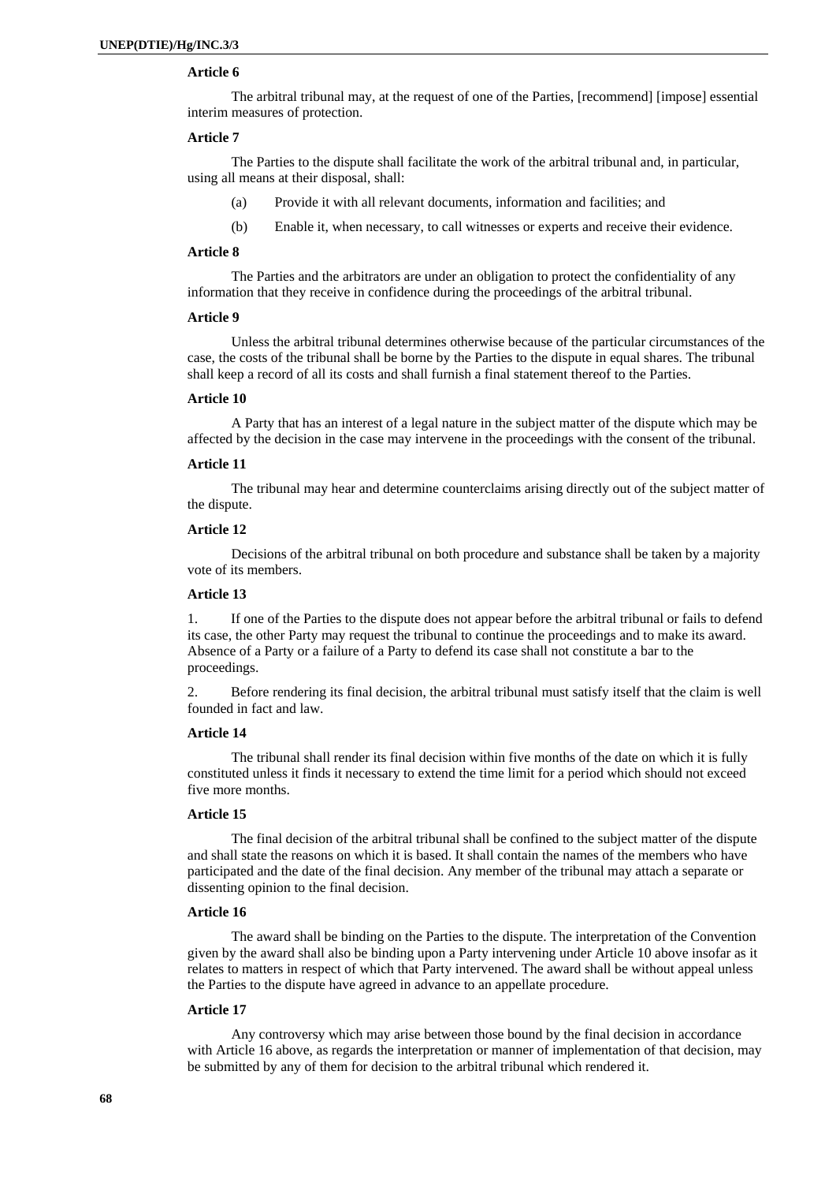### Article 6

The arbitral tribunal may, at the request of one of the Parties, [recommend] [impose] essential interim measures of protection.

### Article 7

The Parties to the dispute shall facilitate the work of the arbitral tribunal and, in particular, using all means at their disposal, shall:

(a) Provide it with all relevant documents, information and facilities; and

(b) Enable it, when necessary, to call witnesses or experts and receive their evidence.

### Article 8

The Parties and the arbitrators are under an obligation to protect the confidentiality of any information that they receive in confidence during the proceedings of the arbitral tribunal.

### Article 9

Unless the arbitral tribunal determines otherwise because of the particular circumstances of the case, the costs of the tribunal shall be borne by the Parties to the dispute in equal shares. The tribunal shall keep a record of all its costs and shall furnish a final statement thereof to the Parties.

### Article 10

A Party that has an interest of a legal nature in the subject matter of the dispute which may be affected by the decision in the case may intervene in the proceedings with the consent of the tribunal.

### Article 11

The tribunal may hear and determine counterclaims arising directly out of the subject matter of the dispute.

### Article 12

Decisions of the arbitral tribunal on both procedure and substance shall be taken by a majority vote of its members.

### Article 13

1. If one of the Parties to the dispute does not appear before the arbitral tribunal or fails to defend its case, the other Party may request the tribunal to continue the proceedings and to make its award. Absence of a Party or a failure of a Party to defend its case shall not constitute a bar to the proceedings.

2. Before rendering its final decision, the arbitral tribunal must satisfy itself that the claim is well founded in fact and law.

### Article 14

The tribunal shall render its final decision within five months of the date on which it is fully constituted unless it finds it necessary to extend the time limit for a period which should not exceed five more months.

### Article 15

The final decision of the arbitral tribunal shall be confined to the subject matter of the dispute and shall state the reasons on which it is based. It shall contain the names of the members who have participated and the date of the final decision. Any member of the tribunal may attach a separate or dissenting opinion to the final decision.

### Article 16

The award shall be binding on the Parties to the dispute. The interpretation of the Convention given by the award shall also be binding upon a Party intervening under Article 10 above insofar as it relates to matters in respect of which that Party intervened. The award shall be without appeal unless the Parties to the dispute have agreed in advance to an appellate procedure.

### Article 17

Any controversy which may arise between those bound by the final decision in accordance with Article 16 above, as regards the interpretation or manner of implementation of that decision, may be submitted by any of them for decision to the arbitral tribunal which rendered it.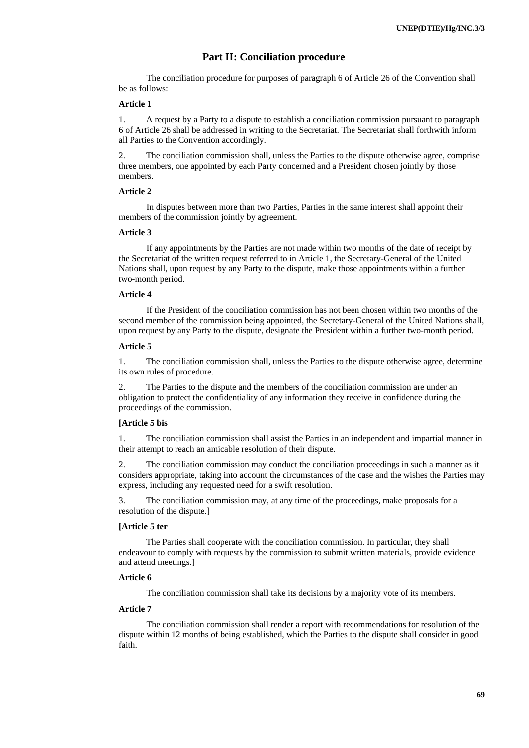## Part II: Conciliation procedure

The conciliation procedure for purposes of paragraph 6 of Article 26 of the Convention shall be as follows:

**Article 1**

1. A request by a Party to a dispute to establish a conciliation commission pursuant to paragraph 6 of Article 26 shall be addressed in writing to the Secretariat. The Secretariat shall forthwith inform all Parties to the Convention accordingly.

2. The conciliation commission shall, unless the Parties to the dispute otherwise agree, comprise three members, one appointed by each Party concerned and a President chosen jointly by those members.

**Article 2**

In disputes between more than two Parties, Parties in the same interest shall appoint their members of the commission jointly by agreement.

**Article 3**

If any appointments by the Parties are not made within two months of the date of receipt by the Secretariat of the written request referred to in Article 1, the Secretary-General of the United Nations shall, upon request by any Party to the dispute, make those appointments within a further two-month period.

**Article 4**

If the President of the conciliation commission has not been chosen within two months of the second member of the commission being appointed, the Secretary-General of the United Nations shall, upon request by any Party to the dispute, designate the President within a further two-month period.

**Article 5**

1. The conciliation commission shall, unless the Parties to the dispute otherwise agree, determine its own rules of procedure.

2. The Parties to the dispute and the members of the conciliation commission are under an obligation to protect the confidentiality of any information they receive in confidence during the proceedings of the commission.

**[Article 5 bis**

1. The conciliation commission shall assist the Parties in an independent and impartial manner in their attempt to reach an amicable resolution of their dispute.

2. The conciliation commission may conduct the conciliation proceedings in such a manner as it considers appropriate, taking into account the circumstances of the case and the wishes the Parties may express, including any requested need for a swift resolution.

3. The conciliation commission may, at any time of the proceedings, make proposals for a resolution of the dispute.]

**[Article 5 ter**

The Parties shall cooperate with the conciliation commission. In particular, they shall endeavour to comply with requests by the commission to submit written materials, provide evidence and attend meetings.]

**Article 6**

The conciliation commission shall take its decisions by a majority vote of its members.

**Article 7**

The conciliation commission shall render a report with recommendations for resolution of the dispute within 12 months of being established, which the Parties to the dispute shall consider in good faith.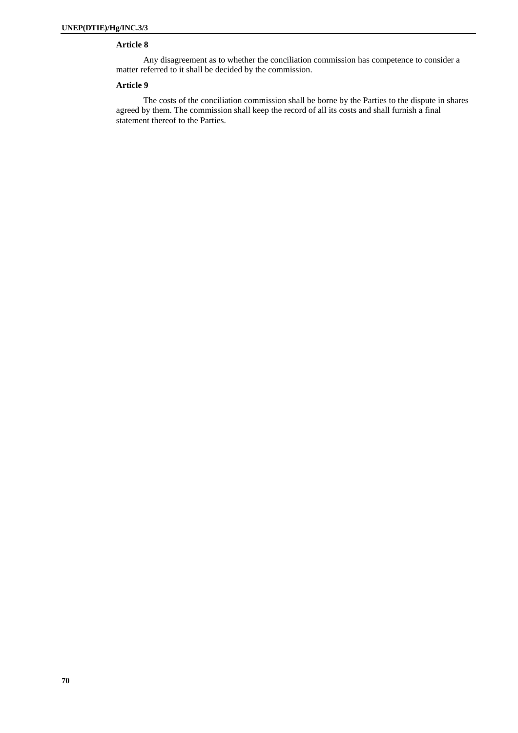### Article 8

Any disagreement as to whether the conciliation commission has competence to consider a matter referred to it shall be decided by the commission.

### Article 9

The costs of the conciliation commission shall be borne by the Parties to the dispute in shares agreed by them. The commission shall keep the record of all its costs and shall furnish a final statement thereof to the Parties.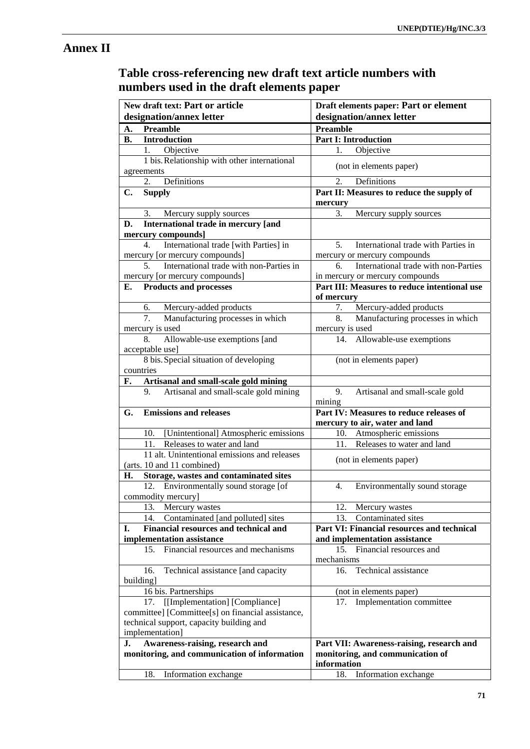# Annex II

## Table cross-referencing new draft text article numbers with numbers used in the draft elements paper

| New draft text: Part or article designation/annex letter | Draft elements paper: Part or element designation/annex letter |
|---|---|
| **A. Preamble** | **Preamble** |
| **B. Introduction** | **Part I: Introduction** |
| 1. Objective | 1. Objective |
| 1 bis. Relationship with other international agreements | (not in elements paper) |
| 2. Definitions | 2. Definitions |
| **C. Supply** | **Part II: Measures to reduce the supply of mercury** |
| 3. Mercury supply sources | 3. Mercury supply sources |
| **D. International trade in mercury [and mercury compounds]** | |
| 4. International trade [with Parties] in mercury [or mercury compounds] | 5. International trade with Parties in mercury or mercury compounds |
| 5. International trade with non-Parties in mercury [or mercury compounds] | 6. International trade with non-Parties in mercury or mercury compounds |
| **E. Products and processes** | **Part III: Measures to reduce intentional use of mercury** |
| 6. Mercury-added products | 7. Mercury-added products |
| 7. Manufacturing processes in which mercury is used | 8. Manufacturing processes in which mercury is used |
| 8. Allowable-use exemptions [and acceptable use] | 14. Allowable-use exemptions |
| 8 bis. Special situation of developing countries | (not in elements paper) |
| **F. Artisanal and small-scale gold mining** | |
| 9. Artisanal and small-scale gold mining | 9. Artisanal and small-scale gold mining |
| **G. Emissions and releases** | **Part IV: Measures to reduce releases of mercury to air, water and land** |
| 10. [Unintentional] Atmospheric emissions | 10. Atmospheric emissions |
| 11. Releases to water and land | 11. Releases to water and land |
| 11 alt. Unintentional emissions and releases (arts. 10 and 11 combined) | (not in elements paper) |
| **H. Storage, wastes and contaminated sites** | |
| 12. Environmentally sound storage [of commodity mercury] | 4. Environmentally sound storage |
| 13. Mercury wastes | 12. Mercury wastes |
| 14. Contaminated [and polluted] sites | 13. Contaminated sites |
| **I. Financial resources and technical and implementation assistance** | **Part VI: Financial resources and technical and implementation assistance** |
| 15. Financial resources and mechanisms | 15. Financial resources and mechanisms |
| 16. Technical assistance [and capacity building] | 16. Technical assistance |
| 16 bis. Partnerships | (not in elements paper) |
| 17. [[Implementation] [Compliance] committee] [Committee[s] on financial assistance, technical support, capacity building and implementation] | 17. Implementation committee |
| **J. Awareness-raising, research and monitoring, and communication of information** | **Part VII: Awareness-raising, research and monitoring, and communication of information** |
| 18. Information exchange | 18. Information exchange |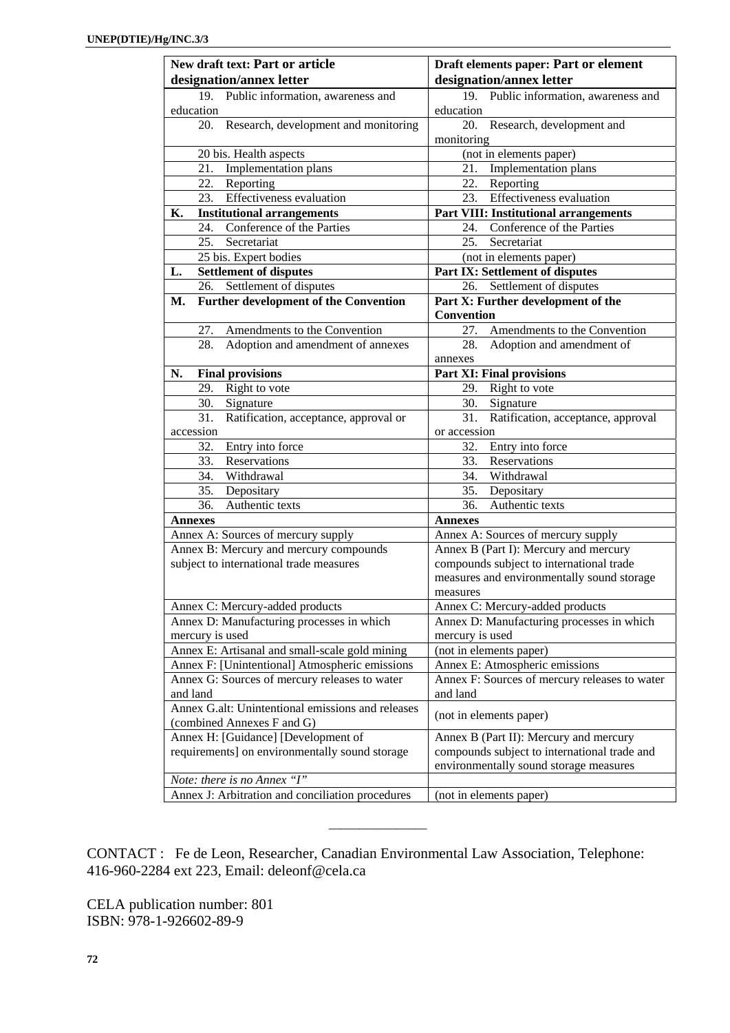| New draft text: Part or article designation/annex letter | Draft elements paper: Part or element designation/annex letter |
|---|---|
| 19. Public information, awareness and education | 19. Public information, awareness and education |
| 20. Research, development and monitoring | 20. Research, development and monitoring |
| 20 bis. Health aspects | (not in elements paper) |
| 21. Implementation plans | 21. Implementation plans |
| 22. Reporting | 22. Reporting |
| 23. Effectiveness evaluation | 23. Effectiveness evaluation |
| **K. Institutional arrangements** | **Part VIII: Institutional arrangements** |
| 24. Conference of the Parties | 24. Conference of the Parties |
| 25. Secretariat | 25. Secretariat |
| 25 bis. Expert bodies | (not in elements paper) |
| **L. Settlement of disputes** | **Part IX: Settlement of disputes** |
| 26. Settlement of disputes | 26. Settlement of disputes |
| **M. Further development of the Convention** | **Part X: Further development of the Convention** |
| 27. Amendments to the Convention | 27. Amendments to the Convention |
| 28. Adoption and amendment of annexes | 28. Adoption and amendment of annexes |
| **N. Final provisions** | **Part XI: Final provisions** |
| 29. Right to vote | 29. Right to vote |
| 30. Signature | 30. Signature |
| 31. Ratification, acceptance, approval or accession | 31. Ratification, acceptance, approval or accession |
| 32. Entry into force | 32. Entry into force |
| 33. Reservations | 33. Reservations |
| 34. Withdrawal | 34. Withdrawal |
| 35. Depositary | 35. Depositary |
| 36. Authentic texts | 36. Authentic texts |
| **Annexes** | **Annexes** |
| Annex A: Sources of mercury supply | Annex A: Sources of mercury supply |
| Annex B: Mercury and mercury compounds subject to international trade measures | Annex B (Part I): Mercury and mercury compounds subject to international trade measures and environmentally sound storage measures |
| Annex C: Mercury-added products | Annex C: Mercury-added products |
| Annex D: Manufacturing processes in which mercury is used | Annex D: Manufacturing processes in which mercury is used |
| Annex E: Artisanal and small-scale gold mining | (not in elements paper) |
| Annex F: [Unintentional] Atmospheric emissions | Annex E: Atmospheric emissions |
| Annex G: Sources of mercury releases to water and land | Annex F: Sources of mercury releases to water and land |
| Annex G.alt: Unintentional emissions and releases (combined Annexes F and G) | (not in elements paper) |
| Annex H: [Guidance] [Development of requirements] on environmentally sound storage | Annex B (Part II): Mercury and mercury compounds subject to international trade and environmentally sound storage measures |
| *Note: there is no Annex "I"* | |
| Annex J: Arbitration and conciliation procedures | (not in elements paper) |

CONTACT : Fe de Leon, Researcher, Canadian Environmental Law Association, Telephone: 416-960-2284 ext 223, Email: deleonf@cela.ca

CELA publication number: 801
ISBN: 978-1-926602-89-9